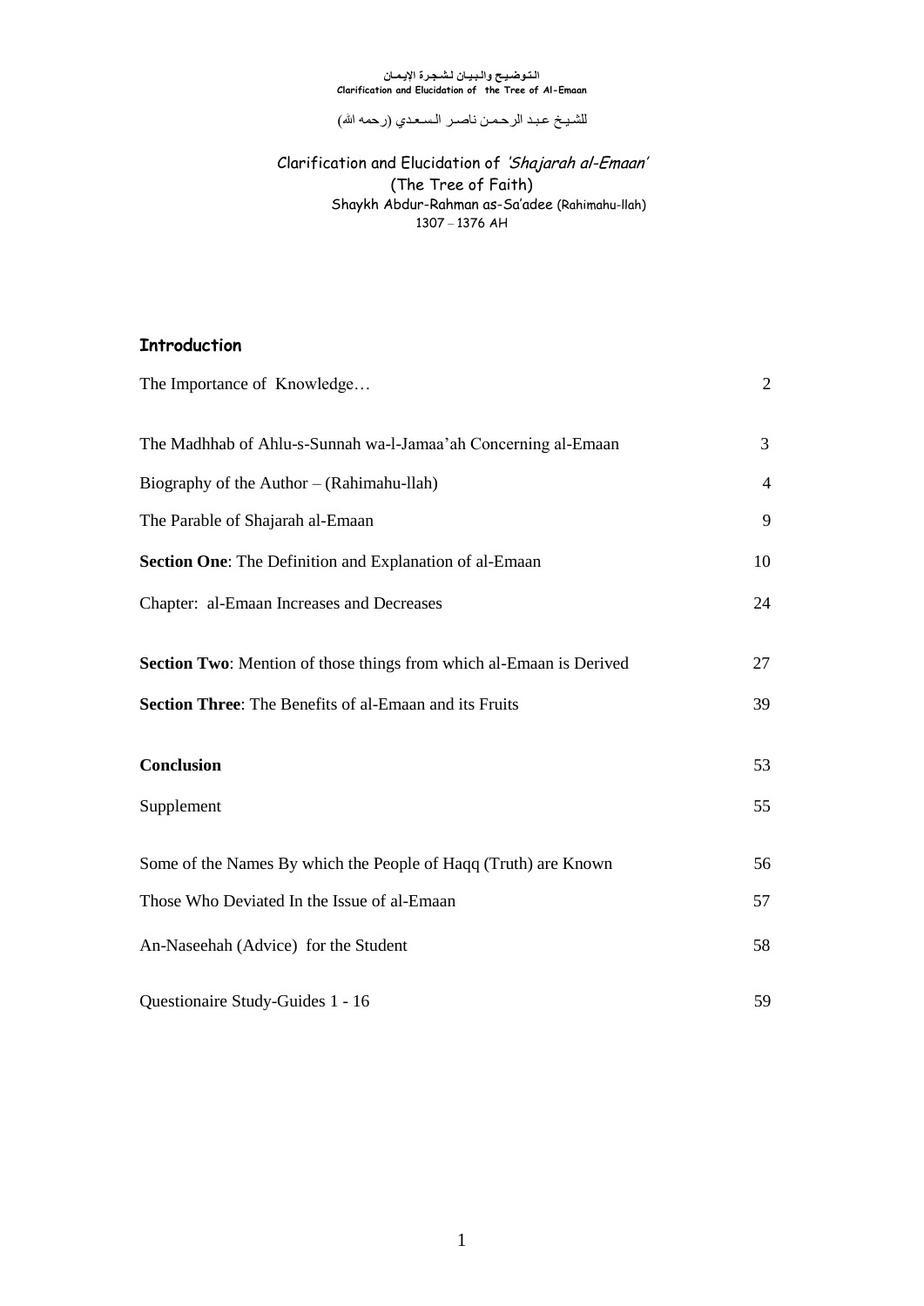**التوضيح والبيان لشجرة الإيمان**
**Clarification and Elucidation of the Tree of Al-Emaan**

للشيخ عبد الرحمن ناصر السعدي (رحمه الله)

Clarification and Elucidation of *'Shajarah al-Emaan'*
(The Tree of Faith)
Shaykh Abdur-Rahman as-Sa'adee (Rahimahu-llah)
1307 – 1376 AH

## Introduction

| | |
|---|---|
| The Importance of Knowledge… | 2 |
| The Madhhab of Ahlu-s-Sunnah wa-l-Jamaa'ah Concerning al-Emaan | 3 |
| Biography of the Author – (Rahimahu-llah) | 4 |
| The Parable of Shajarah al-Emaan | 9 |
| **Section One**: The Definition and Explanation of al-Emaan | 10 |
| Chapter: al-Emaan Increases and Decreases | 24 |
| **Section Two**: Mention of those things from which al-Emaan is Derived | 27 |
| **Section Three**: The Benefits of al-Emaan and its Fruits | 39 |
| **Conclusion** | 53 |
| Supplement | 55 |
| Some of the Names By which the People of Haqq (Truth) are Known | 56 |
| Those Who Deviated In the Issue of al-Emaan | 57 |
| An-Naseehah (Advice) for the Student | 58 |
| Questionaire Study-Guides 1 - 16 | 59 |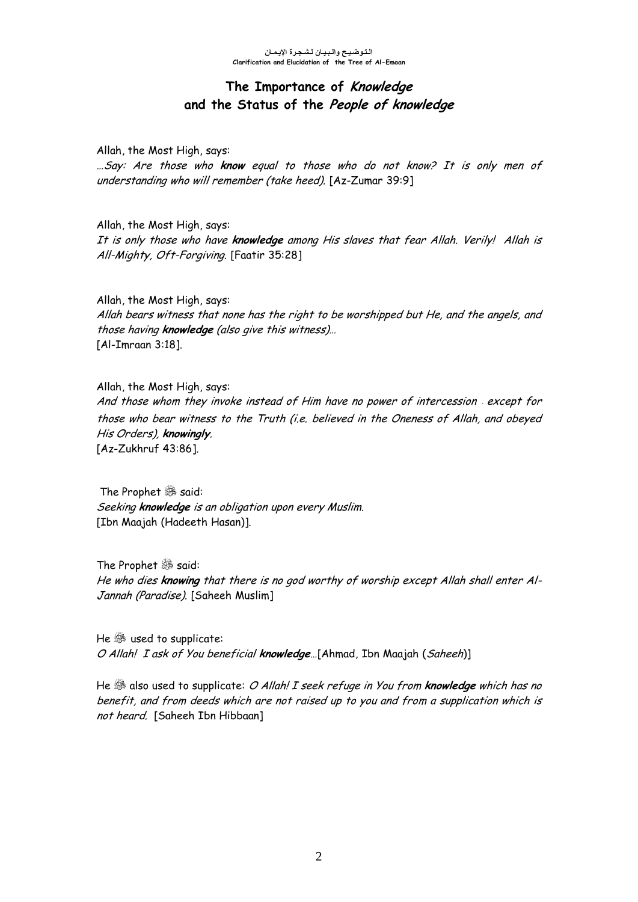# The Importance of *Knowledge* and the Status of the *People of knowledge*

Allah, the Most High, says:
*...Say: Are those who **know** equal to those who do not know? It is only men of understanding who will remember (take heed).* [Az-Zumar 39:9]

Allah, the Most High, says:
*It is only those who have **knowledge** among His slaves that fear Allah. Verily! Allah is All-Mighty, Oft-Forgiving.* [Faatir 35:28]

Allah, the Most High, says:
*Allah bears witness that none has the right to be worshipped but He, and the angels, and those having **knowledge** (also give this witness)...*
[Al-Imraan 3:18].

Allah, the Most High, says:
*And those whom they invoke instead of Him have no power of intercession . except for those who bear witness to the Truth (i.e. believed in the Oneness of Allah, and obeyed His Orders), **knowingly**.*
[Az-Zukhruf 43:86].

The Prophet ﷺ said:
*Seeking **knowledge** is an obligation upon every Muslim.*
[Ibn Maajah (Hadeeth Hasan)].

The Prophet ﷺ said:
*He who dies **knowing** that there is no god worthy of worship except Allah shall enter Al-Jannah (Paradise).* [Saheeh Muslim]

He ﷺ used to supplicate:
*O Allah! I ask of You beneficial **knowledge**...*[Ahmad, Ibn Maajah (*Saheeh*)]

He ﷺ also used to supplicate: *O Allah! I seek refuge in You from **knowledge** which has no benefit, and from deeds which are not raised up to you and from a supplication which is not heard.* [Saheeh Ibn Hibbaan]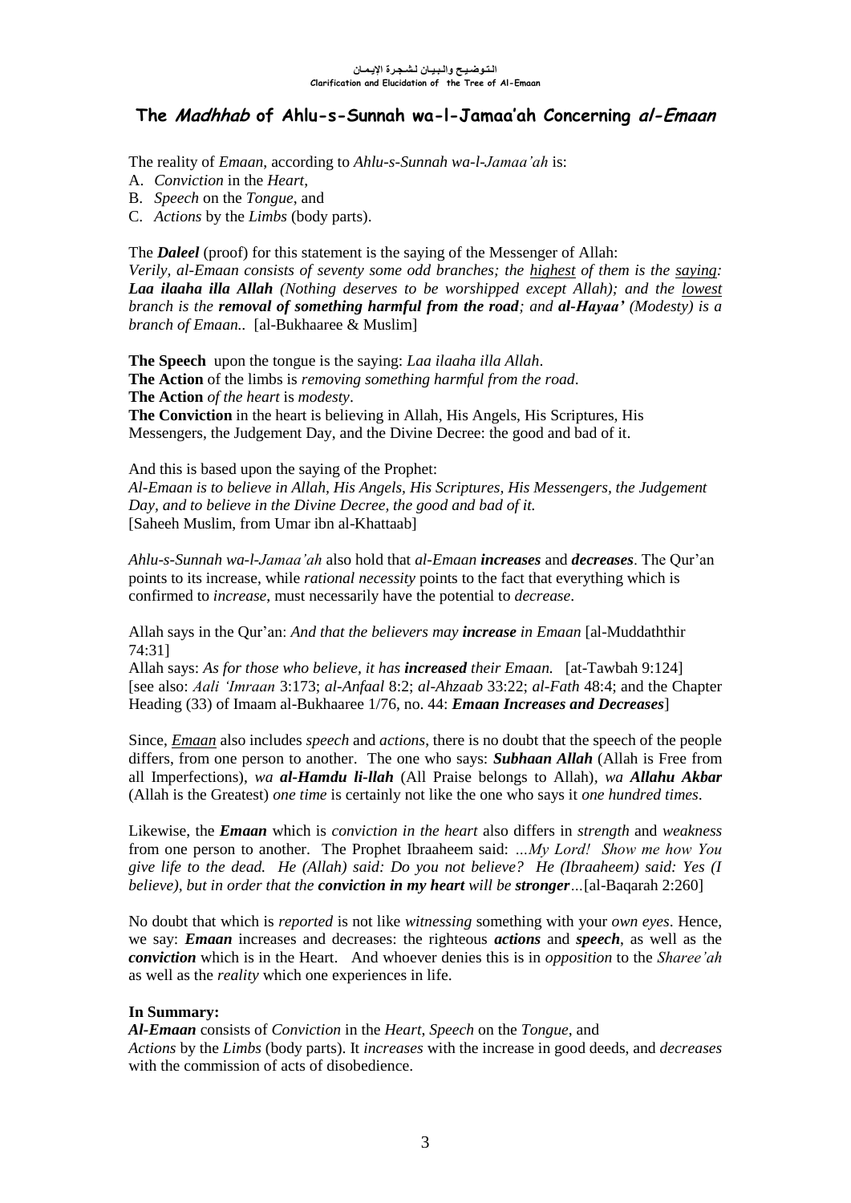## The *Madhhab* of Ahlu-s-Sunnah wa-l-Jamaa'ah Concerning *al-Emaan*

The reality of *Emaan*, according to *Ahlu-s-Sunnah wa-l-Jamaa'ah* is:

A. *Conviction* in the *Heart*,
B. *Speech* on the *Tongue*, and
C. *Actions* by the *Limbs* (body parts).

The ***Daleel*** (proof) for this statement is the saying of the Messenger of Allah:
*Verily, al-Emaan consists of seventy some odd branches; the <u>highest</u> of them is the <u>saying</u>: **Laa ilaaha illa Allah** (Nothing deserves to be worshipped except Allah); and the <u>lowest</u> branch is the **removal of something harmful from the road**; and **al-Hayaa'** (Modesty) is a branch of Emaan..* [al-Bukhaaree & Muslim]

**The Speech** upon the tongue is the saying: *Laa ilaaha illa Allah*.
**The Action** of the limbs is *removing something harmful from the road*.
**The Action** *of the heart* is *modesty*.
**The Conviction** in the heart is believing in Allah, His Angels, His Scriptures, His Messengers, the Judgement Day, and the Divine Decree: the good and bad of it.

And this is based upon the saying of the Prophet:
*Al-Emaan is to believe in Allah, His Angels, His Scriptures, His Messengers, the Judgement Day, and to believe in the Divine Decree, the good and bad of it.*
[Saheeh Muslim, from Umar ibn al-Khattaab]

*Ahlu-s-Sunnah wa-l-Jamaa'ah* also hold that *al-Emaan* ***increases*** and ***decreases***. The Qur'an points to its increase, while *rational necessity* points to the fact that everything which is confirmed to *increase*, must necessarily have the potential to *decrease*.

Allah says in the Qur'an: *And that the believers may **increase** in Emaan* [al-Muddaththir 74:31]
Allah says: *As for those who believe, it has **increased** their Emaan.* [at-Tawbah 9:124]
[see also: *Aali 'Imraan* 3:173; *al-Anfaal* 8:2; *al-Ahzaab* 33:22; *al-Fath* 48:4; and the Chapter Heading (33) of Imaam al-Bukhaaree 1/76, no. 44: ***Emaan Increases and Decreases***]

Since, <u>*Emaan*</u> also includes *speech* and *actions*, there is no doubt that the speech of the people differs, from one person to another. The one who says: ***Subhaan Allah*** (Allah is Free from all Imperfections), *wa **al-Hamdu li-llah*** (All Praise belongs to Allah), *wa **Allahu Akbar*** (Allah is the Greatest) *one time* is certainly not like the one who says it *one hundred times*.

Likewise, the ***Emaan*** which is *conviction in the heart* also differs in *strength* and *weakness* from one person to another. The Prophet Ibraaheem said: *...My Lord! Show me how You give life to the dead. He (Allah) said: Do you not believe? He (Ibraaheem) said: Yes (I believe), but in order that the **conviction in my heart** will be **stronger**...*[al-Baqarah 2:260]

No doubt that which is *reported* is not like *witnessing* something with your *own eyes*. Hence, we say: ***Emaan*** increases and decreases: the righteous ***actions*** and ***speech***, as well as the ***conviction*** which is in the Heart. And whoever denies this is in *opposition* to the *Sharee'ah* as well as the *reality* which one experiences in life.

**In Summary:**
***Al-Emaan*** consists of *Conviction* in the *Heart*, *Speech* on the *Tongue*, and *Actions* by the *Limbs* (body parts). It *increases* with the increase in good deeds, and *decreases* with the commission of acts of disobedience.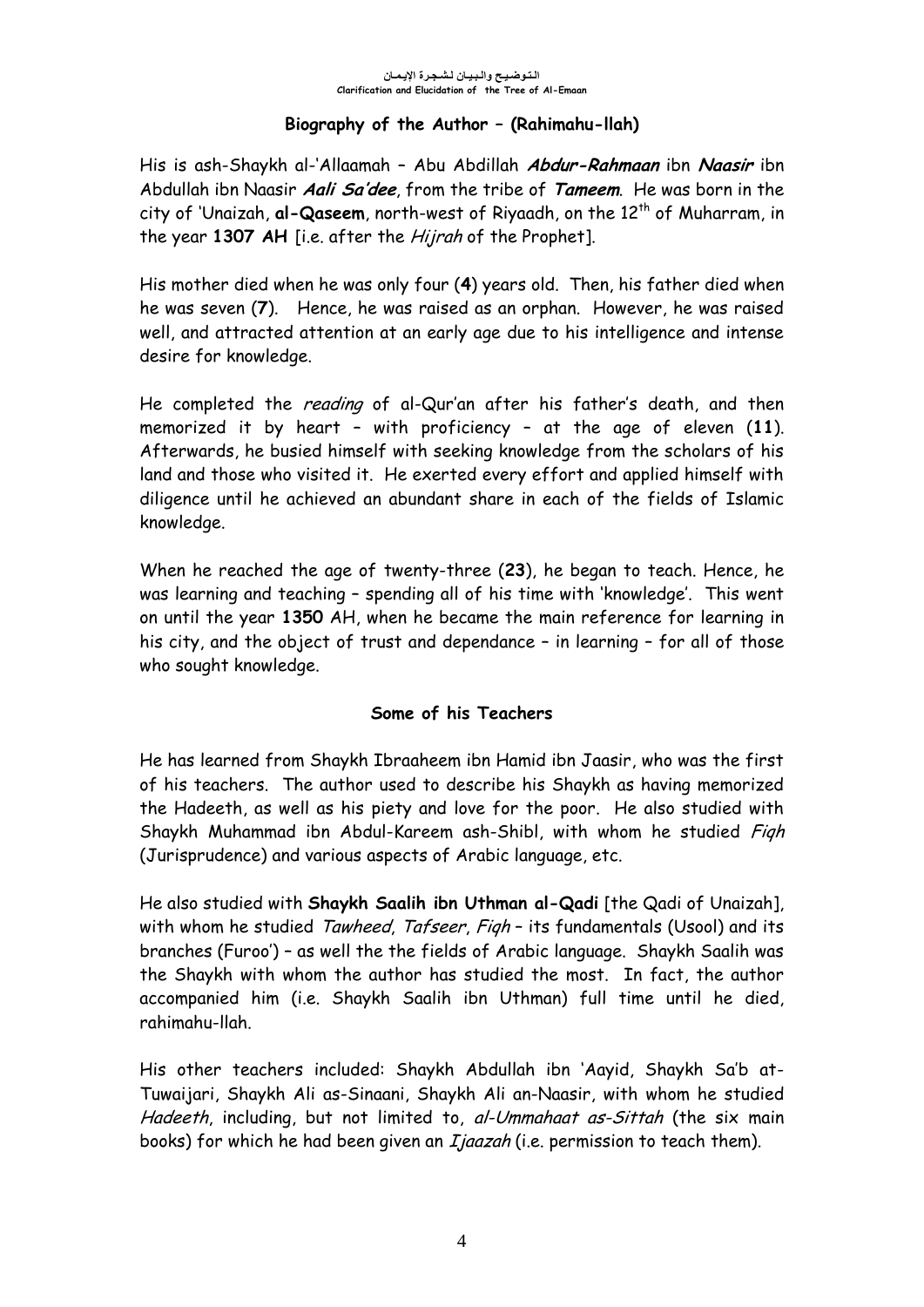## Biography of the Author – (Rahimahu-llah)

His is ash-Shaykh al-'Allaamah – Abu Abdillah ***Abdur-Rahmaan*** ibn ***Naasir*** ibn Abdullah ibn Naasir ***Aali Sa'dee***, from the tribe of ***Tameem***. He was born in the city of 'Unaizah, **al-Qaseem**, north-west of Riyaadh, on the 12th of Muharram, in the year **1307 AH** [i.e. after the *Hijrah* of the Prophet].

His mother died when he was only four (**4**) years old. Then, his father died when he was seven (**7**). Hence, he was raised as an orphan. However, he was raised well, and attracted attention at an early age due to his intelligence and intense desire for knowledge.

He completed the *reading* of al-Qur'an after his father's death, and then memorized it by heart – with proficiency – at the age of eleven (**11**). Afterwards, he busied himself with seeking knowledge from the scholars of his land and those who visited it. He exerted every effort and applied himself with diligence until he achieved an abundant share in each of the fields of Islamic knowledge.

When he reached the age of twenty-three (**23**), he began to teach. Hence, he was learning and teaching – spending all of his time with 'knowledge'. This went on until the year **1350** AH, when he became the main reference for learning in his city, and the object of trust and dependance – in learning – for all of those who sought knowledge.

### Some of his Teachers

He has learned from Shaykh Ibraaheem ibn Hamid ibn Jaasir, who was the first of his teachers. The author used to describe his Shaykh as having memorized the Hadeeth, as well as his piety and love for the poor. He also studied with Shaykh Muhammad ibn Abdul-Kareem ash-Shibl, with whom he studied *Fiqh* (Jurisprudence) and various aspects of Arabic language, etc.

He also studied with **Shaykh Saalih ibn Uthman al-Qadi** [the Qadi of Unaizah], with whom he studied *Tawheed*, *Tafseer*, *Fiqh* – its fundamentals (Usool) and its branches (Furoo') – as well the the fields of Arabic language. Shaykh Saalih was the Shaykh with whom the author has studied the most. In fact, the author accompanied him (i.e. Shaykh Saalih ibn Uthman) full time until he died, rahimahu-llah.

His other teachers included: Shaykh Abdullah ibn 'Aayid, Shaykh Sa'b at-Tuwaijari, Shaykh Ali as-Sinaani, Shaykh Ali an-Naasir, with whom he studied *Hadeeth*, including, but not limited to, *al-Ummahaat as-Sittah* (the six main books) for which he had been given an *Ijaazah* (i.e. permission to teach them).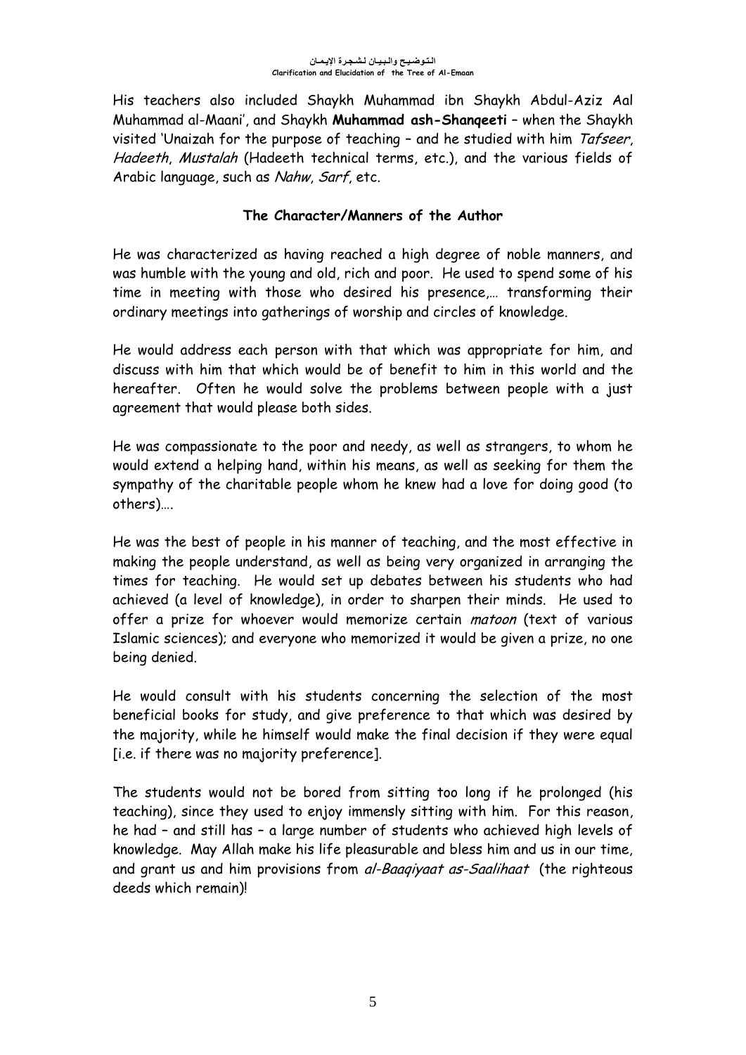His teachers also included Shaykh Muhammad ibn Shaykh Abdul-Aziz Aal Muhammad al-Maani', and Shaykh **Muhammad ash-Shanqeeti** – when the Shaykh visited 'Unaizah for the purpose of teaching – and he studied with him *Tafseer*, *Hadeeth*, *Mustalah* (Hadeeth technical terms, etc.), and the various fields of Arabic language, such as *Nahw*, *Sarf*, etc.

### The Character/Manners of the Author

He was characterized as having reached a high degree of noble manners, and was humble with the young and old, rich and poor. He used to spend some of his time in meeting with those who desired his presence,… transforming their ordinary meetings into gatherings of worship and circles of knowledge.

He would address each person with that which was appropriate for him, and discuss with him that which would be of benefit to him in this world and the hereafter. Often he would solve the problems between people with a just agreement that would please both sides.

He was compassionate to the poor and needy, as well as strangers, to whom he would extend a helping hand, within his means, as well as seeking for them the sympathy of the charitable people whom he knew had a love for doing good (to others)….

He was the best of people in his manner of teaching, and the most effective in making the people understand, as well as being very organized in arranging the times for teaching. He would set up debates between his students who had achieved (a level of knowledge), in order to sharpen their minds. He used to offer a prize for whoever would memorize certain *matoon* (text of various Islamic sciences); and everyone who memorized it would be given a prize, no one being denied.

He would consult with his students concerning the selection of the most beneficial books for study, and give preference to that which was desired by the majority, while he himself would make the final decision if they were equal [i.e. if there was no majority preference].

The students would not be bored from sitting too long if he prolonged (his teaching), since they used to enjoy immensely sitting with him. For this reason, he had – and still has – a large number of students who achieved high levels of knowledge. May Allah make his life pleasurable and bless him and us in our time, and grant us and him provisions from *al-Baaqiyaat as-Saalihaat* (the righteous deeds which remain)!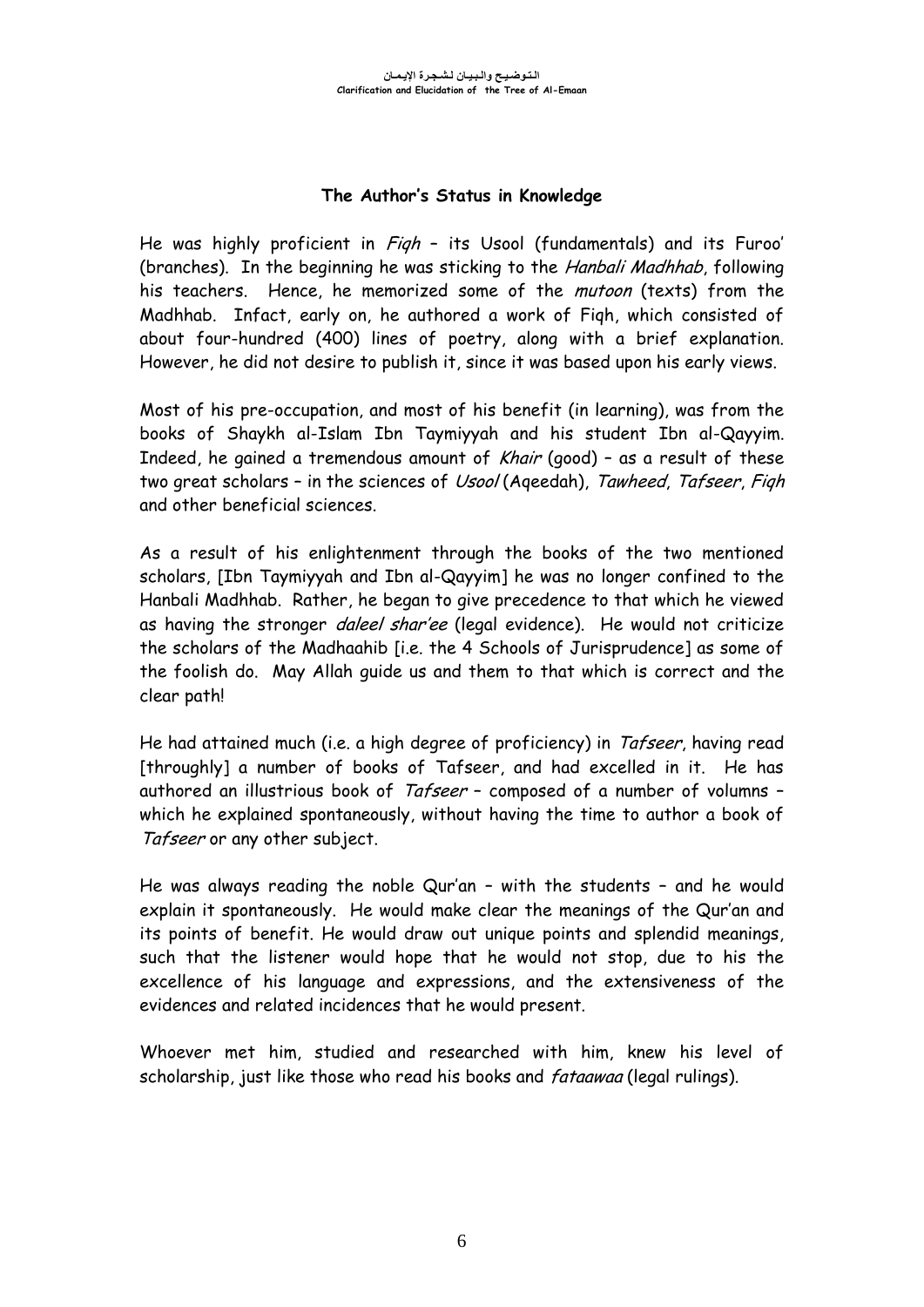### The Author's Status in Knowledge

He was highly proficient in *Fiqh* – its Usool (fundamentals) and its Furoo' (branches). In the beginning he was sticking to the *Hanbali Madhhab*, following his teachers. Hence, he memorized some of the *mutoon* (texts) from the Madhhab. Infact, early on, he authored a work of Fiqh, which consisted of about four-hundred (400) lines of poetry, along with a brief explanation. However, he did not desire to publish it, since it was based upon his early views.

Most of his pre-occupation, and most of his benefit (in learning), was from the books of Shaykh al-Islam Ibn Taymiyyah and his student Ibn al-Qayyim. Indeed, he gained a tremendous amount of *Khair* (good) – as a result of these two great scholars – in the sciences of *Usool* (Aqeedah), *Tawheed*, *Tafseer*, *Fiqh* and other beneficial sciences.

As a result of his enlightenment through the books of the two mentioned scholars, [Ibn Taymiyyah and Ibn al-Qayyim] he was no longer confined to the Hanbali Madhhab. Rather, he began to give precedence to that which he viewed as having the stronger *daleel shar'ee* (legal evidence). He would not criticize the scholars of the Madhaahib [i.e. the 4 Schools of Jurisprudence] as some of the foolish do. May Allah guide us and them to that which is correct and the clear path!

He had attained much (i.e. a high degree of proficiency) in *Tafseer*, having read [throughly] a number of books of Tafseer, and had excelled in it. He has authored an illustrious book of *Tafseer* – composed of a number of volumns – which he explained spontaneously, without having the time to author a book of *Tafseer* or any other subject.

He was always reading the noble Qur'an – with the students – and he would explain it spontaneously. He would make clear the meanings of the Qur'an and its points of benefit. He would draw out unique points and splendid meanings, such that the listener would hope that he would not stop, due to his the excellence of his language and expressions, and the extensiveness of the evidences and related incidences that he would present.

Whoever met him, studied and researched with him, knew his level of scholarship, just like those who read his books and *fataawaa* (legal rulings).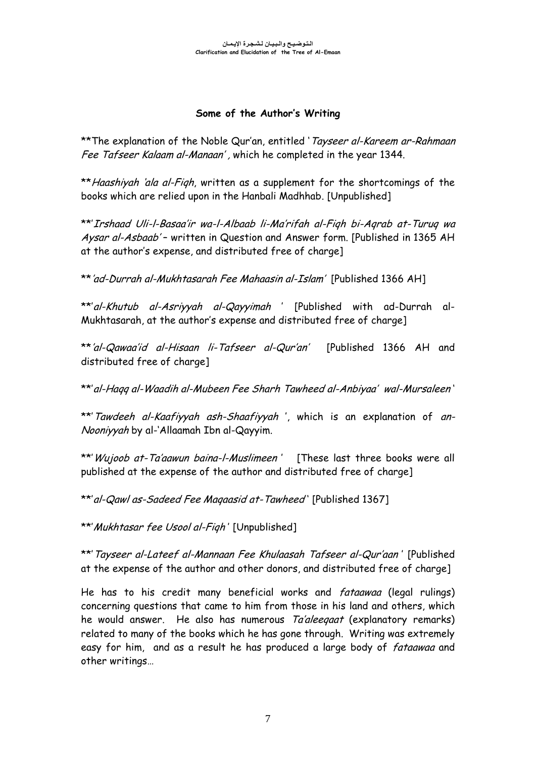### Some of the Author's Writing

**The explanation of the Noble Qur'an, entitled '*Tayseer al-Kareem ar-Rahmaan Fee Tafseer Kalaam al-Manaan'* , which he completed in the year 1344.

***Haashiyah 'ala al-Fiqh*, written as a supplement for the shortcomings of the books which are relied upon in the Hanbali Madhhab. [Unpublished]

**'*Irshaad Uli-l-Basaa'ir wa-l-Albaab li-Ma'rifah al-Fiqh bi-Aqrab at-Turuq wa Aysar al-Asbaab'* – written in Question and Answer form. [Published in 1365 AH at the author's expense, and distributed free of charge]

***'ad-Durrah al-Mukhtasarah Fee Mahaasin al-Islam'* [Published 1366 AH]

**'*al-Khutub al-Asriyyah al-Qayyimah* ' [Published with ad-Durrah al-Mukhtasarah, at the author's expense and distributed free of charge]

***'al-Qawaa'id al-Hisaan li-Tafseer al-Qur'an'* [Published 1366 AH and distributed free of charge]

**'*al-Haqq al-Waadih al-Mubeen Fee Sharh Tawheed al-Anbiyaa' wal-Mursaleen* '

**'*Tawdeeh al-Kaafiyyah ash-Shaafiyyah* ', which is an explanation of *an-Nooniyyah* by al-'Allaamah Ibn al-Qayyim.

**'*Wujoob at-Ta'aawun baina-l-Muslimeen* ' [These last three books were all published at the expense of the author and distributed free of charge]

**'*al-Qawl as-Sadeed Fee Maqaasid at-Tawheed* ' [Published 1367]

**'*Mukhtasar fee Usool al-Fiqh* ' [Unpublished]

**'*Tayseer al-Lateef al-Mannaan Fee Khulaasah Tafseer al-Qur'aan* ' [Published at the expense of the author and other donors, and distributed free of charge]

He has to his credit many beneficial works and *fataawaa* (legal rulings) concerning questions that came to him from those in his land and others, which he would answer. He also has numerous *Ta'aleeqaat* (explanatory remarks) related to many of the books which he has gone through. Writing was extremely easy for him, and as a result he has produced a large body of *fataawaa* and other writings…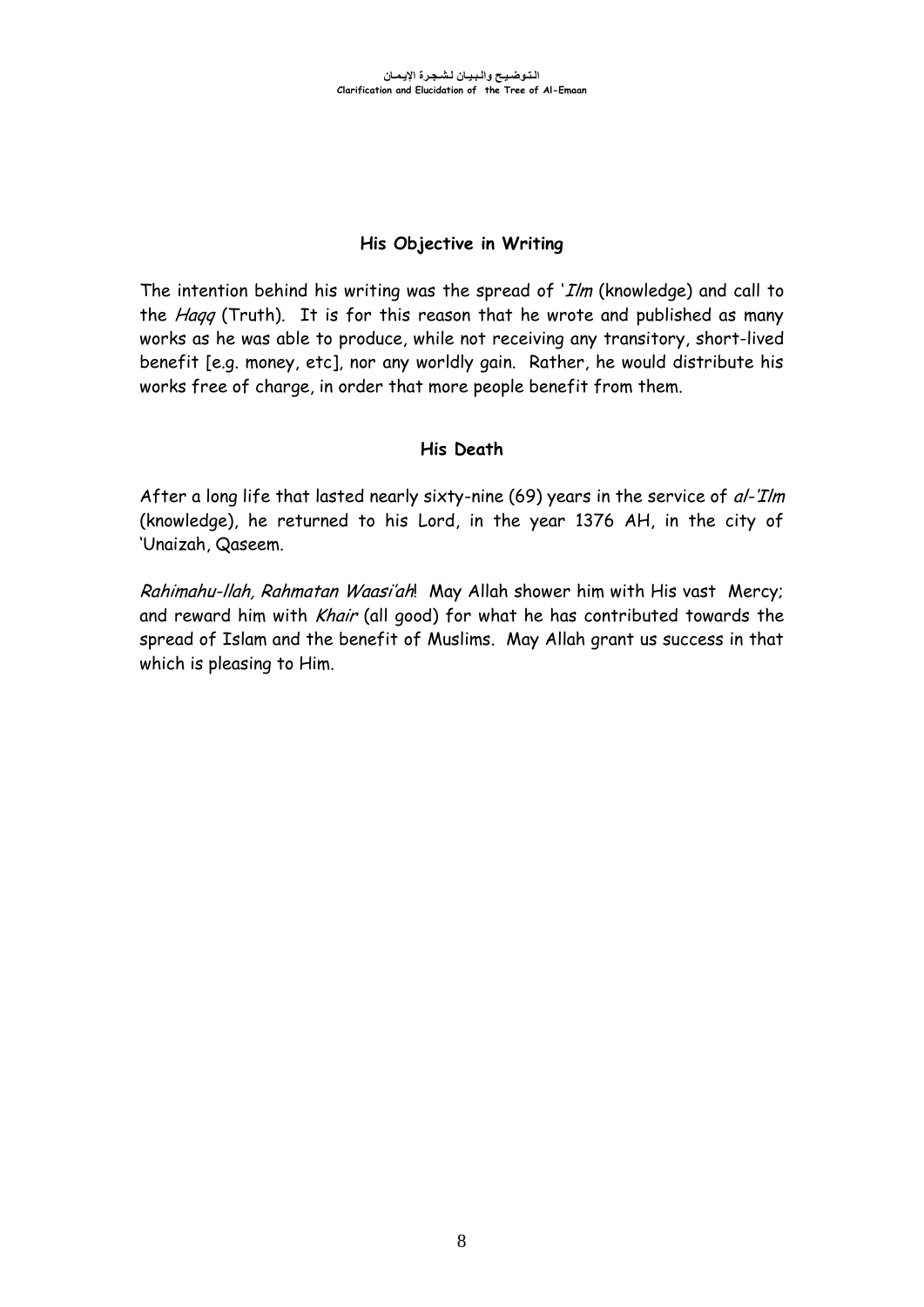## His Objective in Writing

The intention behind his writing was the spread of '*Ilm* (knowledge) and call to the *Haqq* (Truth). It is for this reason that he wrote and published as many works as he was able to produce, while not receiving any transitory, short-lived benefit [e.g. money, etc], nor any worldly gain. Rather, he would distribute his works free of charge, in order that more people benefit from them.

## His Death

After a long life that lasted nearly sixty-nine (69) years in the service of *al-'Ilm* (knowledge), he returned to his Lord, in the year 1376 AH, in the city of 'Unaizah, Qaseem.

*Rahimahu-llah, Rahmatan Waasi'ah*! May Allah shower him with His vast Mercy; and reward him with *Khair* (all good) for what he has contributed towards the spread of Islam and the benefit of Muslims. May Allah grant us success in that which is pleasing to Him.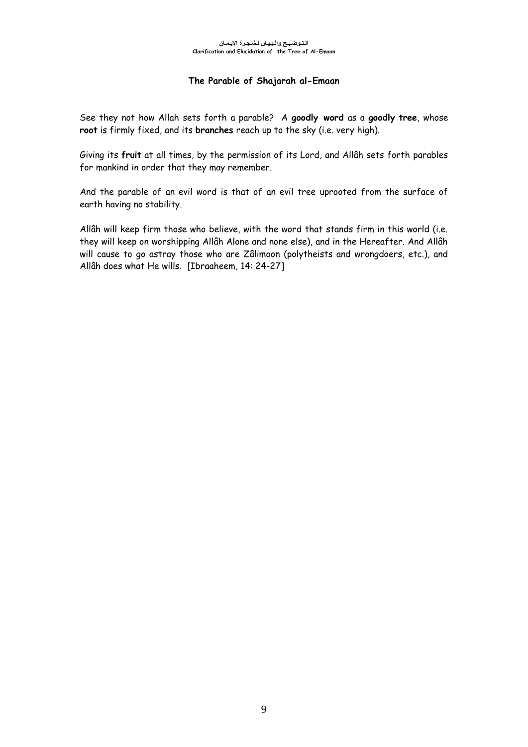## The Parable of Shajarah al-Emaan

See they not how Allah sets forth a parable? A **goodly word** as a **goodly tree**, whose **root** is firmly fixed, and its **branches** reach up to the sky (i.e. very high).

Giving its **fruit** at all times, by the permission of its Lord, and Allâh sets forth parables for mankind in order that they may remember.

And the parable of an evil word is that of an evil tree uprooted from the surface of earth having no stability.

Allâh will keep firm those who believe, with the word that stands firm in this world (i.e. they will keep on worshipping Allâh Alone and none else), and in the Hereafter. And Allâh will cause to go astray those who are Zâlimoon (polytheists and wrongdoers, etc.), and Allâh does what He wills. [Ibraaheem, 14: 24-27]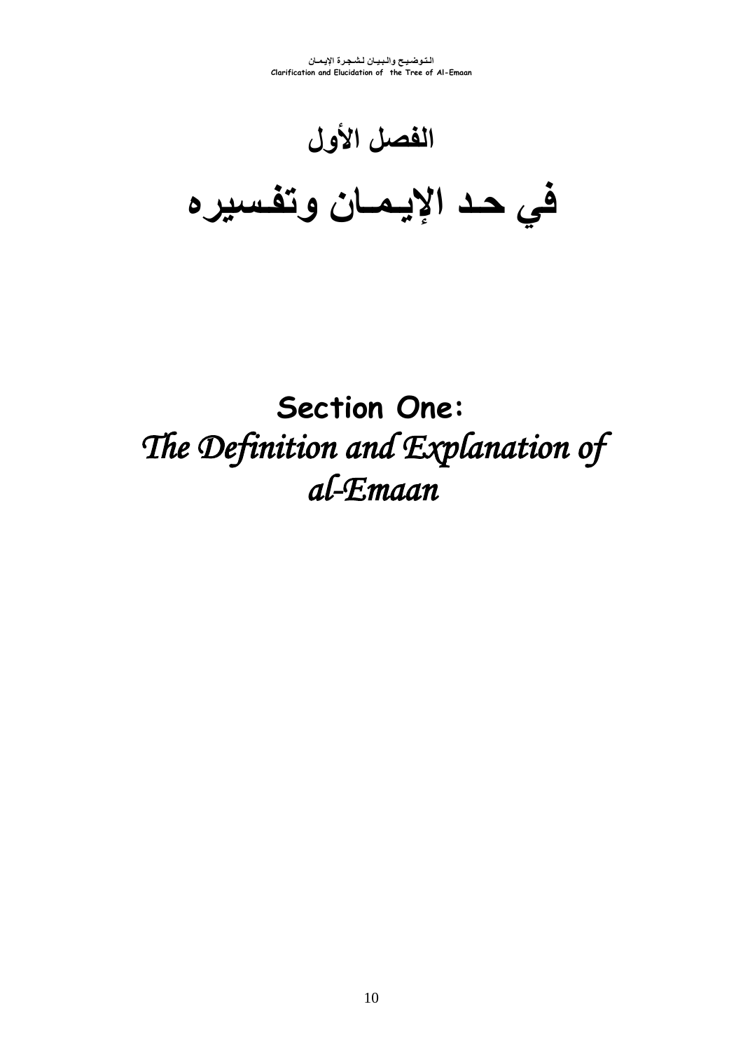# الفصل الأول

# في حـد الإيـمـان وتفـسيره

# Section One:

# *The Definition and Explanation of al-Emaan*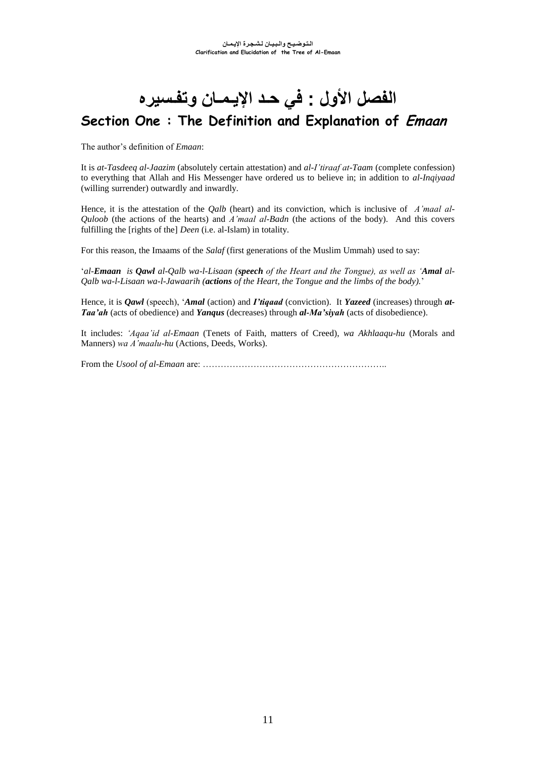# الفصل الأول : في حـد الإيـمـان وتفـسيره

## Section One : The Definition and Explanation of *Emaan*

The author's definition of *Emaan*:

It is *at-Tasdeeq al-Jaazim* (absolutely certain attestation) and *al-I'tiraaf at-Taam* (complete confession) to everything that Allah and His Messenger have ordered us to believe in; in addition to *al-Inqiyaad* (willing surrender) outwardly and inwardly.

Hence, it is the attestation of the *Qalb* (heart) and its conviction, which is inclusive of *A'maal al-Quloob* (the actions of the hearts) and *A'maal al-Badn* (the actions of the body). And this covers fulfilling the [rights of the] *Deen* (i.e. al-Islam) in totality.

For this reason, the Imaams of the *Salaf* (first generations of the Muslim Ummah) used to say:

'*al-**Emaan** is **Qawl** al-Qalb wa-l-Lisaan (**speech** of the Heart and the Tongue), as well as '**Amal** al-Qalb wa-l-Lisaan wa-l-Jawaarih (**actions** of the Heart, the Tongue and the limbs of the body).*'

Hence, it is ***Qawl*** (speech), '***Amal*** (action) and ***I'tiqaad*** (conviction). It ***Yazeed*** (increases) through ***at-Taa'ah*** (acts of obedience) and ***Yanqus*** (decreases) through ***al-Ma'siyah*** (acts of disobedience).

It includes: *'Aqaa'id al-Emaan* (Tenets of Faith, matters of Creed), *wa Akhlaaqu-hu* (Morals and Manners) *wa A'maalu-hu* (Actions, Deeds, Works).

From the *Usool of al-Emaan* are: ……………………………………………………..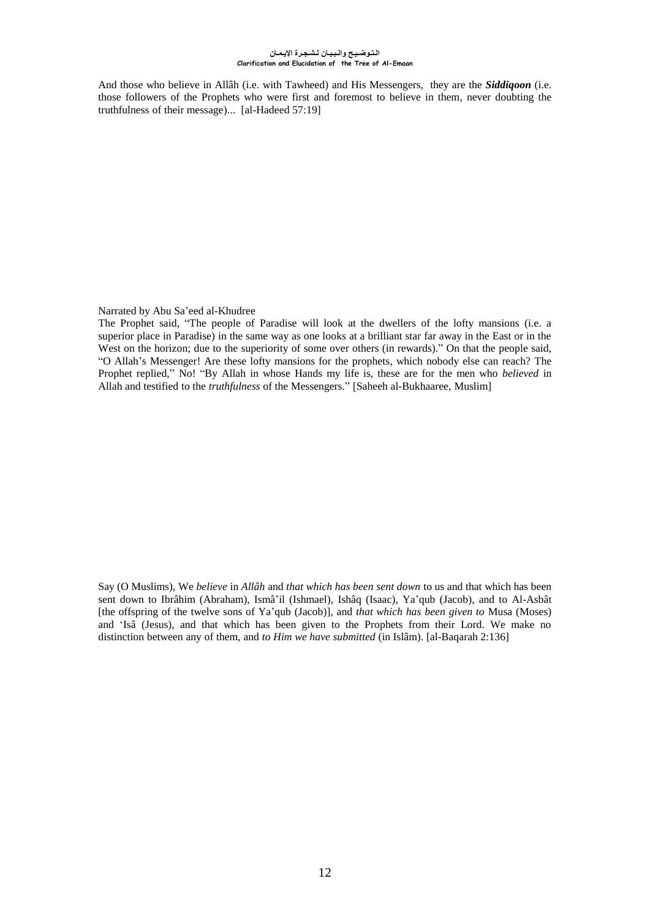And those who believe in Allâh (i.e. with Tawheed) and His Messengers, they are the ***Siddiqoon*** (i.e. those followers of the Prophets who were first and foremost to believe in them, never doubting the truthfulness of their message)... [al-Hadeed 57:19]

Narrated by Abu Sa'eed al-Khudree

The Prophet said, "The people of Paradise will look at the dwellers of the lofty mansions (i.e. a superior place in Paradise) in the same way as one looks at a brilliant star far away in the East or in the West on the horizon; due to the superiority of some over others (in rewards)." On that the people said, "O Allah's Messenger! Are these lofty mansions for the prophets, which nobody else can reach? The Prophet replied," No! "By Allah in whose Hands my life is, these are for the men who *believed* in Allah and testified to the *truthfulness* of the Messengers." [Saheeh al-Bukhaaree, Muslim]

Say (O Muslims), We *believe* in *Allâh* and *that which has been sent down* to us and that which has been sent down to Ibrâhim (Abraham), Ismâ'il (Ishmael), Ishâq (Isaac), Ya'qub (Jacob), and to Al-Asbât [the offspring of the twelve sons of Ya'qub (Jacob)], and *that which has been given to* Musa (Moses) and 'Isâ (Jesus), and that which has been given to the Prophets from their Lord. We make no distinction between any of them, and *to Him we have submitted* (in Islâm). [al-Baqarah 2:136]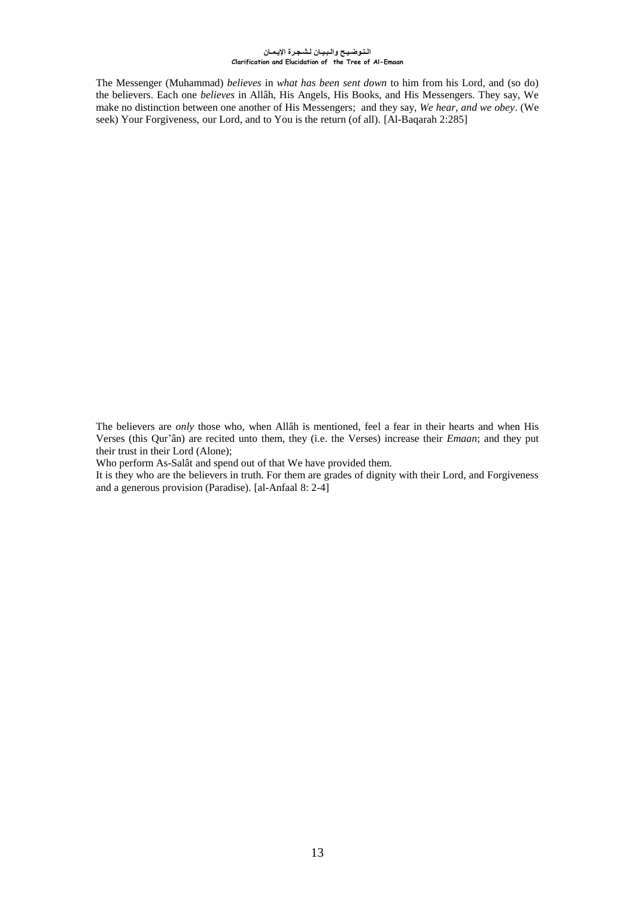The Messenger (Muhammad) *believes* in *what has been sent down* to him from his Lord, and (so do) the believers. Each one *believes* in Allâh, His Angels, His Books, and His Messengers. They say, We make no distinction between one another of His Messengers; and they say, *We hear, and we obey*. (We seek) Your Forgiveness, our Lord, and to You is the return (of all). [Al-Baqarah 2:285]

The believers are *only* those who, when Allâh is mentioned, feel a fear in their hearts and when His Verses (this Qur'ân) are recited unto them, they (i.e. the Verses) increase their *Emaan*; and they put their trust in their Lord (Alone);

Who perform As-Salât and spend out of that We have provided them.

It is they who are the believers in truth. For them are grades of dignity with their Lord, and Forgiveness and a generous provision (Paradise). [al-Anfaal 8: 2-4]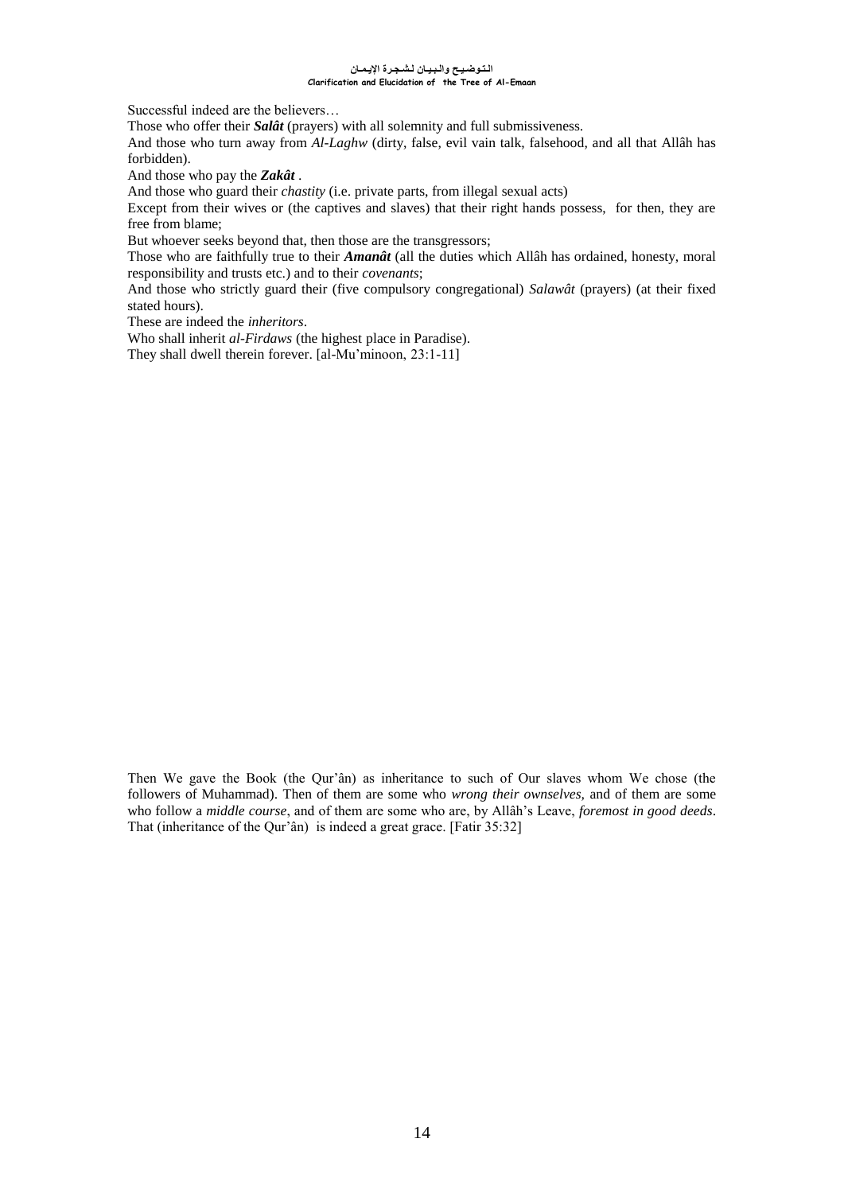Successful indeed are the believers…

Those who offer their ***Salât*** (prayers) with all solemnity and full submissiveness.

And those who turn away from *Al-Laghw* (dirty, false, evil vain talk, falsehood, and all that Allâh has forbidden).

And those who pay the ***Zakât*** .

And those who guard their *chastity* (i.e. private parts, from illegal sexual acts)

Except from their wives or (the captives and slaves) that their right hands possess, for then, they are free from blame;

But whoever seeks beyond that, then those are the transgressors;

Those who are faithfully true to their ***Amanât*** (all the duties which Allâh has ordained, honesty, moral responsibility and trusts etc.) and to their *covenants*;

And those who strictly guard their (five compulsory congregational) *Salawât* (prayers) (at their fixed stated hours).

These are indeed the *inheritors*.

Who shall inherit *al-Firdaws* (the highest place in Paradise).

They shall dwell therein forever. [al-Mu'minoon, 23:1-11]

Then We gave the Book (the Qur'ân) as inheritance to such of Our slaves whom We chose (the followers of Muhammad). Then of them are some who *wrong their ownselves,* and of them are some who follow a *middle course*, and of them are some who are, by Allâh's Leave, *foremost in good deeds*. That (inheritance of the Qur'ân) is indeed a great grace. [Fatir 35:32]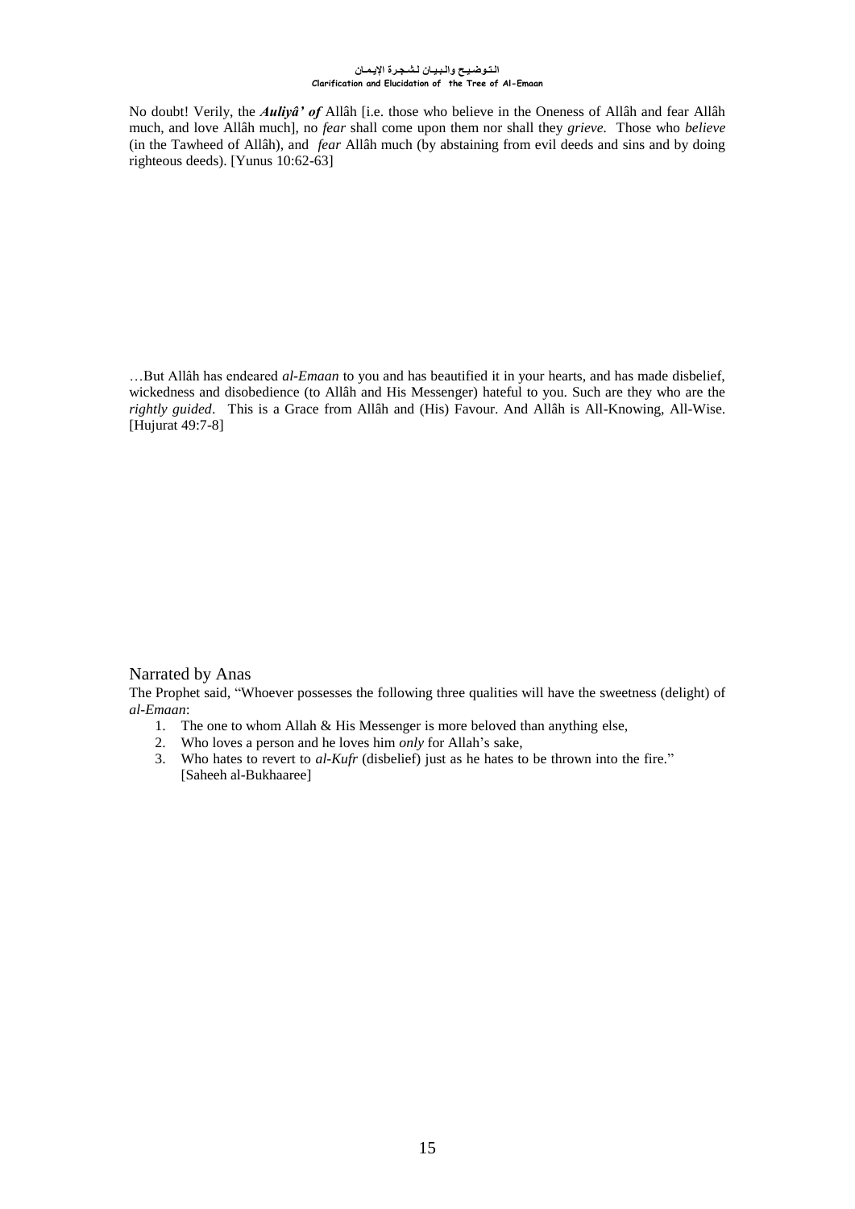No doubt! Verily, the ***Auliyâ' of*** Allâh [i.e. those who believe in the Oneness of Allâh and fear Allâh much, and love Allâh much], no *fear* shall come upon them nor shall they *grieve.* Those who *believe* (in the Tawheed of Allâh), and *fear* Allâh much (by abstaining from evil deeds and sins and by doing righteous deeds). [Yunus 10:62-63]

…But Allâh has endeared *al-Emaan* to you and has beautified it in your hearts, and has made disbelief, wickedness and disobedience (to Allâh and His Messenger) hateful to you. Such are they who are the *rightly guided*. This is a Grace from Allâh and (His) Favour. And Allâh is All-Knowing, All-Wise. [Hujurat 49:7-8]

Narrated by Anas

The Prophet said, "Whoever possesses the following three qualities will have the sweetness (delight) of *al-Emaan*:

1. The one to whom Allah & His Messenger is more beloved than anything else,
2. Who loves a person and he loves him *only* for Allah's sake,
3. Who hates to revert to *al-Kufr* (disbelief) just as he hates to be thrown into the fire." [Saheeh al-Bukhaaree]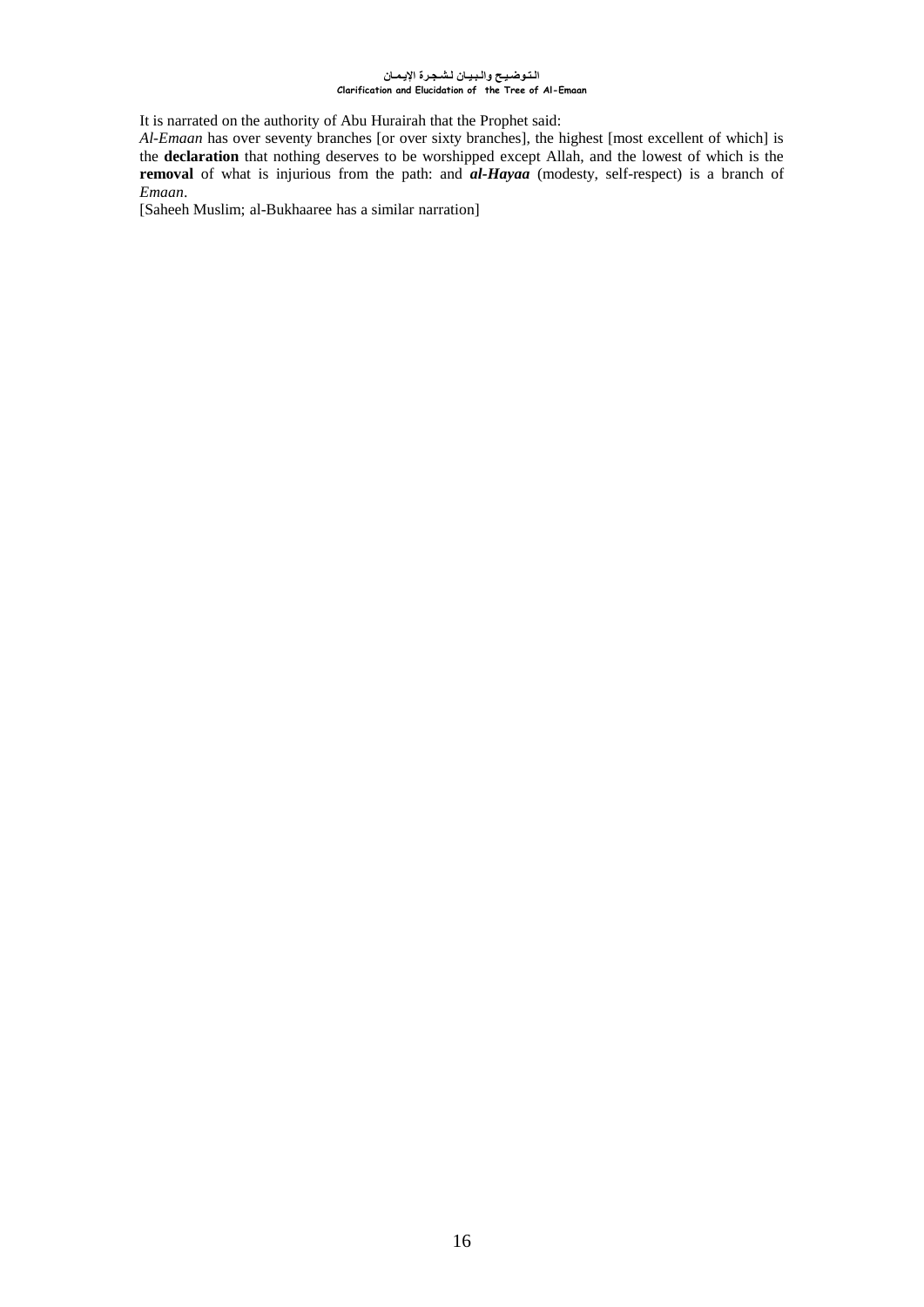It is narrated on the authority of Abu Hurairah that the Prophet said:

*Al-Emaan* has over seventy branches [or over sixty branches], the highest [most excellent of which] is the **declaration** that nothing deserves to be worshipped except Allah, and the lowest of which is the **removal** of what is injurious from the path: and ***al-Hayaa*** (modesty, self-respect) is a branch of *Emaan*.

[Saheeh Muslim; al-Bukhaaree has a similar narration]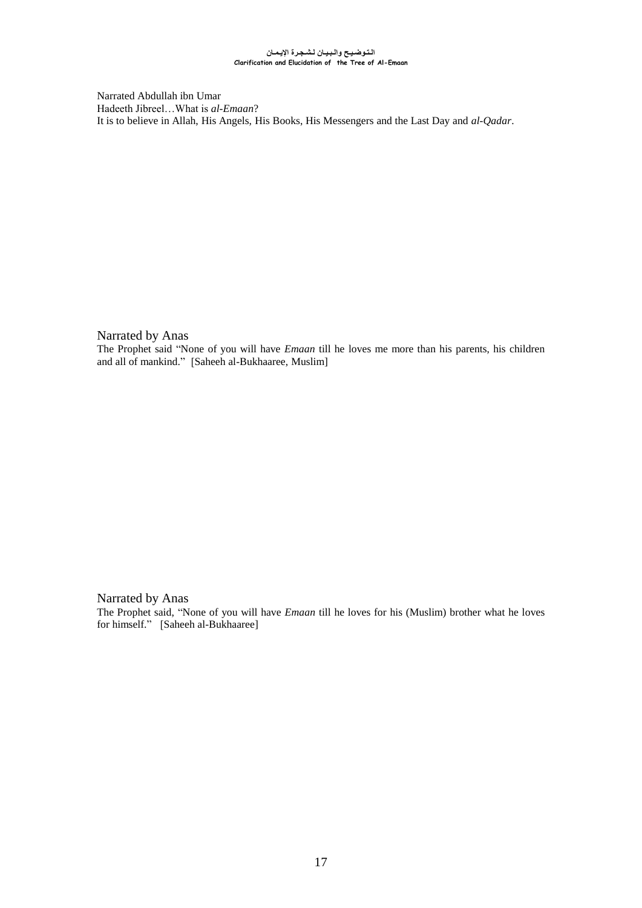Narrated Abdullah ibn Umar
Hadeeth Jibreel…What is *al-Emaan*?
It is to believe in Allah, His Angels, His Books, His Messengers and the Last Day and *al-Qadar*.

Narrated by Anas

The Prophet said "None of you will have *Emaan* till he loves me more than his parents, his children and all of mankind." [Saheeh al-Bukhaaree, Muslim]

Narrated by Anas

The Prophet said, "None of you will have *Emaan* till he loves for his (Muslim) brother what he loves for himself." [Saheeh al-Bukhaaree]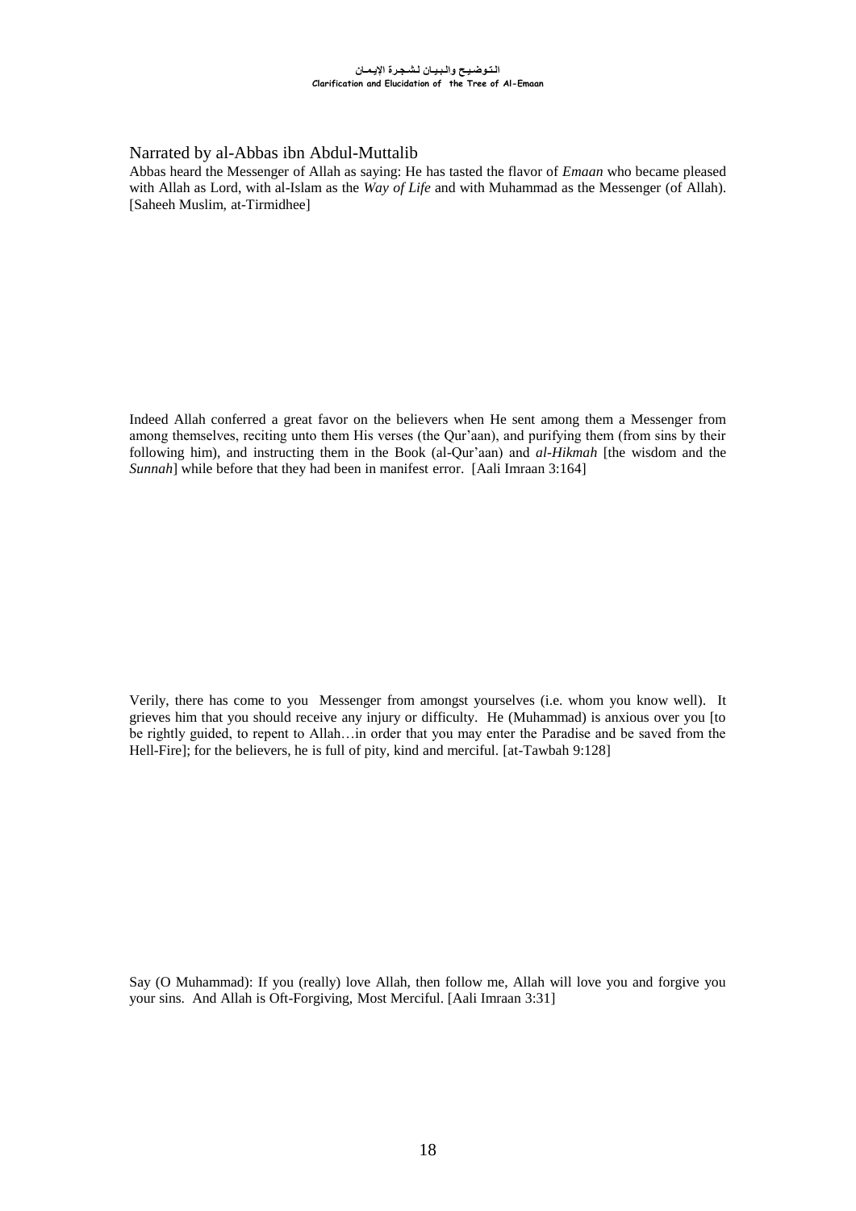Narrated by al-Abbas ibn Abdul-Muttalib

Abbas heard the Messenger of Allah as saying: He has tasted the flavor of *Emaan* who became pleased with Allah as Lord, with al-Islam as the *Way of Life* and with Muhammad as the Messenger (of Allah). [Saheeh Muslim, at-Tirmidhee]

Indeed Allah conferred a great favor on the believers when He sent among them a Messenger from among themselves, reciting unto them His verses (the Qur'aan), and purifying them (from sins by their following him), and instructing them in the Book (al-Qur'aan) and *al-Hikmah* [the wisdom and the *Sunnah*] while before that they had been in manifest error. [Aali Imraan 3:164]

Verily, there has come to you Messenger from amongst yourselves (i.e. whom you know well). It grieves him that you should receive any injury or difficulty. He (Muhammad) is anxious over you [to be rightly guided, to repent to Allah…in order that you may enter the Paradise and be saved from the Hell-Fire]; for the believers, he is full of pity, kind and merciful. [at-Tawbah 9:128]

Say (O Muhammad): If you (really) love Allah, then follow me, Allah will love you and forgive you your sins. And Allah is Oft-Forgiving, Most Merciful. [Aali Imraan 3:31]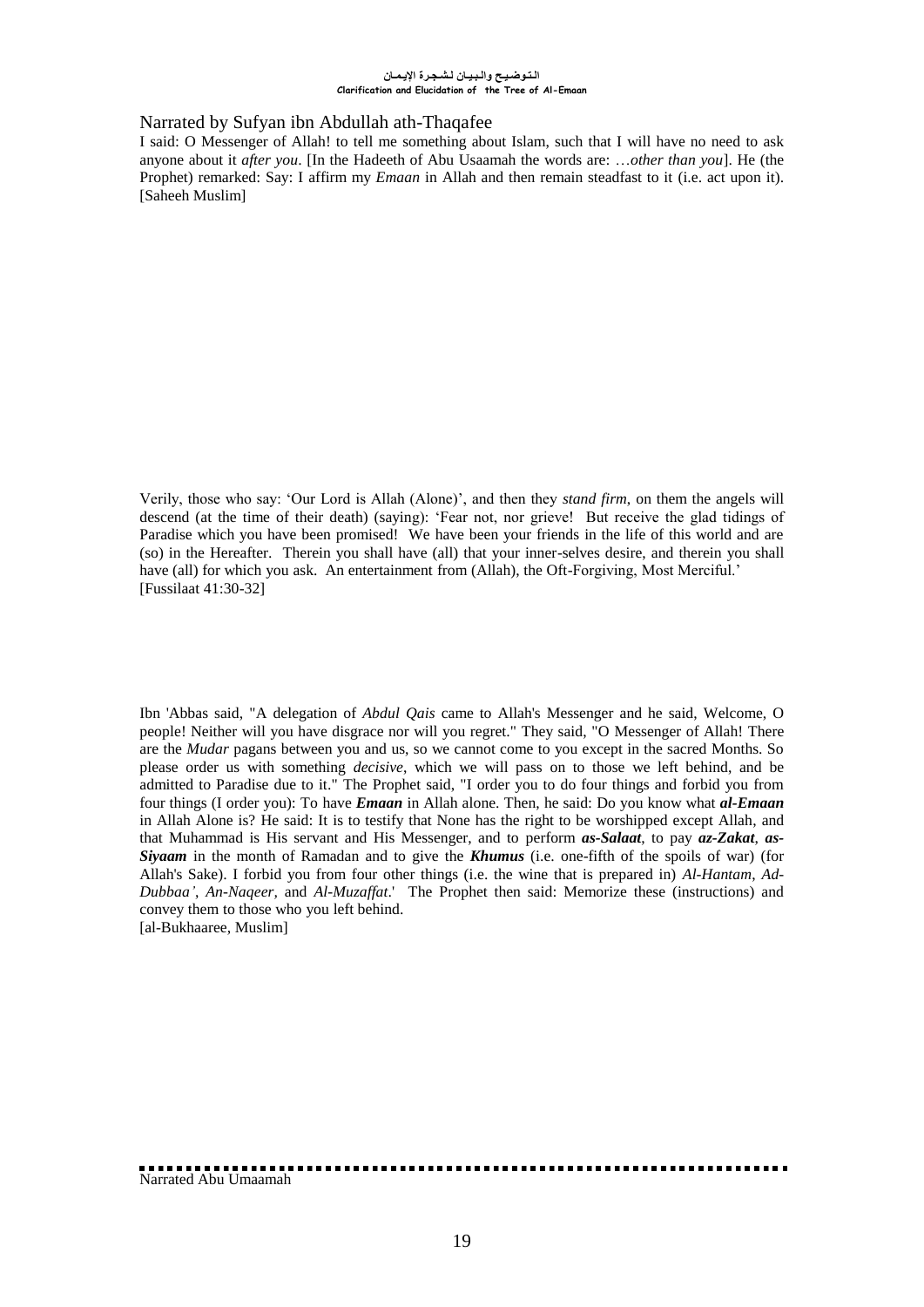Narrated by Sufyan ibn Abdullah ath-Thaqafee

I said: O Messenger of Allah! to tell me something about Islam, such that I will have no need to ask anyone about it *after you*. [In the Hadeeth of Abu Usaamah the words are: …*other than you*]. He (the Prophet) remarked: Say: I affirm my *Emaan* in Allah and then remain steadfast to it (i.e. act upon it). [Saheeh Muslim]

Verily, those who say: 'Our Lord is Allah (Alone)', and then they *stand firm*, on them the angels will descend (at the time of their death) (saying): 'Fear not, nor grieve! But receive the glad tidings of Paradise which you have been promised! We have been your friends in the life of this world and are (so) in the Hereafter. Therein you shall have (all) that your inner-selves desire, and therein you shall have (all) for which you ask. An entertainment from (Allah), the Oft-Forgiving, Most Merciful.' [Fussilaat 41:30-32]

Ibn 'Abbas said, "A delegation of *Abdul Qais* came to Allah's Messenger and he said, Welcome, O people! Neither will you have disgrace nor will you regret." They said, "O Messenger of Allah! There are the *Mudar* pagans between you and us, so we cannot come to you except in the sacred Months. So please order us with something *decisive*, which we will pass on to those we left behind, and be admitted to Paradise due to it." The Prophet said, "I order you to do four things and forbid you from four things (I order you): To have ***Emaan*** in Allah alone. Then, he said: Do you know what ***al-Emaan*** in Allah Alone is? He said: It is to testify that None has the right to be worshipped except Allah, and that Muhammad is His servant and His Messenger, and to perform ***as-Salaat***, to pay ***az-Zakat***, ***as-Siyaam*** in the month of Ramadan and to give the ***Khumus*** (i.e. one-fifth of the spoils of war) (for Allah's Sake). I forbid you from four other things (i.e. the wine that is prepared in) *Al-Hantam*, *Ad-Dubbaa'*, *An-Naqeer*, and *Al-Muzaffat*.' The Prophet then said: Memorize these (instructions) and convey them to those who you left behind.
[al-Bukhaaree, Muslim]

---

Narrated Abu Umaamah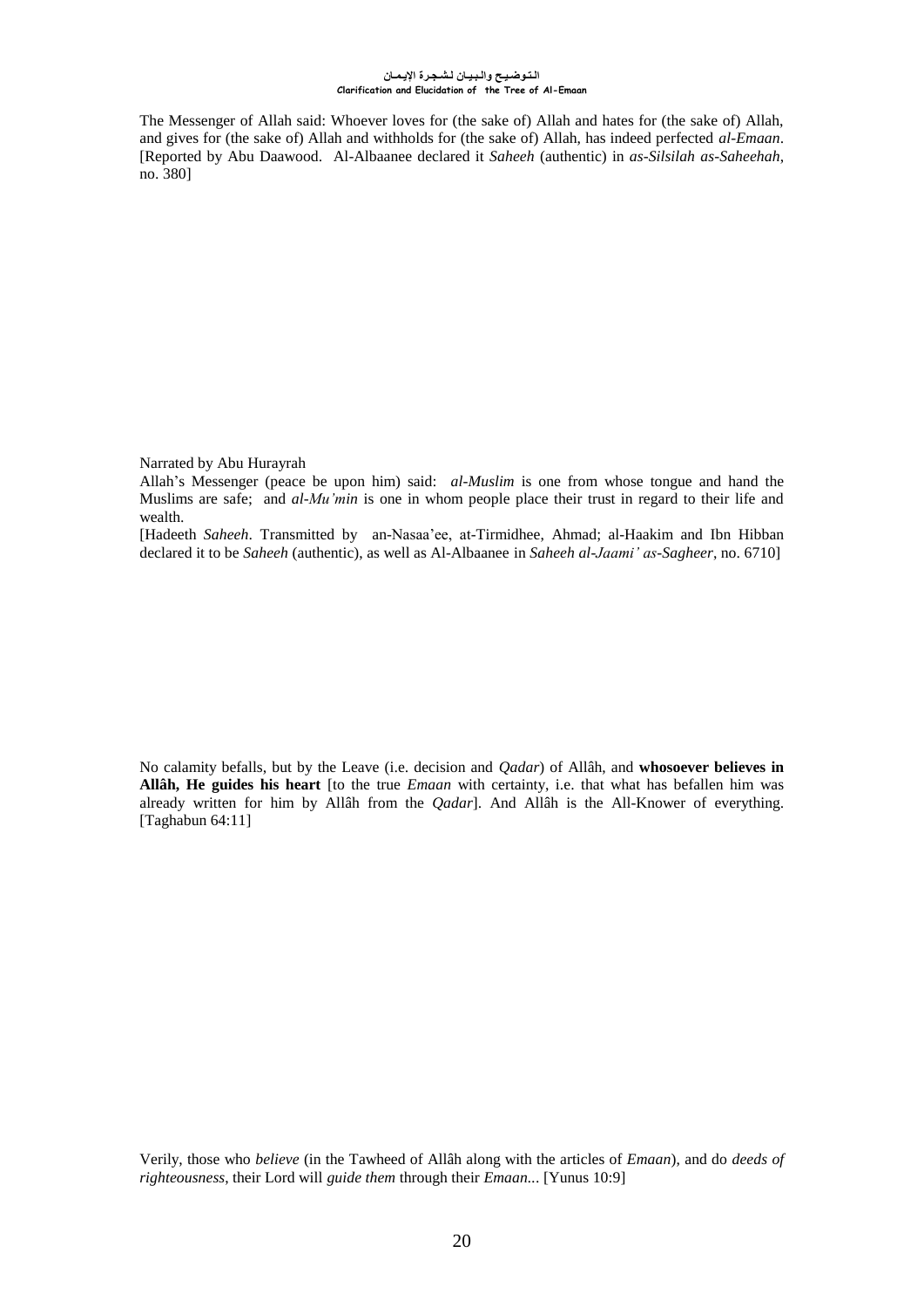The Messenger of Allah said: Whoever loves for (the sake of) Allah and hates for (the sake of) Allah, and gives for (the sake of) Allah and withholds for (the sake of) Allah, has indeed perfected *al-Emaan*. [Reported by Abu Daawood. Al-Albaanee declared it *Saheeh* (authentic) in *as-Silsilah as-Saheehah*, no. 380]

Narrated by Abu Hurayrah

Allah's Messenger (peace be upon him) said: *al-Muslim* is one from whose tongue and hand the Muslims are safe; and *al-Mu'min* is one in whom people place their trust in regard to their life and wealth.

[Hadeeth *Saheeh*. Transmitted by an-Nasaa'ee, at-Tirmidhee, Ahmad; al-Haakim and Ibn Hibban declared it to be *Saheeh* (authentic), as well as Al-Albaanee in *Saheeh al-Jaami' as-Sagheer*, no. 6710]

No calamity befalls, but by the Leave (i.e. decision and *Qadar*) of Allâh, and **whosoever believes in Allâh, He guides his heart** [to the true *Emaan* with certainty, i.e. that what has befallen him was already written for him by Allâh from the *Qadar*]. And Allâh is the All-Knower of everything. [Taghabun 64:11]

Verily, those who *believe* (in the Tawheed of Allâh along with the articles of *Emaan*), and do *deeds of righteousness*, their Lord will *guide them* through their *Emaan*... [Yunus 10:9]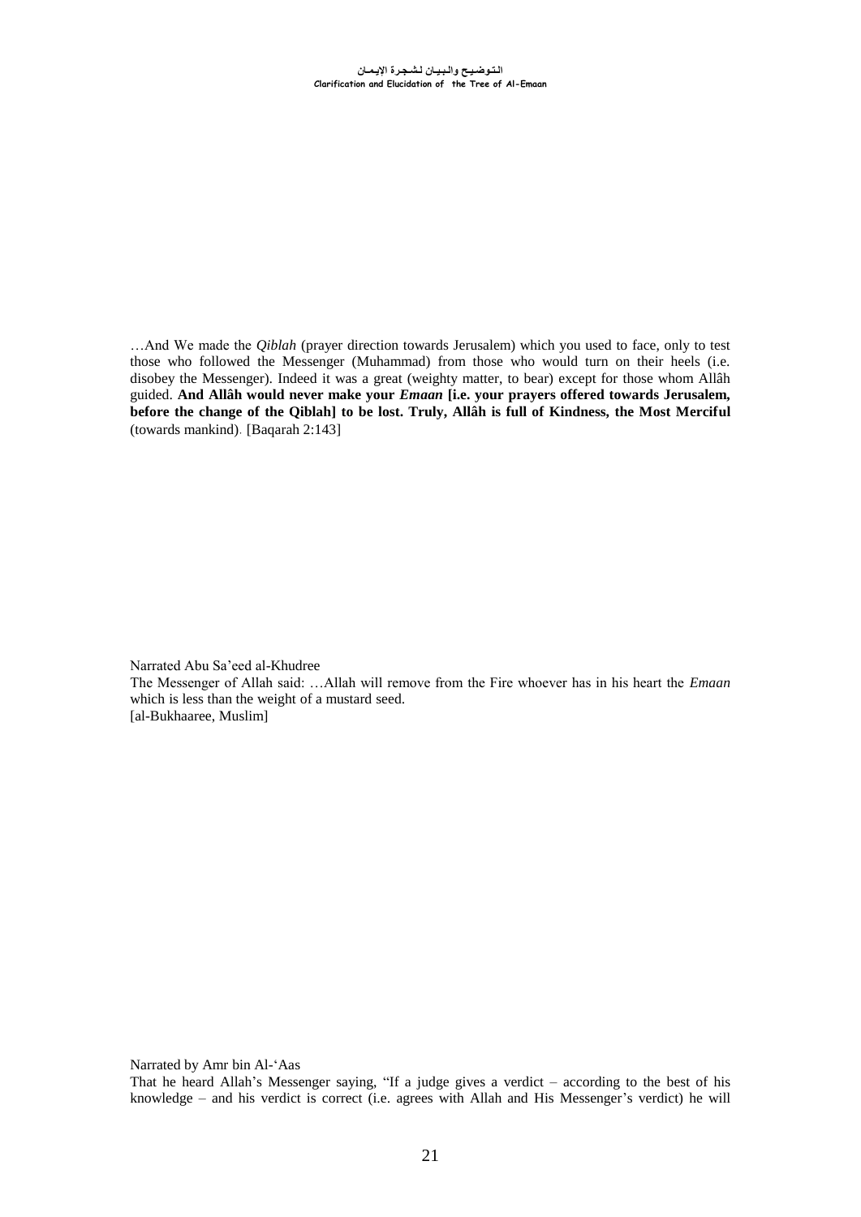…And We made the *Qiblah* (prayer direction towards Jerusalem) which you used to face, only to test those who followed the Messenger (Muhammad) from those who would turn on their heels (i.e. disobey the Messenger). Indeed it was a great (weighty matter, to bear) except for those whom Allâh guided. **And Allâh would never make your *Emaan* [i.e. your prayers offered towards Jerusalem, before the change of the Qiblah] to be lost. Truly, Allâh is full of Kindness, the Most Merciful** (towards mankind). [Baqarah 2:143]

Narrated Abu Sa'eed al-Khudree
The Messenger of Allah said: …Allah will remove from the Fire whoever has in his heart the *Emaan* which is less than the weight of a mustard seed.
[al-Bukhaaree, Muslim]

Narrated by Amr bin Al-'Aas
That he heard Allah's Messenger saying, "If a judge gives a verdict – according to the best of his knowledge – and his verdict is correct (i.e. agrees with Allah and His Messenger's verdict) he will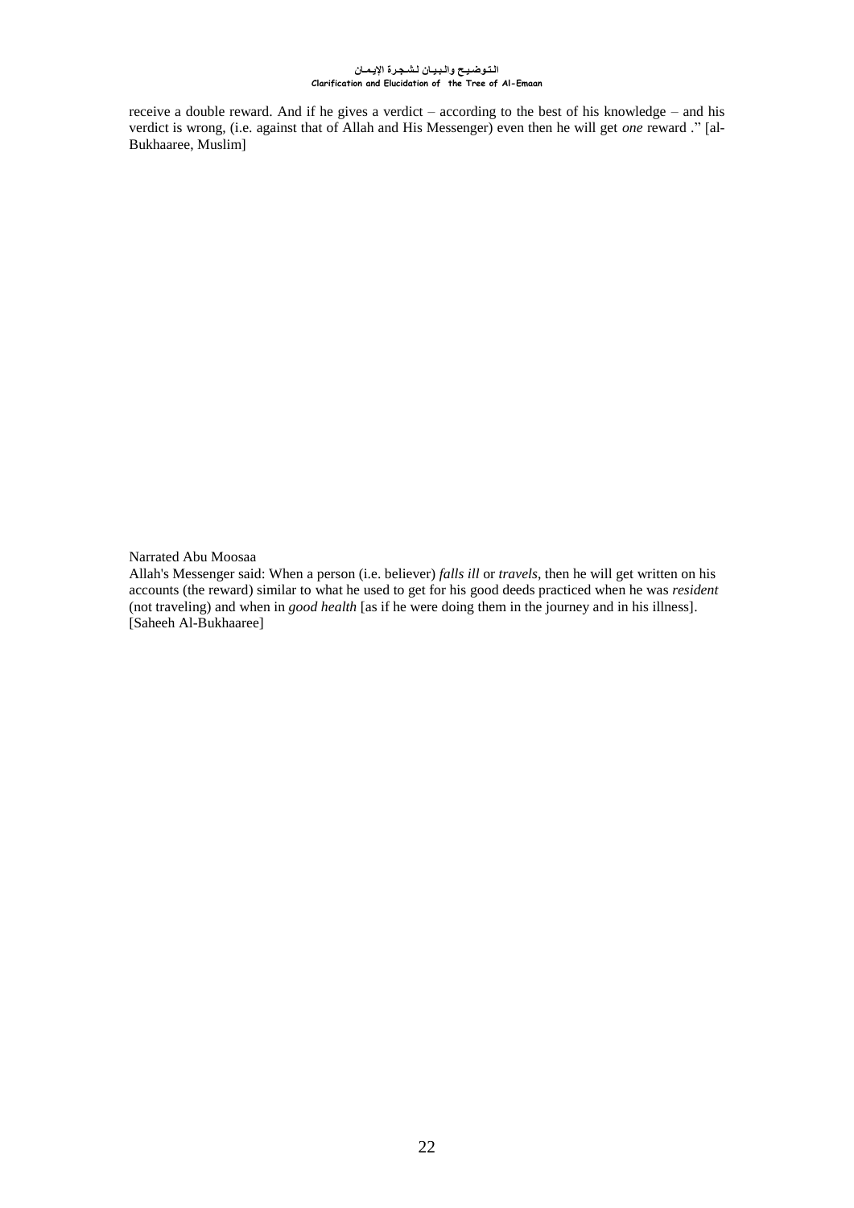receive a double reward. And if he gives a verdict – according to the best of his knowledge – and his verdict is wrong, (i.e. against that of Allah and His Messenger) even then he will get *one* reward ." [al-Bukhaaree, Muslim]

Narrated Abu Moosaa

Allah's Messenger said: When a person (i.e. believer) *falls ill* or *travels*, then he will get written on his accounts (the reward) similar to what he used to get for his good deeds practiced when he was *resident* (not traveling) and when in *good health* [as if he were doing them in the journey and in his illness]. [Saheeh Al-Bukhaaree]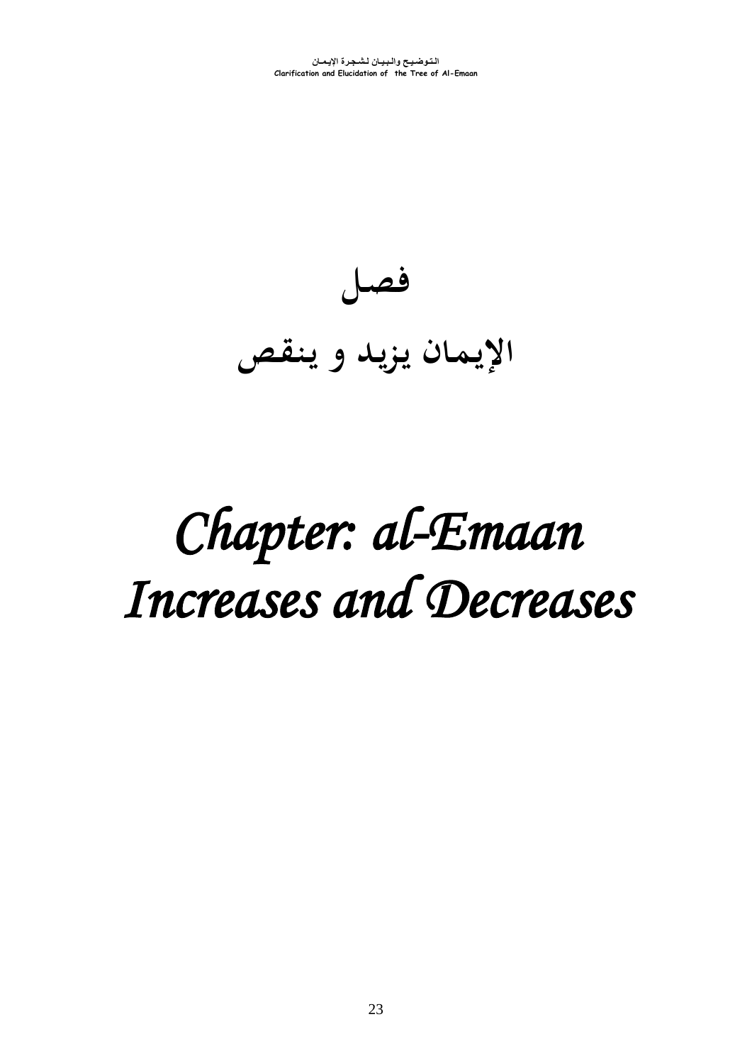# فصل

# الإيمان يزيد و ينقص

# *Chapter: al-Emaan Increases and Decreases*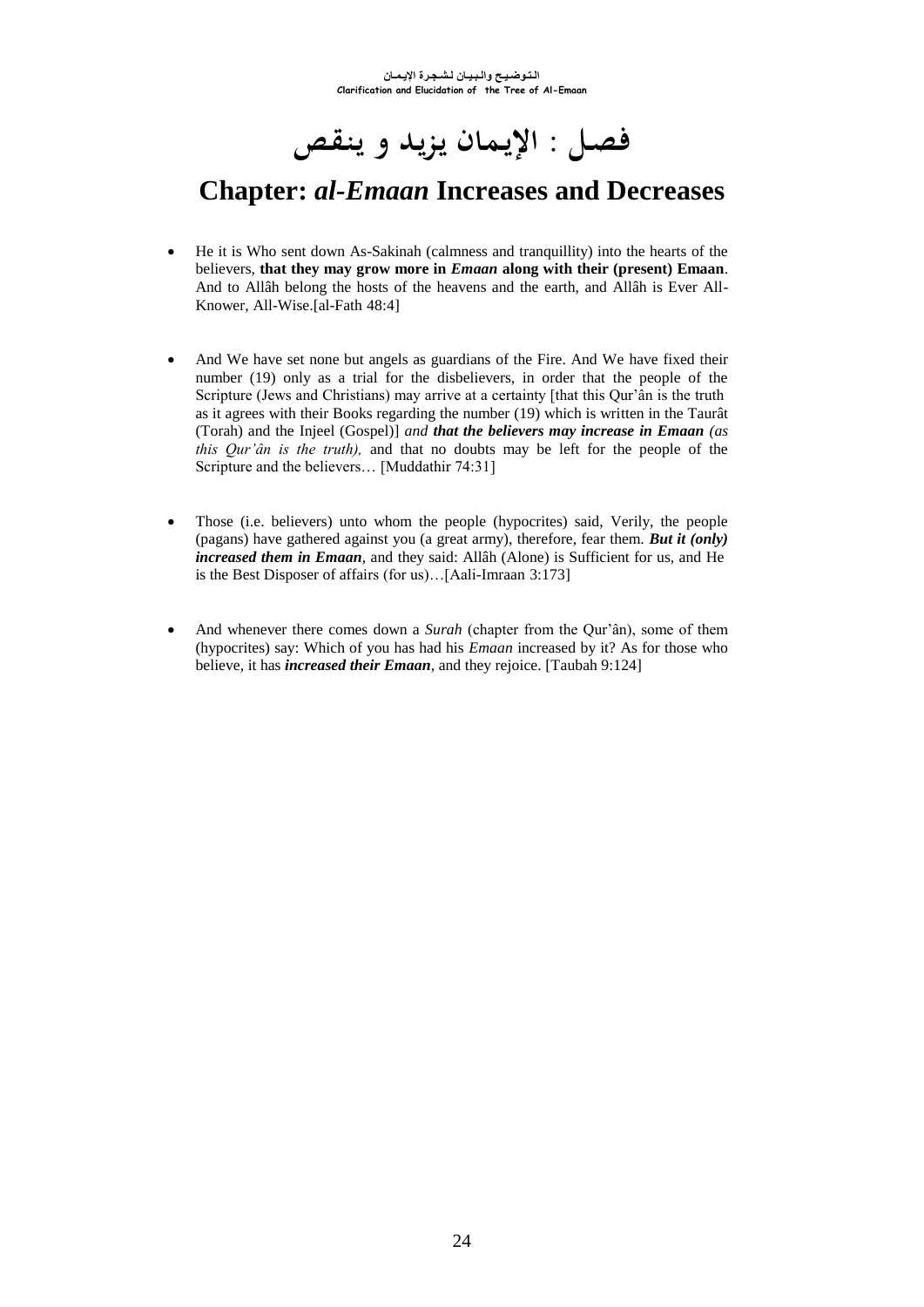# فصل : الإيمان يزيد و ينقص

# Chapter: *al-Emaan* Increases and Decreases

- He it is Who sent down As-Sakinah (calmness and tranquillity) into the hearts of the believers, **that they may grow more in *Emaan* along with their (present) Emaan**. And to Allâh belong the hosts of the heavens and the earth, and Allâh is Ever All-Knower, All-Wise.[al-Fath 48:4]

- And We have set none but angels as guardians of the Fire. And We have fixed their number (19) only as a trial for the disbelievers, in order that the people of the Scripture (Jews and Christians) may arrive at a certainty [that this Qur'ân is the truth as it agrees with their Books regarding the number (19) which is written in the Taurât (Torah) and the Injeel (Gospel)] *and* ***that the believers may increase in Emaan*** *(as this Qur'ân is the truth),* and that no doubts may be left for the people of the Scripture and the believers… [Muddathir 74:31]

- Those (i.e. believers) unto whom the people (hypocrites) said, Verily, the people (pagans) have gathered against you (a great army), therefore, fear them. ***But it (only) increased them in Emaan***, and they said: Allâh (Alone) is Sufficient for us, and He is the Best Disposer of affairs (for us)…[Aali-Imraan 3:173]

- And whenever there comes down a *Surah* (chapter from the Qur'ân), some of them (hypocrites) say: Which of you has had his *Emaan* increased by it? As for those who believe, it has ***increased their Emaan***, and they rejoice. [Taubah 9:124]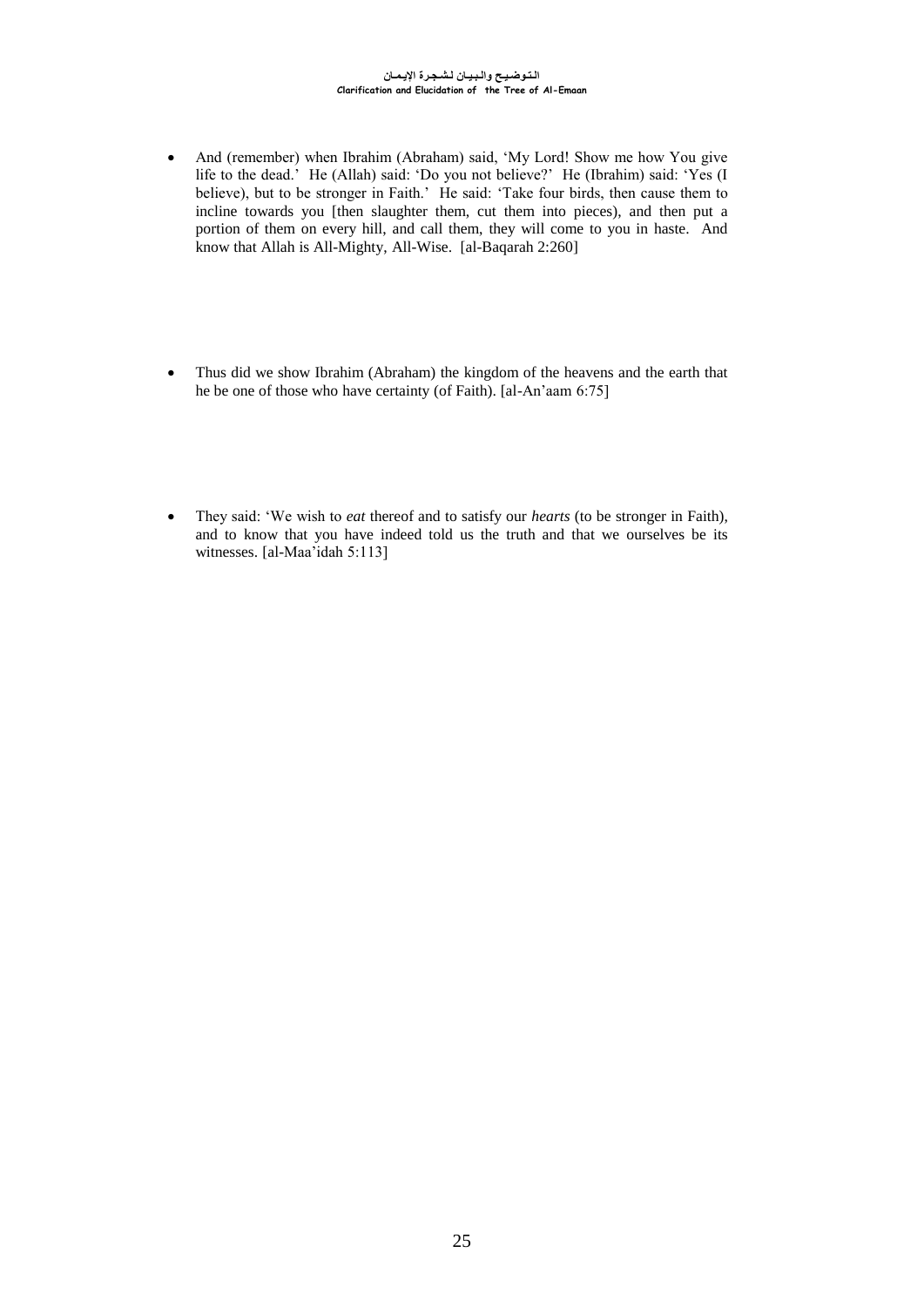- And (remember) when Ibrahim (Abraham) said, 'My Lord! Show me how You give life to the dead.' He (Allah) said: 'Do you not believe?' He (Ibrahim) said: 'Yes (I believe), but to be stronger in Faith.' He said: 'Take four birds, then cause them to incline towards you [then slaughter them, cut them into pieces), and then put a portion of them on every hill, and call them, they will come to you in haste. And know that Allah is All-Mighty, All-Wise. [al-Baqarah 2:260]

- Thus did we show Ibrahim (Abraham) the kingdom of the heavens and the earth that he be one of those who have certainty (of Faith). [al-An'aam 6:75]

- They said: 'We wish to *eat* thereof and to satisfy our *hearts* (to be stronger in Faith), and to know that you have indeed told us the truth and that we ourselves be its witnesses. [al-Maa'idah 5:113]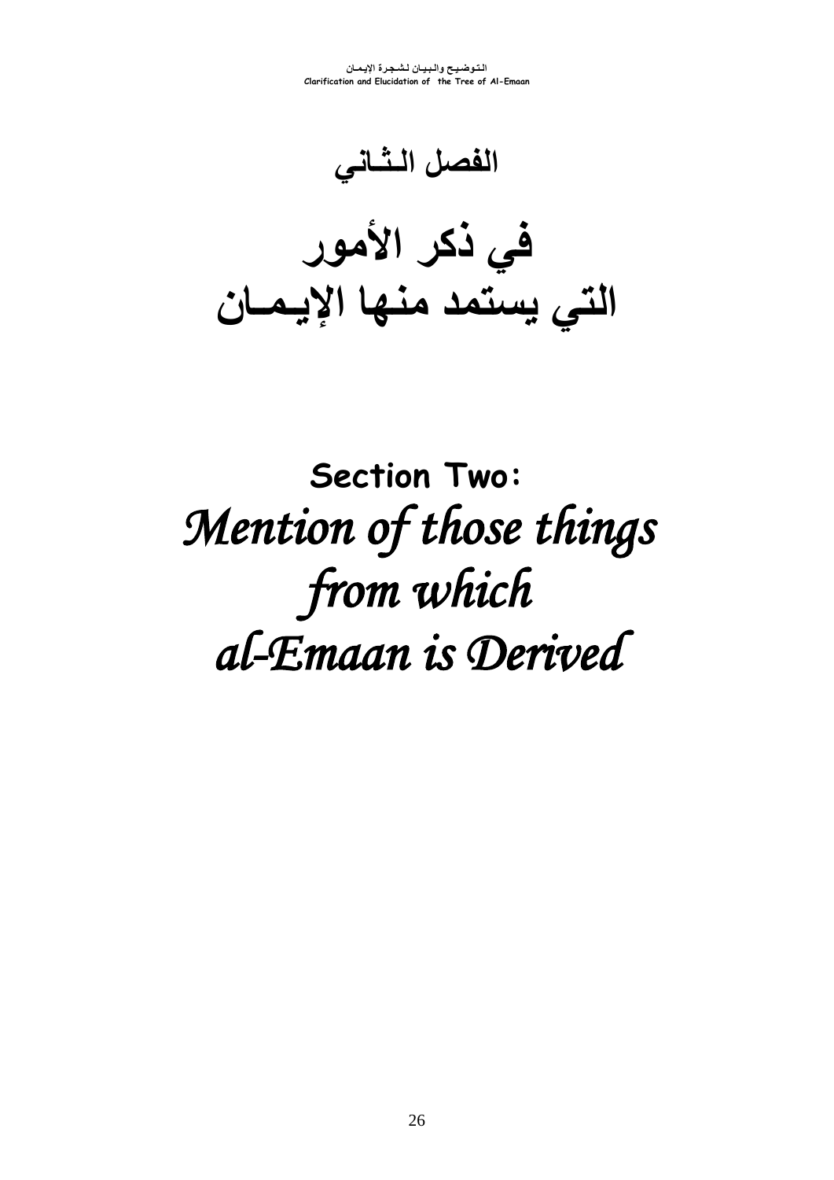# الفصل الـثـاني

# في ذكر الأمور
# التي يستمد منها الإيـمـان

# Section Two:
# *Mention of those things from which al-Emaan is Derived*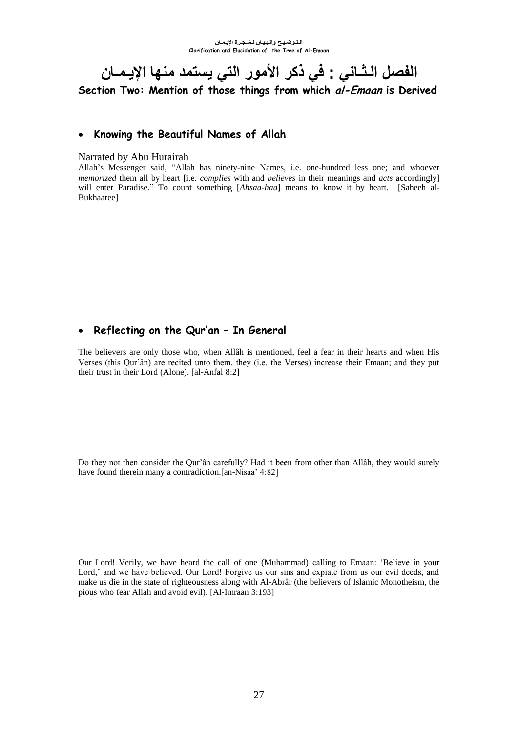# الفصل الثـاني : في ذكر الأمور التي يستمد منها الإيـمـان

## Section Two: Mention of those things from which *al-Emaan* is Derived

- **Knowing the Beautiful Names of Allah**

Narrated by Abu Hurairah

Allah's Messenger said, "Allah has ninety-nine Names, i.e. one-hundred less one; and whoever *memorized* them all by heart [i.e. *complies* with and *believes* in their meanings and *acts* accordingly] will enter Paradise." To count something [*Ahsaa-haa*] means to know it by heart. [Saheeh al-Bukhaaree]

- **Reflecting on the Qur'an – In General**

The believers are only those who, when Allâh is mentioned, feel a fear in their hearts and when His Verses (this Qur'ân) are recited unto them, they (i.e. the Verses) increase their Emaan; and they put their trust in their Lord (Alone). [al-Anfal 8:2]

Do they not then consider the Qur'ân carefully? Had it been from other than Allâh, they would surely have found therein many a contradiction.[an-Nisaa' 4:82]

Our Lord! Verily, we have heard the call of one (Muhammad) calling to Emaan: 'Believe in your Lord,' and we have believed. Our Lord! Forgive us our sins and expiate from us our evil deeds, and make us die in the state of righteousness along with Al-Abrâr (the believers of Islamic Monotheism, the pious who fear Allah and avoid evil). [Al-Imraan 3:193]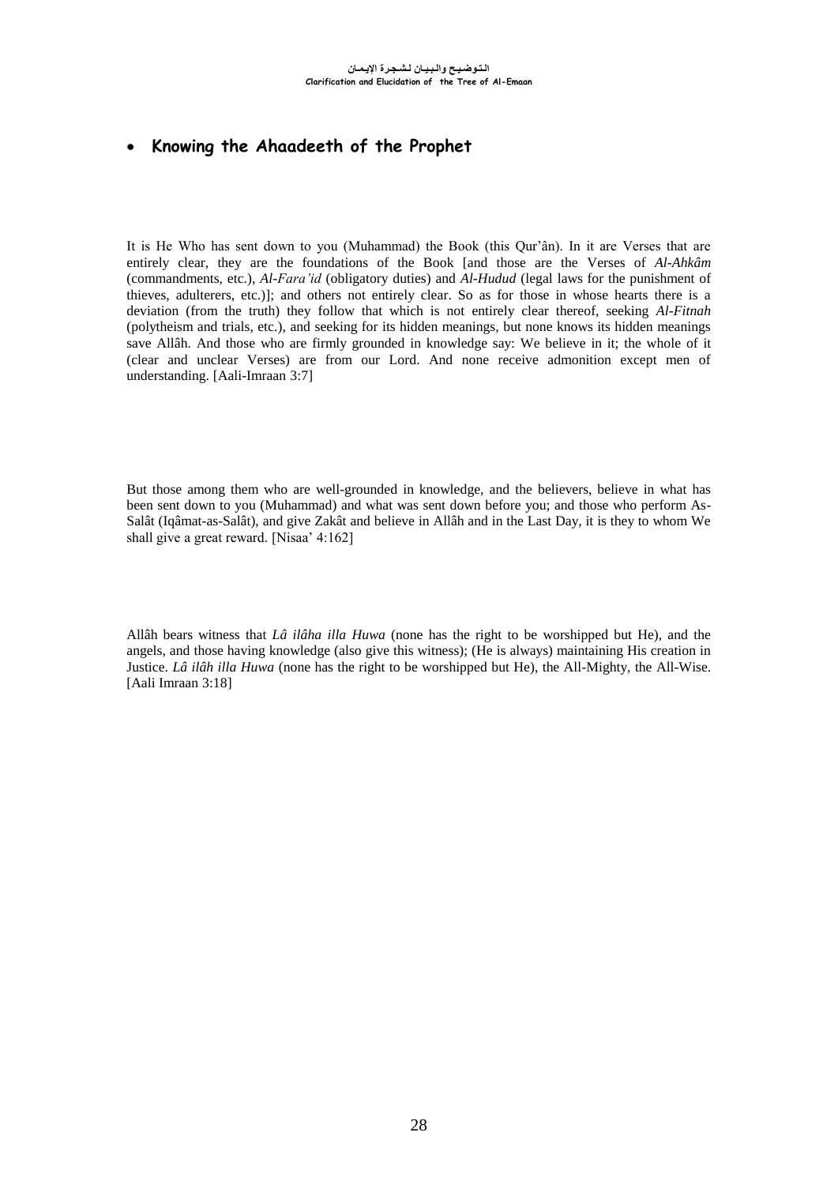- **Knowing the Ahaadeeth of the Prophet**

It is He Who has sent down to you (Muhammad) the Book (this Qur'ân). In it are Verses that are entirely clear, they are the foundations of the Book [and those are the Verses of *Al-Ahkâm* (commandments, etc.), *Al-Fara'id* (obligatory duties) and *Al-Hudud* (legal laws for the punishment of thieves, adulterers, etc.)]; and others not entirely clear. So as for those in whose hearts there is a deviation (from the truth) they follow that which is not entirely clear thereof, seeking *Al-Fitnah* (polytheism and trials, etc.), and seeking for its hidden meanings, but none knows its hidden meanings save Allâh. And those who are firmly grounded in knowledge say: We believe in it; the whole of it (clear and unclear Verses) are from our Lord. And none receive admonition except men of understanding. [Aali-Imraan 3:7]

But those among them who are well-grounded in knowledge, and the believers, believe in what has been sent down to you (Muhammad) and what was sent down before you; and those who perform As-Salât (Iqâmat-as-Salât), and give Zakât and believe in Allâh and in the Last Day, it is they to whom We shall give a great reward. [Nisaa' 4:162]

Allâh bears witness that *Lâ ilâha illa Huwa* (none has the right to be worshipped but He), and the angels, and those having knowledge (also give this witness); (He is always) maintaining His creation in Justice. *Lâ ilâh illa Huwa* (none has the right to be worshipped but He), the All-Mighty, the All-Wise. [Aali Imraan 3:18]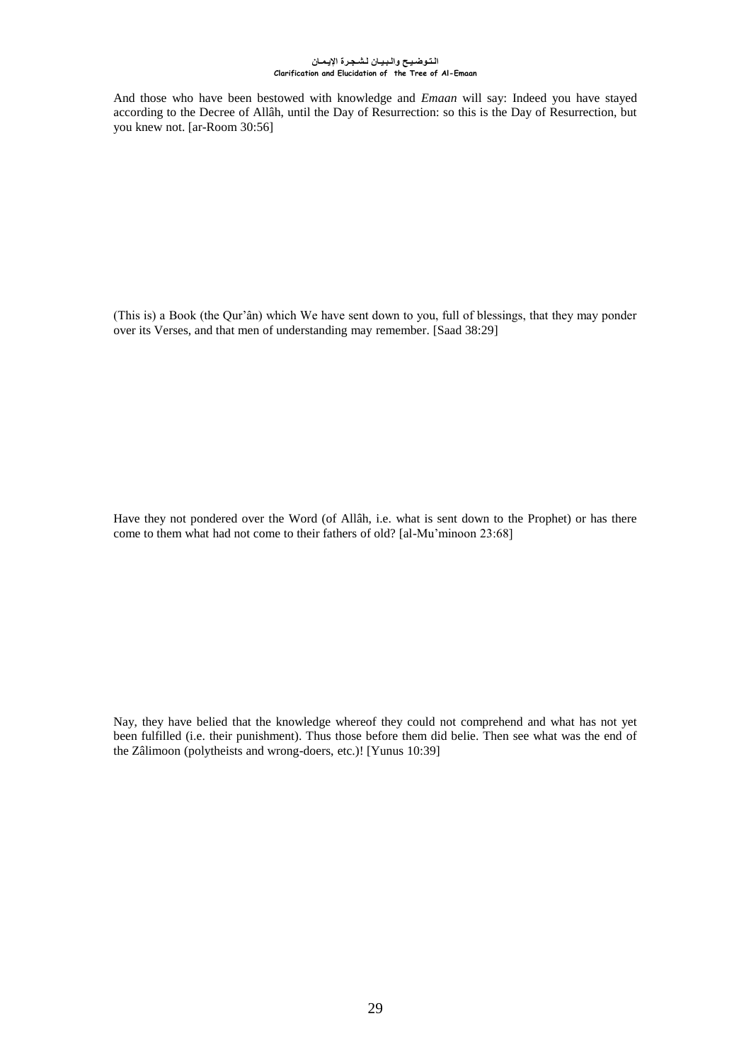And those who have been bestowed with knowledge and *Emaan* will say: Indeed you have stayed according to the Decree of Allâh, until the Day of Resurrection: so this is the Day of Resurrection, but you knew not. [ar-Room 30:56]

(This is) a Book (the Qur'ân) which We have sent down to you, full of blessings, that they may ponder over its Verses, and that men of understanding may remember. [Saad 38:29]

Have they not pondered over the Word (of Allâh, i.e. what is sent down to the Prophet) or has there come to them what had not come to their fathers of old? [al-Mu'minoon 23:68]

Nay, they have belied that the knowledge whereof they could not comprehend and what has not yet been fulfilled (i.e. their punishment). Thus those before them did belie. Then see what was the end of the Zâlimoon (polytheists and wrong-doers, etc.)! [Yunus 10:39]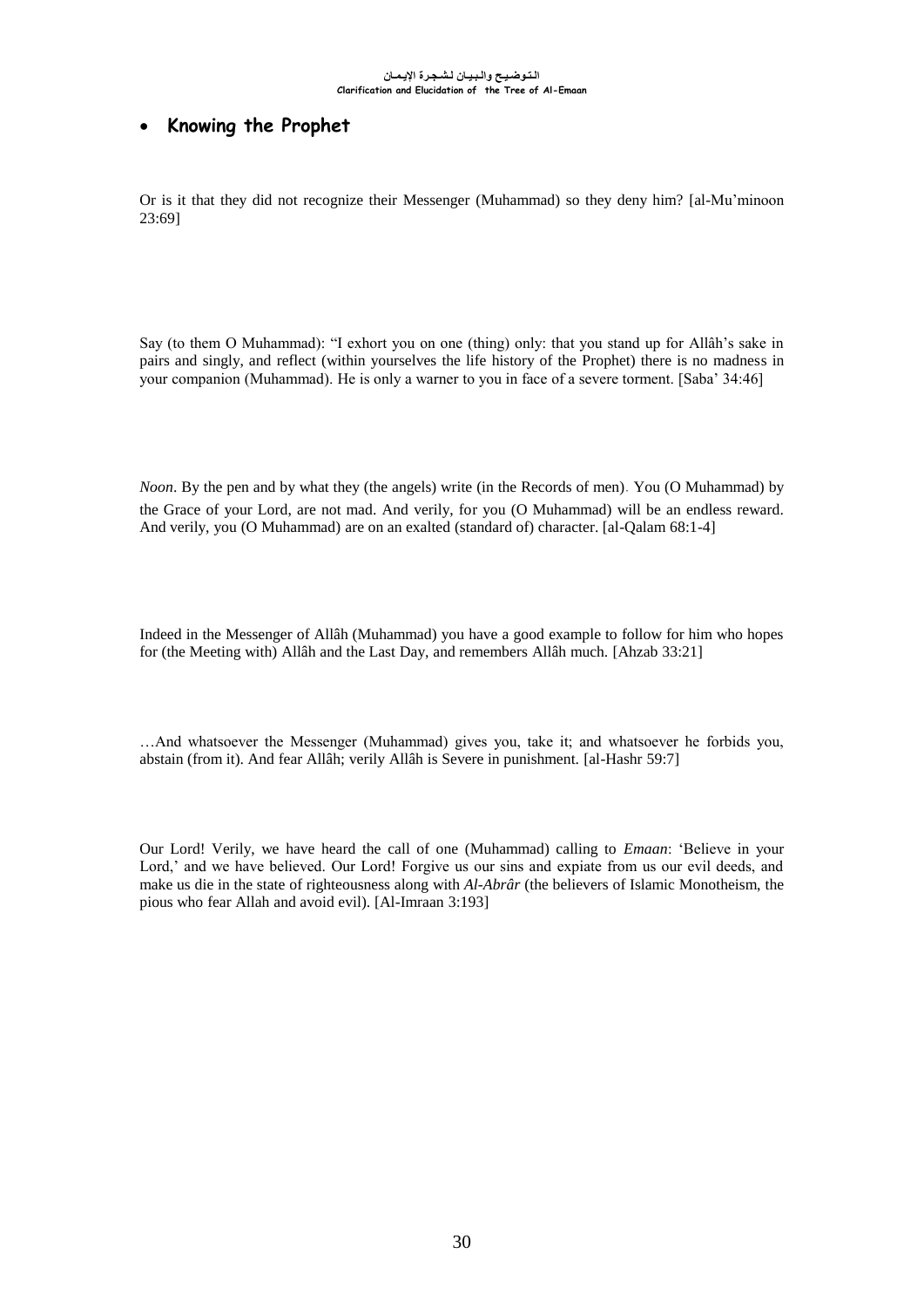- **Knowing the Prophet**

Or is it that they did not recognize their Messenger (Muhammad) so they deny him? [al-Mu'minoon 23:69]

Say (to them O Muhammad): "I exhort you on one (thing) only: that you stand up for Allâh's sake in pairs and singly, and reflect (within yourselves the life history of the Prophet) there is no madness in your companion (Muhammad). He is only a warner to you in face of a severe torment. [Saba' 34:46]

*Noon*. By the pen and by what they (the angels) write (in the Records of men). You (O Muhammad) by the Grace of your Lord, are not mad. And verily, for you (O Muhammad) will be an endless reward. And verily, you (O Muhammad) are on an exalted (standard of) character. [al-Qalam 68:1-4]

Indeed in the Messenger of Allâh (Muhammad) you have a good example to follow for him who hopes for (the Meeting with) Allâh and the Last Day, and remembers Allâh much. [Ahzab 33:21]

…And whatsoever the Messenger (Muhammad) gives you, take it; and whatsoever he forbids you, abstain (from it). And fear Allâh; verily Allâh is Severe in punishment. [al-Hashr 59:7]

Our Lord! Verily, we have heard the call of one (Muhammad) calling to *Emaan*: 'Believe in your Lord,' and we have believed. Our Lord! Forgive us our sins and expiate from us our evil deeds, and make us die in the state of righteousness along with *Al-Abrâr* (the believers of Islamic Monotheism, the pious who fear Allah and avoid evil). [Al-Imraan 3:193]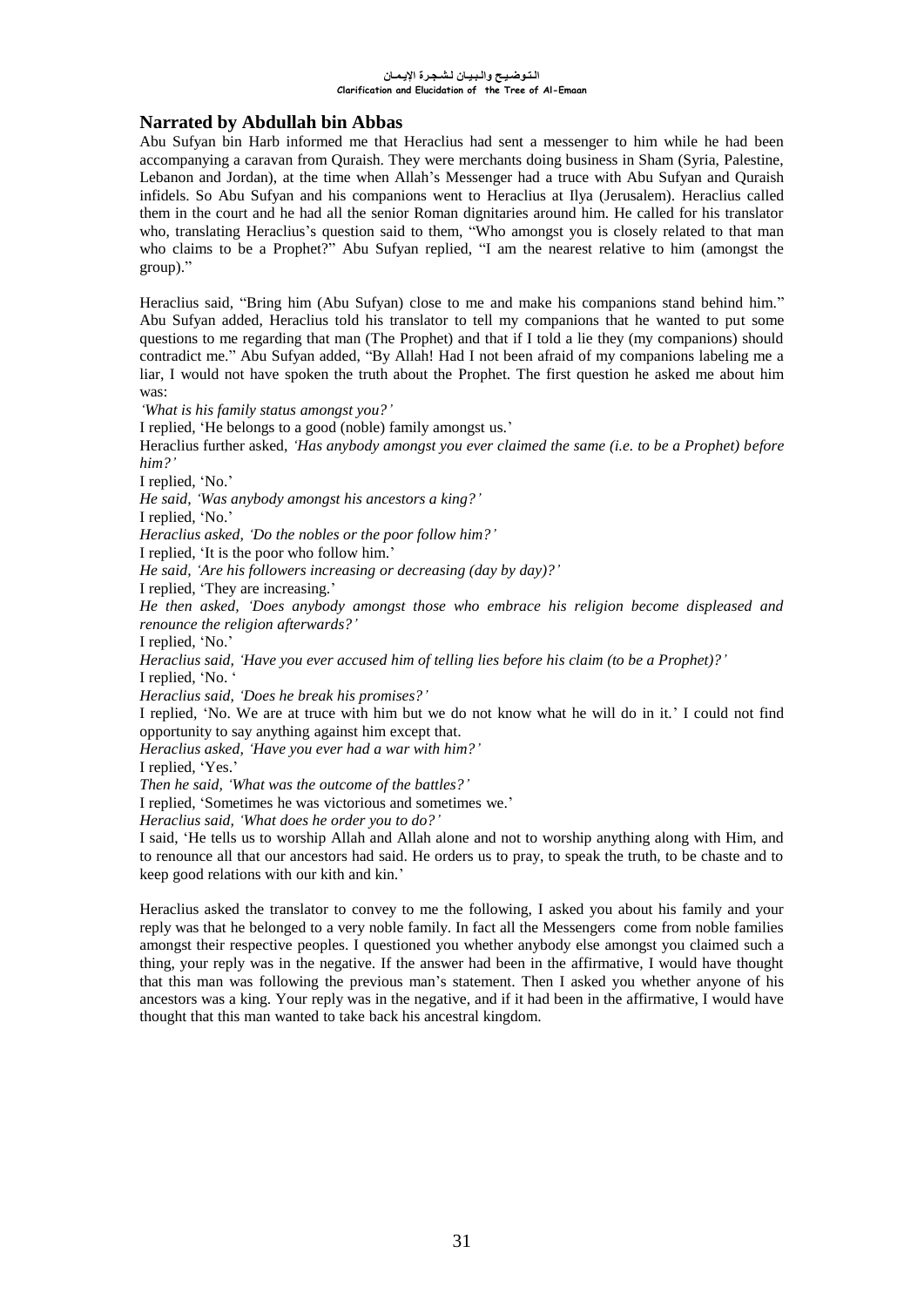## Narrated by Abdullah bin Abbas

Abu Sufyan bin Harb informed me that Heraclius had sent a messenger to him while he had been accompanying a caravan from Quraish. They were merchants doing business in Sham (Syria, Palestine, Lebanon and Jordan), at the time when Allah's Messenger had a truce with Abu Sufyan and Quraish infidels. So Abu Sufyan and his companions went to Heraclius at Ilya (Jerusalem). Heraclius called them in the court and he had all the senior Roman dignitaries around him. He called for his translator who, translating Heraclius's question said to them, "Who amongst you is closely related to that man who claims to be a Prophet?" Abu Sufyan replied, "I am the nearest relative to him (amongst the group)."

Heraclius said, "Bring him (Abu Sufyan) close to me and make his companions stand behind him." Abu Sufyan added, Heraclius told his translator to tell my companions that he wanted to put some questions to me regarding that man (The Prophet) and that if I told a lie they (my companions) should contradict me." Abu Sufyan added, "By Allah! Had I not been afraid of my companions labeling me a liar, I would not have spoken the truth about the Prophet. The first question he asked me about him was:

*'What is his family status amongst you?'*

I replied, 'He belongs to a good (noble) family amongst us.'

Heraclius further asked, *'Has anybody amongst you ever claimed the same (i.e. to be a Prophet) before him?'*

I replied, 'No.'

*He said, 'Was anybody amongst his ancestors a king?'*

I replied, 'No.'

*Heraclius asked, 'Do the nobles or the poor follow him?'*

I replied, 'It is the poor who follow him.'

*He said, 'Are his followers increasing or decreasing (day by day)?'*

I replied, 'They are increasing.'

*He then asked, 'Does anybody amongst those who embrace his religion become displeased and renounce the religion afterwards?'*

I replied, 'No.'

*Heraclius said, 'Have you ever accused him of telling lies before his claim (to be a Prophet)?'*

I replied, 'No. '

*Heraclius said, 'Does he break his promises?'*

I replied, 'No. We are at truce with him but we do not know what he will do in it.' I could not find opportunity to say anything against him except that.

*Heraclius asked, 'Have you ever had a war with him?'*

I replied, 'Yes.'

*Then he said, 'What was the outcome of the battles?'*

I replied, 'Sometimes he was victorious and sometimes we.'

*Heraclius said, 'What does he order you to do?'*

I said, 'He tells us to worship Allah and Allah alone and not to worship anything along with Him, and to renounce all that our ancestors had said. He orders us to pray, to speak the truth, to be chaste and to keep good relations with our kith and kin.'

Heraclius asked the translator to convey to me the following, I asked you about his family and your reply was that he belonged to a very noble family. In fact all the Messengers come from noble families amongst their respective peoples. I questioned you whether anybody else amongst you claimed such a thing, your reply was in the negative. If the answer had been in the affirmative, I would have thought that this man was following the previous man's statement. Then I asked you whether anyone of his ancestors was a king. Your reply was in the negative, and if it had been in the affirmative, I would have thought that this man wanted to take back his ancestral kingdom.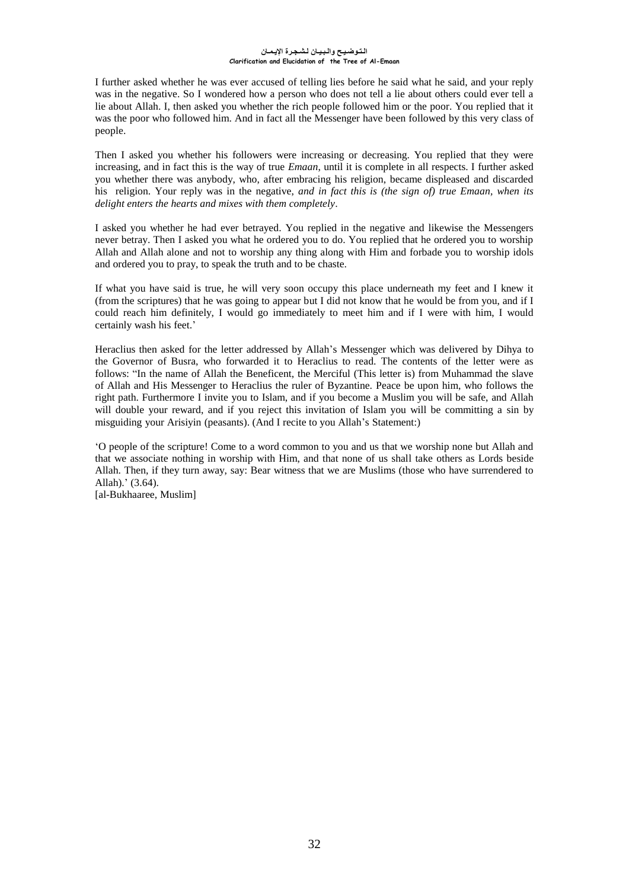I further asked whether he was ever accused of telling lies before he said what he said, and your reply was in the negative. So I wondered how a person who does not tell a lie about others could ever tell a lie about Allah. I, then asked you whether the rich people followed him or the poor. You replied that it was the poor who followed him. And in fact all the Messenger have been followed by this very class of people.

Then I asked you whether his followers were increasing or decreasing. You replied that they were increasing, and in fact this is the way of true *Emaan*, until it is complete in all respects. I further asked you whether there was anybody, who, after embracing his religion, became displeased and discarded his religion. Your reply was in the negative, *and in fact this is (the sign of) true Emaan, when its delight enters the hearts and mixes with them completely*.

I asked you whether he had ever betrayed. You replied in the negative and likewise the Messengers never betray. Then I asked you what he ordered you to do. You replied that he ordered you to worship Allah and Allah alone and not to worship any thing along with Him and forbade you to worship idols and ordered you to pray, to speak the truth and to be chaste.

If what you have said is true, he will very soon occupy this place underneath my feet and I knew it (from the scriptures) that he was going to appear but I did not know that he would be from you, and if I could reach him definitely, I would go immediately to meet him and if I were with him, I would certainly wash his feet.'

Heraclius then asked for the letter addressed by Allah's Messenger which was delivered by Dihya to the Governor of Busra, who forwarded it to Heraclius to read. The contents of the letter were as follows: "In the name of Allah the Beneficent, the Merciful (This letter is) from Muhammad the slave of Allah and His Messenger to Heraclius the ruler of Byzantine. Peace be upon him, who follows the right path. Furthermore I invite you to Islam, and if you become a Muslim you will be safe, and Allah will double your reward, and if you reject this invitation of Islam you will be committing a sin by misguiding your Arisiyin (peasants). (And I recite to you Allah's Statement:)

'O people of the scripture! Come to a word common to you and us that we worship none but Allah and that we associate nothing in worship with Him, and that none of us shall take others as Lords beside Allah. Then, if they turn away, say: Bear witness that we are Muslims (those who have surrendered to Allah).' (3.64).
[al-Bukhaaree, Muslim]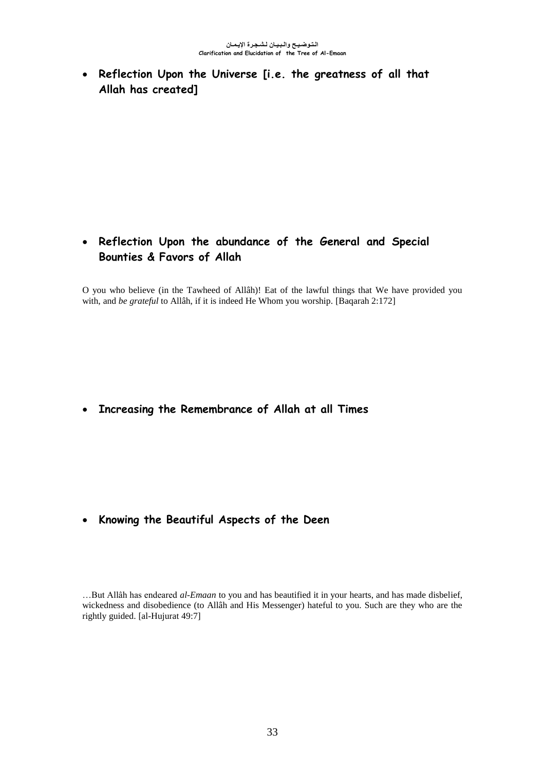- **Reflection Upon the Universe [i.e. the greatness of all that Allah has created]**

- **Reflection Upon the abundance of the General and Special Bounties & Favors of Allah**

O you who believe (in the Tawheed of Allâh)! Eat of the lawful things that We have provided you with, and *be grateful* to Allâh, if it is indeed He Whom you worship. [Baqarah 2:172]

- **Increasing the Remembrance of Allah at all Times**

- **Knowing the Beautiful Aspects of the Deen**

…But Allâh has endeared *al-Emaan* to you and has beautified it in your hearts, and has made disbelief, wickedness and disobedience (to Allâh and His Messenger) hateful to you. Such are they who are the rightly guided. [al-Hujurat 49:7]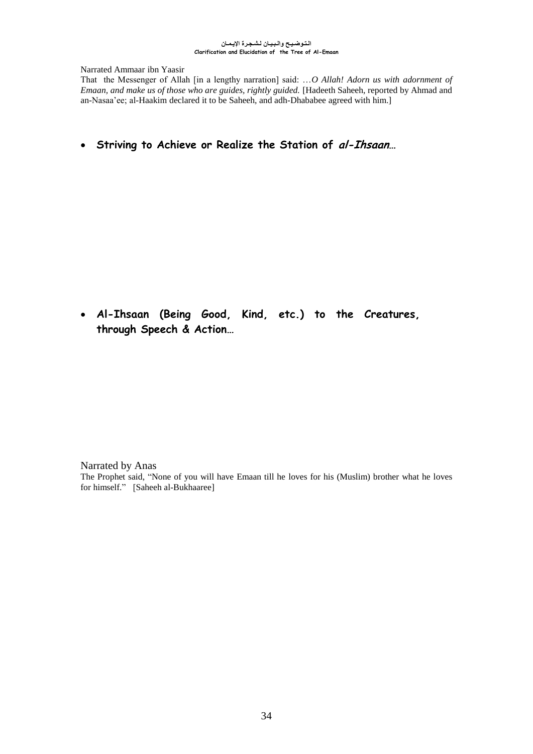Narrated Ammaar ibn Yaasir
That the Messenger of Allah [in a lengthy narration] said: …*O Allah! Adorn us with adornment of Emaan, and make us of those who are guides, rightly guided.* [Hadeeth Saheeh, reported by Ahmad and an-Nasaa'ee; al-Haakim declared it to be Saheeh, and adh-Dhababee agreed with him.]

- **Striving to Achieve or Realize the Station of *al-Ihsaan*…**

- **Al-Ihsaan (Being Good, Kind, etc.) to the Creatures, through Speech & Action…**

Narrated by Anas
The Prophet said, "None of you will have Emaan till he loves for his (Muslim) brother what he loves for himself." [Saheeh al-Bukhaaree]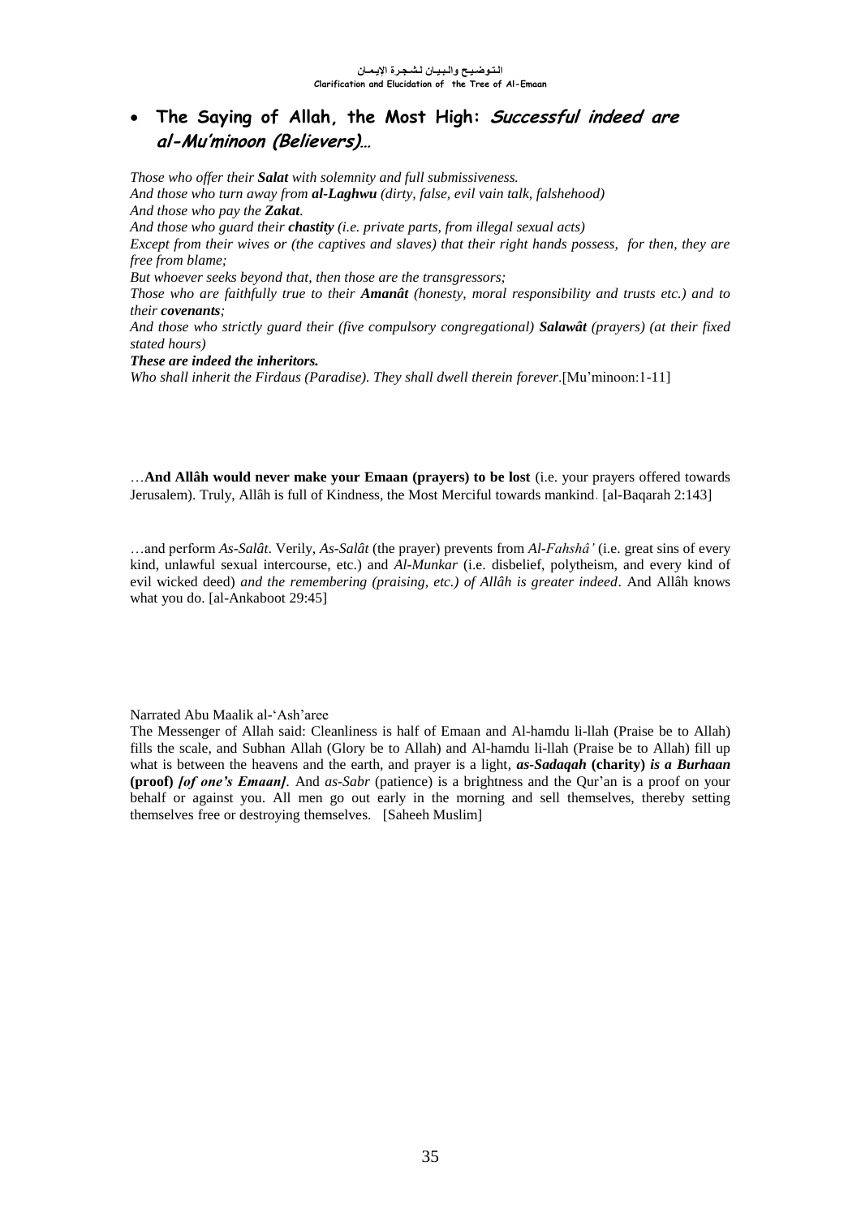- **The Saying of Allah, the Most High:** ***Successful indeed are al-Mu'minoon (Believers)…***

*Those who offer their **Salat** with solemnity and full submissiveness.*
*And those who turn away from **al-Laghwu** (dirty, false, evil vain talk, falshehood)*
*And those who pay the **Zakat**.*
*And those who guard their **chastity** (i.e. private parts, from illegal sexual acts)*
*Except from their wives or (the captives and slaves) that their right hands possess, for then, they are free from blame;*
*But whoever seeks beyond that, then those are the transgressors;*
*Those who are faithfully true to their **Amanât** (honesty, moral responsibility and trusts etc.) and to their **covenants**;*
*And those who strictly guard their (five compulsory congregational) **Salawât** (prayers) (at their fixed stated hours)*
***These are indeed the inheritors.***
*Who shall inherit the Firdaus (Paradise). They shall dwell therein forever.*[Mu'minoon:1-11]

…**And Allâh would never make your Emaan (prayers) to be lost** (i.e. your prayers offered towards Jerusalem). Truly, Allâh is full of Kindness, the Most Merciful towards mankind. [al-Baqarah 2:143]

…and perform *As-Salât*. Verily, *As-Salât* (the prayer) prevents from *Al-Fahshâ'* (i.e. great sins of every kind, unlawful sexual intercourse, etc.) and *Al-Munkar* (i.e. disbelief, polytheism, and every kind of evil wicked deed) *and the remembering (praising, etc.) of Allâh is greater indeed*. And Allâh knows what you do. [al-Ankaboot 29:45]

Narrated Abu Maalik al-'Ash'aree
The Messenger of Allah said: Cleanliness is half of Emaan and Al-hamdu li-llah (Praise be to Allah) fills the scale, and Subhan Allah (Glory be to Allah) and Al-hamdu li-llah (Praise be to Allah) fill up what is between the heavens and the earth, and prayer is a light, ***as-Sadaqah* (charity) *is a Burhaan* (proof) *[of one's Emaan]***. And *as-Sabr* (patience) is a brightness and the Qur'an is a proof on your behalf or against you. All men go out early in the morning and sell themselves, thereby setting themselves free or destroying themselves. [Saheeh Muslim]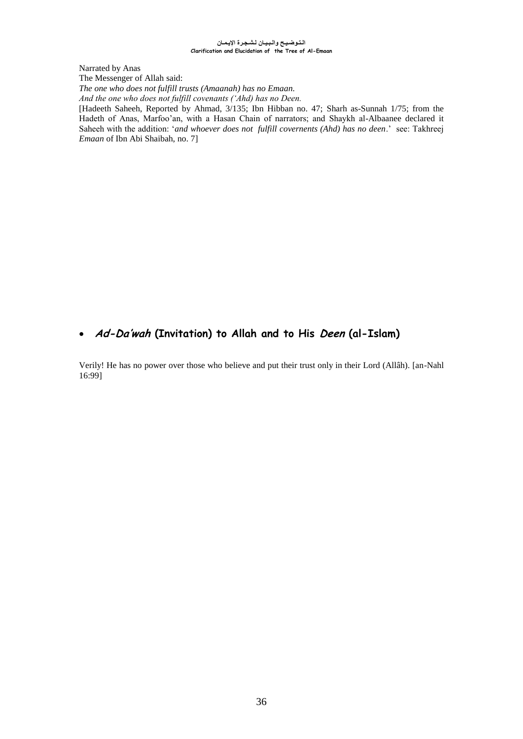Narrated by Anas
The Messenger of Allah said:
*The one who does not fulfill trusts (Amaanah) has no Emaan.*
*And the one who does not fulfill covenants ('Ahd) has no Deen.*
[Hadeeth Saheeh, Reported by Ahmad, 3/135; Ibn Hibban no. 47; Sharh as-Sunnah 1/75; from the Hadeth of Anas, Marfoo'an, with a Hasan Chain of narrators; and Shaykh al-Albaanee declared it Saheeh with the addition: '*and whoever does not fulfill covernents (Ahd) has no deen*.' see: Takhreej *Emaan* of Ibn Abi Shaibah, no. 7]

- ***Ad-Da'wah* (Invitation) to Allah and to His *Deen* (al-Islam)**

Verily! He has no power over those who believe and put their trust only in their Lord (Allâh). [an-Nahl 16:99]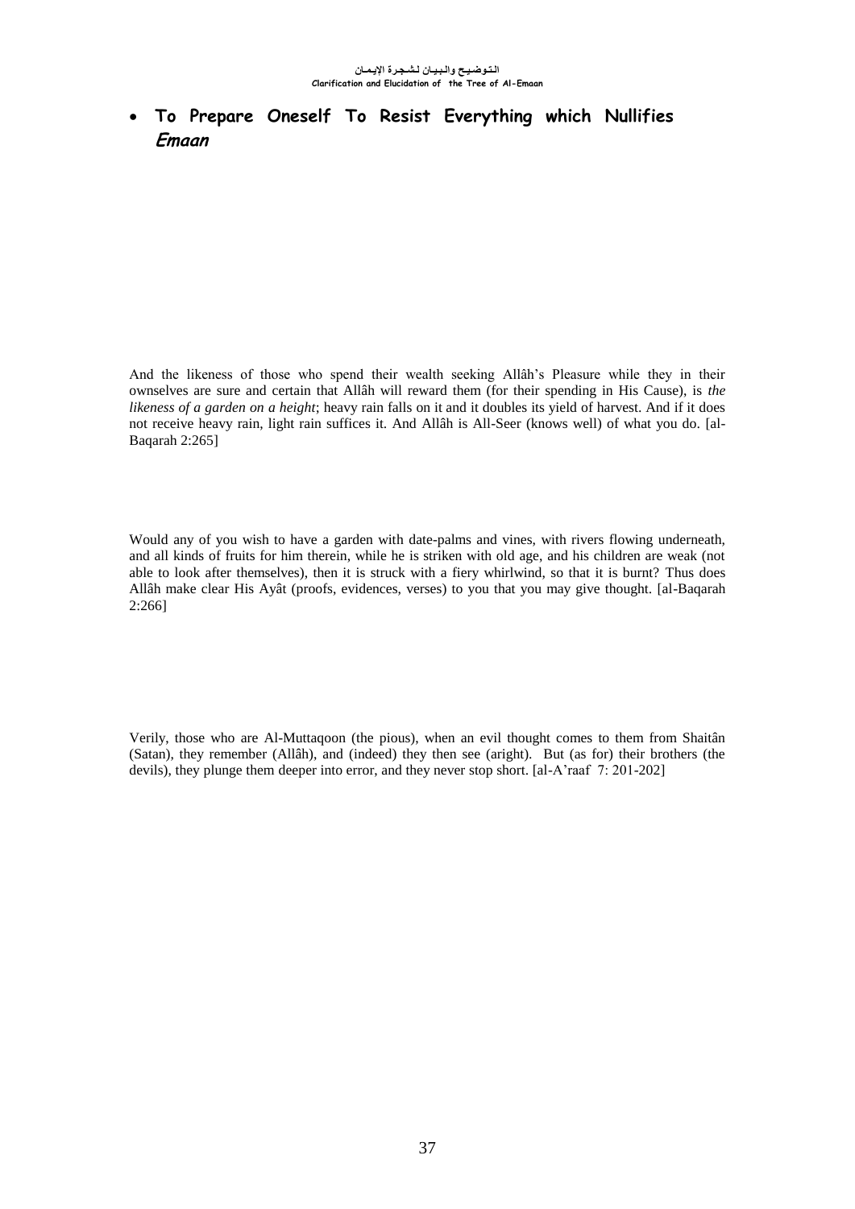- **To Prepare Oneself To Resist Everything which Nullifies *Emaan***

And the likeness of those who spend their wealth seeking Allâh's Pleasure while they in their ownselves are sure and certain that Allâh will reward them (for their spending in His Cause), is *the likeness of a garden on a height*; heavy rain falls on it and it doubles its yield of harvest. And if it does not receive heavy rain, light rain suffices it. And Allâh is All-Seer (knows well) of what you do. [al-Baqarah 2:265]

Would any of you wish to have a garden with date-palms and vines, with rivers flowing underneath, and all kinds of fruits for him therein, while he is striken with old age, and his children are weak (not able to look after themselves), then it is struck with a fiery whirlwind, so that it is burnt? Thus does Allâh make clear His Ayât (proofs, evidences, verses) to you that you may give thought. [al-Baqarah 2:266]

Verily, those who are Al-Muttaqoon (the pious), when an evil thought comes to them from Shaitân (Satan), they remember (Allâh), and (indeed) they then see (aright). But (as for) their brothers (the devils), they plunge them deeper into error, and they never stop short. [al-A'raaf 7: 201-202]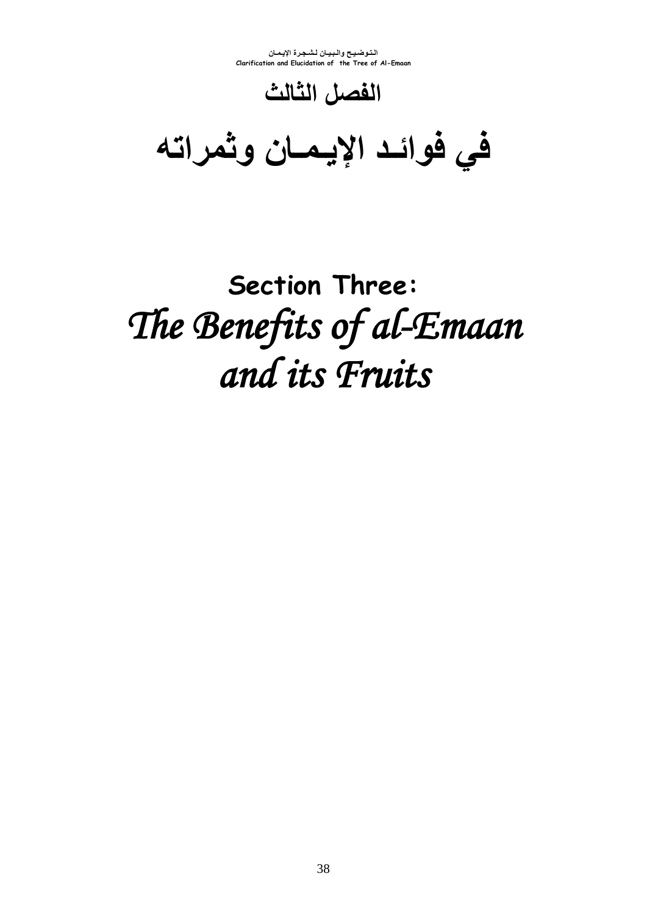# الفصل الثالث

# في فوائـد الإيـمـان وثمراته

# Section Three:

# *The Benefits of al-Emaan and its Fruits*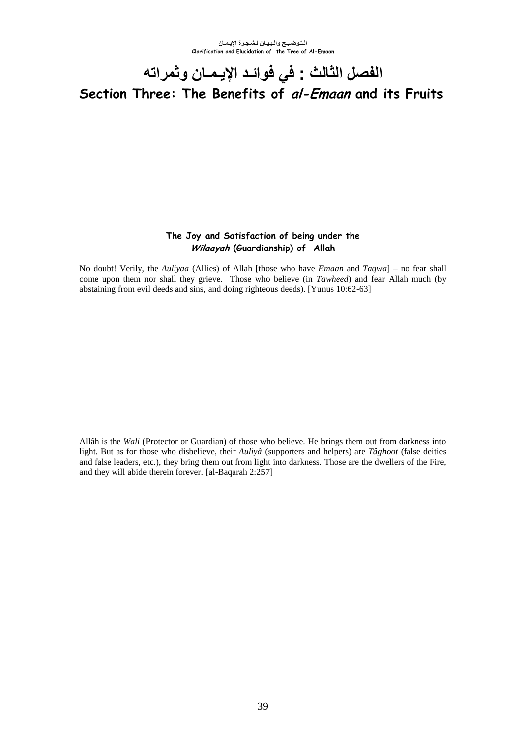# الفصل الثالث : في فوائد الإيمان وثمراته

# Section Three: The Benefits of *al-Emaan* and its Fruits

### The Joy and Satisfaction of being under the *Wilaayah* (Guardianship) of Allah

No doubt! Verily, the *Auliyaa* (Allies) of Allah [those who have *Emaan* and *Taqwa*] – no fear shall come upon them nor shall they grieve. Those who believe (in *Tawheed*) and fear Allah much (by abstaining from evil deeds and sins, and doing righteous deeds). [Yunus 10:62-63]

Allâh is the *Wali* (Protector or Guardian) of those who believe. He brings them out from darkness into light. But as for those who disbelieve, their *Auliyâ* (supporters and helpers) are *Tâghoot* (false deities and false leaders, etc.), they bring them out from light into darkness. Those are the dwellers of the Fire, and they will abide therein forever. [al-Baqarah 2:257]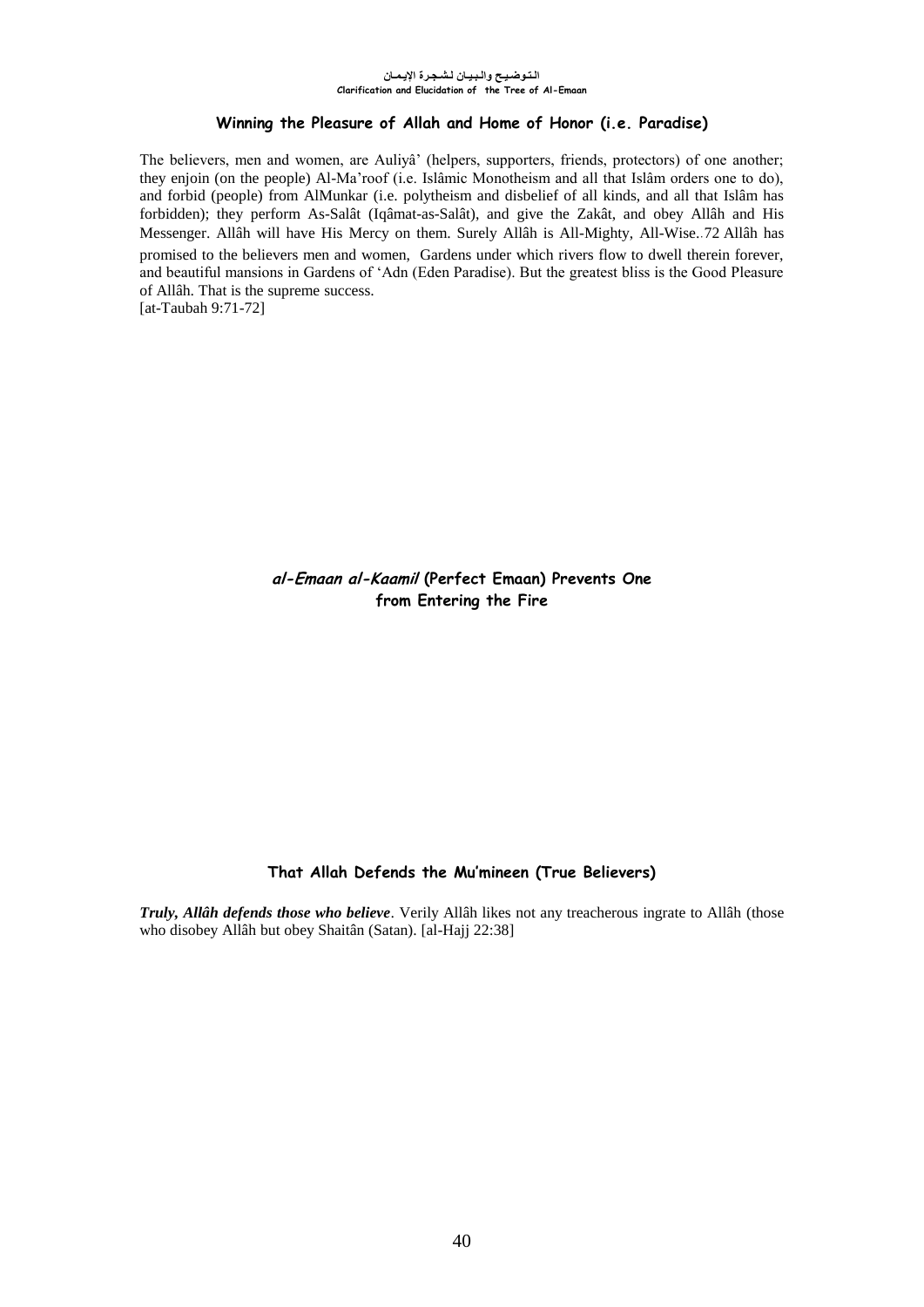### Winning the Pleasure of Allah and Home of Honor (i.e. Paradise)

The believers, men and women, are Auliyâ' (helpers, supporters, friends, protectors) of one another; they enjoin (on the people) Al-Ma'roof (i.e. Islâmic Monotheism and all that Islâm orders one to do), and forbid (people) from AlMunkar (i.e. polytheism and disbelief of all kinds, and all that Islâm has forbidden); they perform As-Salât (Iqâmat-as-Salât), and give the Zakât, and obey Allâh and His Messenger. Allâh will have His Mercy on them. Surely Allâh is All-Mighty, All-Wise..72 Allâh has promised to the believers men and women, Gardens under which rivers flow to dwell therein forever, and beautiful mansions in Gardens of 'Adn (Eden Paradise). But the greatest bliss is the Good Pleasure of Allâh. That is the supreme success.
[at-Taubah 9:71-72]

### *al-Emaan al-Kaamil* (Perfect Emaan) Prevents One from Entering the Fire

### That Allah Defends the Mu'mineen (True Believers)

***Truly, Allâh defends those who believe***. Verily Allâh likes not any treacherous ingrate to Allâh (those who disobey Allâh but obey Shaitân (Satan). [al-Hajj 22:38]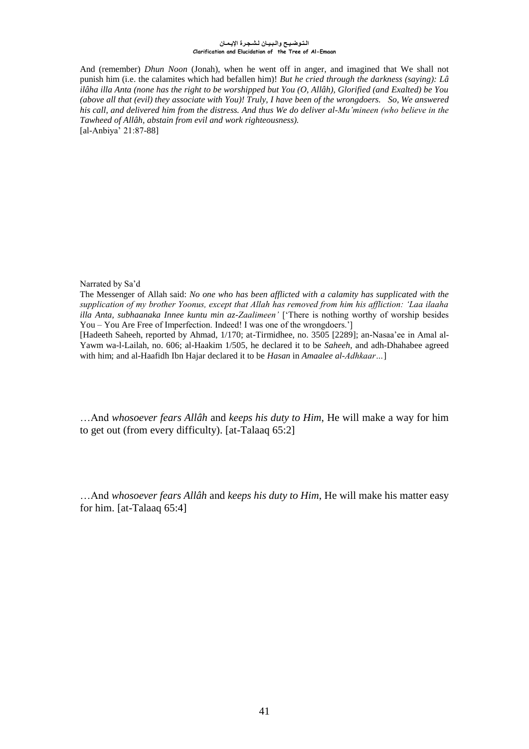And (remember) *Dhun Noon* (Jonah), when he went off in anger, and imagined that We shall not punish him (i.e. the calamites which had befallen him)! *But he cried through the darkness (saying): Lâ ilâha illa Anta (none has the right to be worshipped but You (O, Allâh), Glorified (and Exalted) be You (above all that (evil) they associate with You)! Truly, I have been of the wrongdoers. So, We answered his call, and delivered him from the distress. And thus We do deliver al-Mu'mineen (who believe in the Tawheed of Allâh, abstain from evil and work righteousness).*
[al-Anbiya' 21:87-88]

Narrated by Sa'd
The Messenger of Allah said: *No one who has been afflicted with a calamity has supplicated with the supplication of my brother Yoonus, except that Allah has removed from him his affliction: 'Laa ilaaha illa Anta, subhaanaka Innee kuntu min az-Zaalimeen'* ['There is nothing worthy of worship besides You – You Are Free of Imperfection. Indeed! I was one of the wrongdoers.']
[Hadeeth Saheeh, reported by Ahmad, 1/170; at-Tirmidhee, no. 3505 [2289]; an-Nasaa'ee in Amal al-Yawm wa-l-Lailah, no. 606; al-Haakim 1/505, he declared it to be *Saheeh*, and adh-Dhahabee agreed with him; and al-Haafidh Ibn Hajar declared it to be *Hasan* in *Amaalee al-Adhkaar…*]

…And *whosoever fears Allâh* and *keeps his duty to Him*, He will make a way for him to get out (from every difficulty). [at-Talaaq 65:2]

…And *whosoever fears Allâh* and *keeps his duty to Him*, He will make his matter easy for him. [at-Talaaq 65:4]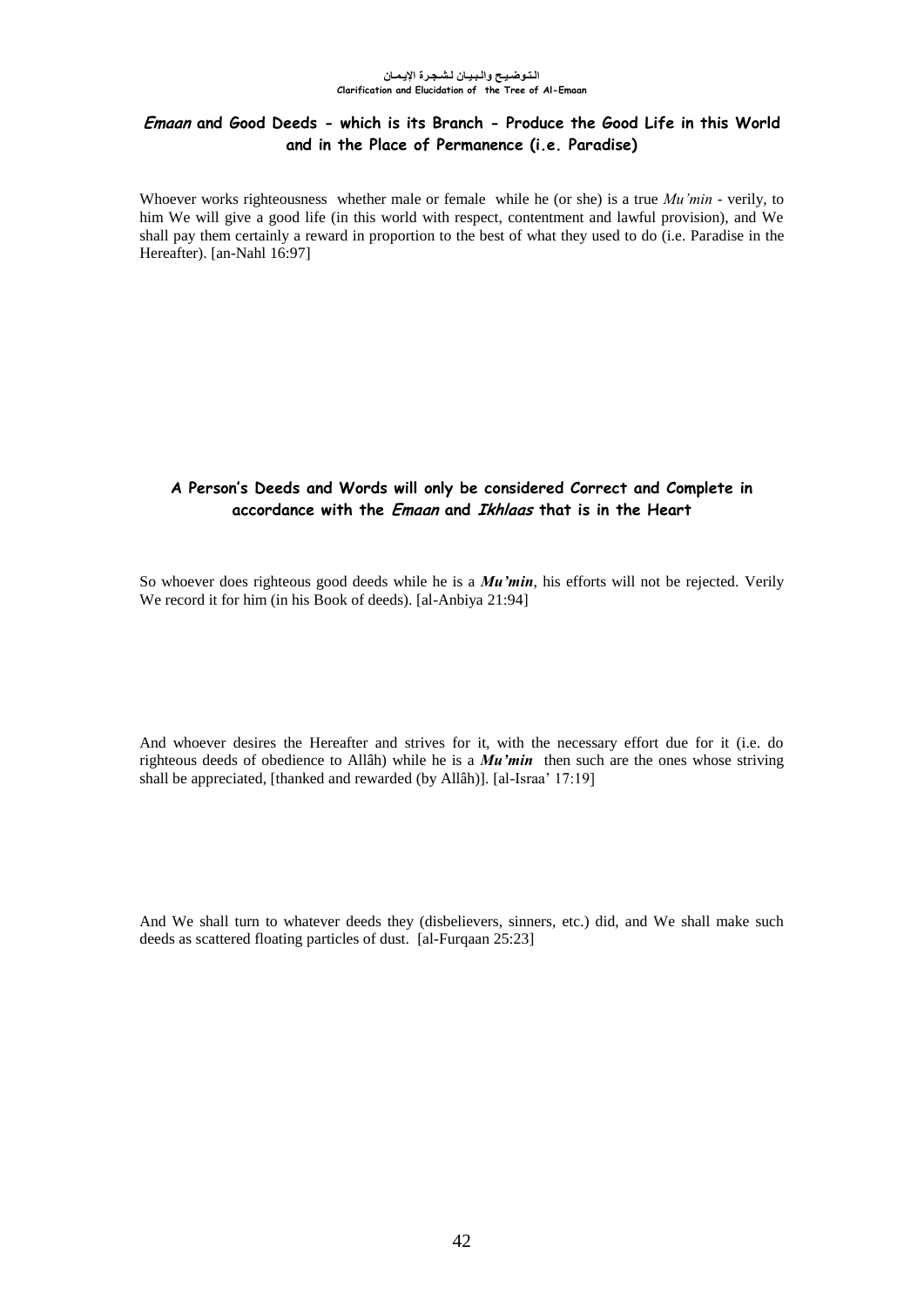## *Emaan* and Good Deeds - which is its Branch - Produce the Good Life in this World and in the Place of Permanence (i.e. Paradise)

Whoever works righteousness whether male or female while he (or she) is a true *Mu'min* - verily, to him We will give a good life (in this world with respect, contentment and lawful provision), and We shall pay them certainly a reward in proportion to the best of what they used to do (i.e. Paradise in the Hereafter). [an-Nahl 16:97]

## A Person's Deeds and Words will only be considered Correct and Complete in accordance with the *Emaan* and *Ikhlaas* that is in the Heart

So whoever does righteous good deeds while he is a ***Mu'min***, his efforts will not be rejected. Verily We record it for him (in his Book of deeds). [al-Anbiya 21:94]

And whoever desires the Hereafter and strives for it, with the necessary effort due for it (i.e. do righteous deeds of obedience to Allâh) while he is a ***Mu'min*** then such are the ones whose striving shall be appreciated, [thanked and rewarded (by Allâh)]. [al-Israa' 17:19]

And We shall turn to whatever deeds they (disbelievers, sinners, etc.) did, and We shall make such deeds as scattered floating particles of dust. [al-Furqaan 25:23]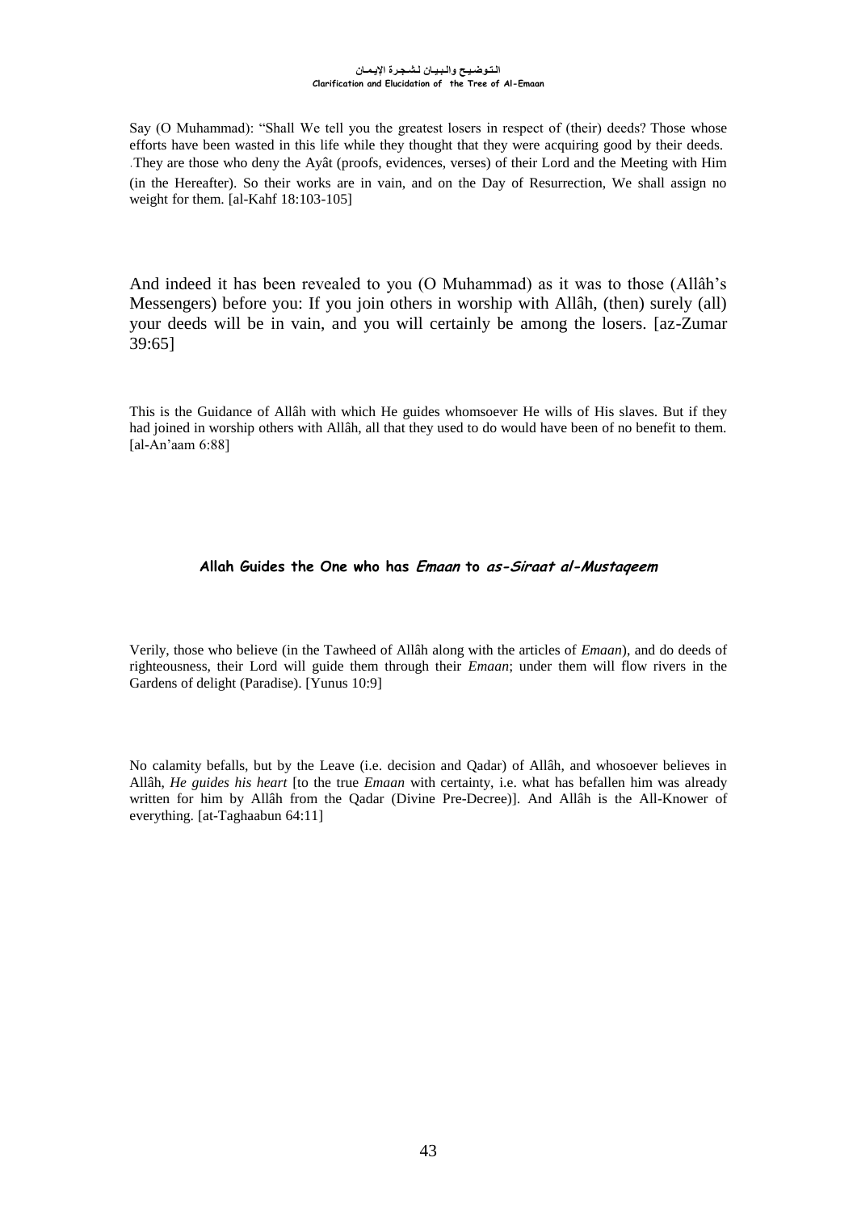Say (O Muhammad): "Shall We tell you the greatest losers in respect of (their) deeds? Those whose efforts have been wasted in this life while they thought that they were acquiring good by their deeds. .They are those who deny the Ayât (proofs, evidences, verses) of their Lord and the Meeting with Him (in the Hereafter). So their works are in vain, and on the Day of Resurrection, We shall assign no weight for them. [al-Kahf 18:103-105]

And indeed it has been revealed to you (O Muhammad) as it was to those (Allâh's Messengers) before you: If you join others in worship with Allâh, (then) surely (all) your deeds will be in vain, and you will certainly be among the losers. [az-Zumar 39:65]

This is the Guidance of Allâh with which He guides whomsoever He wills of His slaves. But if they had joined in worship others with Allâh, all that they used to do would have been of no benefit to them. [al-An'aam 6:88]

### Allah Guides the One who has *Emaan* to *as-Siraat al-Mustaqeem*

Verily, those who believe (in the Tawheed of Allâh along with the articles of *Emaan*), and do deeds of righteousness, their Lord will guide them through their *Emaan*; under them will flow rivers in the Gardens of delight (Paradise). [Yunus 10:9]

No calamity befalls, but by the Leave (i.e. decision and Qadar) of Allâh, and whosoever believes in Allâh, *He guides his heart* [to the true *Emaan* with certainty, i.e. what has befallen him was already written for him by Allâh from the Qadar (Divine Pre-Decree)]. And Allâh is the All-Knower of everything. [at-Taghaabun 64:11]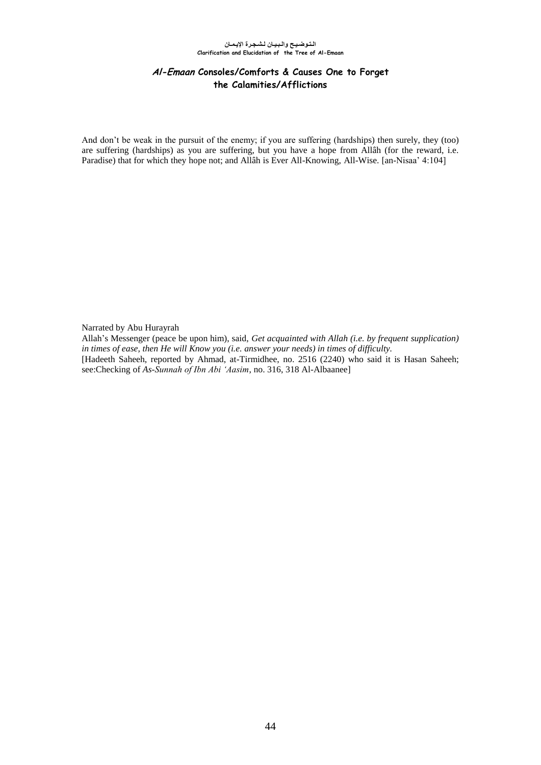## *Al-Emaan* Consoles/Comforts & Causes One to Forget the Calamities/Afflictions

And don't be weak in the pursuit of the enemy; if you are suffering (hardships) then surely, they (too) are suffering (hardships) as you are suffering, but you have a hope from Allâh (for the reward, i.e. Paradise) that for which they hope not; and Allâh is Ever All-Knowing, All-Wise. [an-Nisaa' 4:104]

Narrated by Abu Hurayrah

Allah's Messenger (peace be upon him), said, *Get acquainted with Allah (i.e. by frequent supplication) in times of ease, then He will Know you (i.e. answer your needs) in times of difficulty.*

[Hadeeth Saheeh, reported by Ahmad, at-Tirmidhee, no. 2516 (2240) who said it is Hasan Saheeh; see:Checking of *As-Sunnah of Ibn Abi 'Aasim*, no. 316, 318 Al-Albaanee]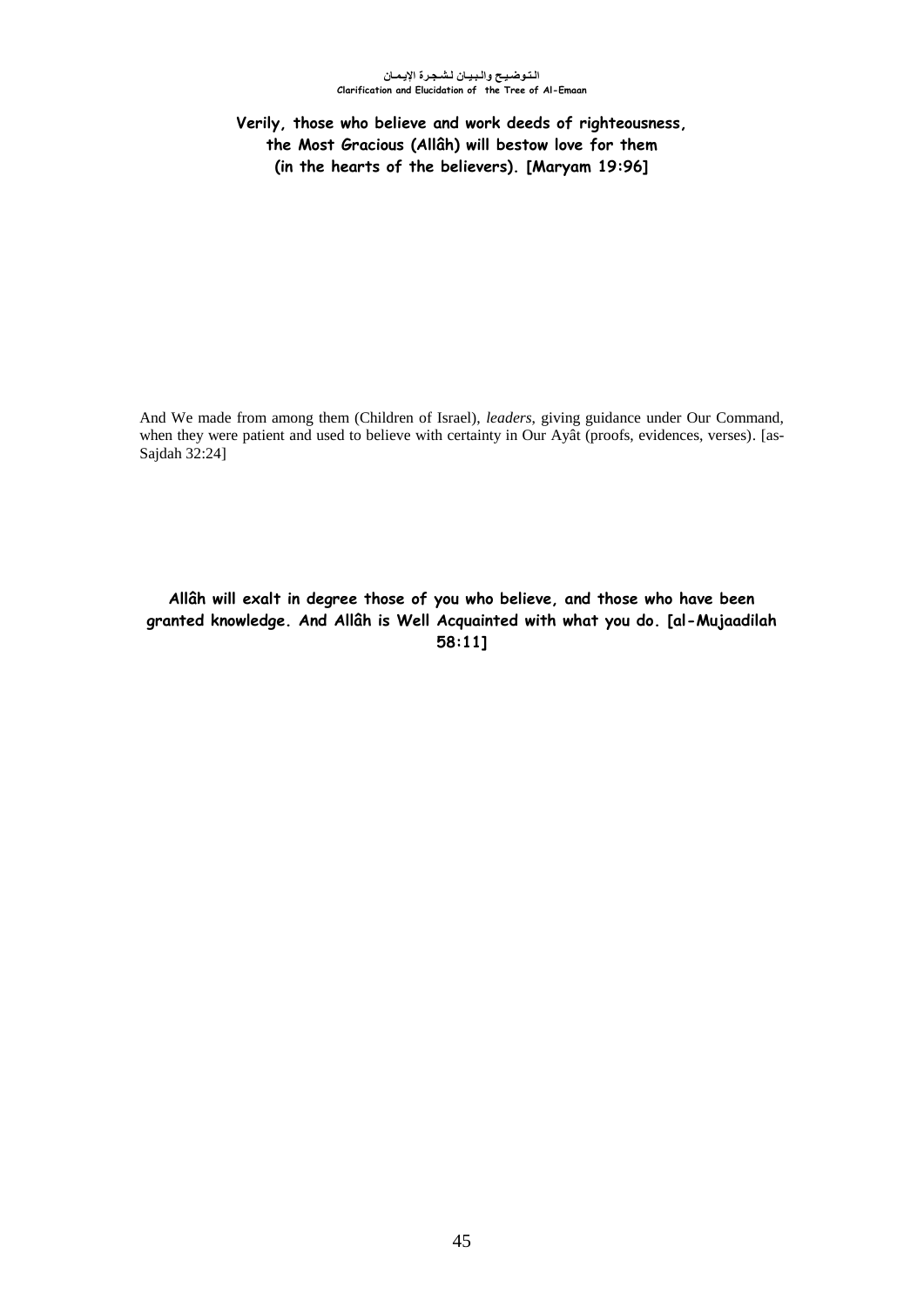**Verily, those who believe and work deeds of righteousness, the Most Gracious (Allâh) will bestow love for them (in the hearts of the believers). [Maryam 19:96]**

And We made from among them (Children of Israel), *leaders*, giving guidance under Our Command, when they were patient and used to believe with certainty in Our Ayât (proofs, evidences, verses). [as-Sajdah 32:24]

**Allâh will exalt in degree those of you who believe, and those who have been granted knowledge. And Allâh is Well Acquainted with what you do. [al-Mujaadilah 58:11]**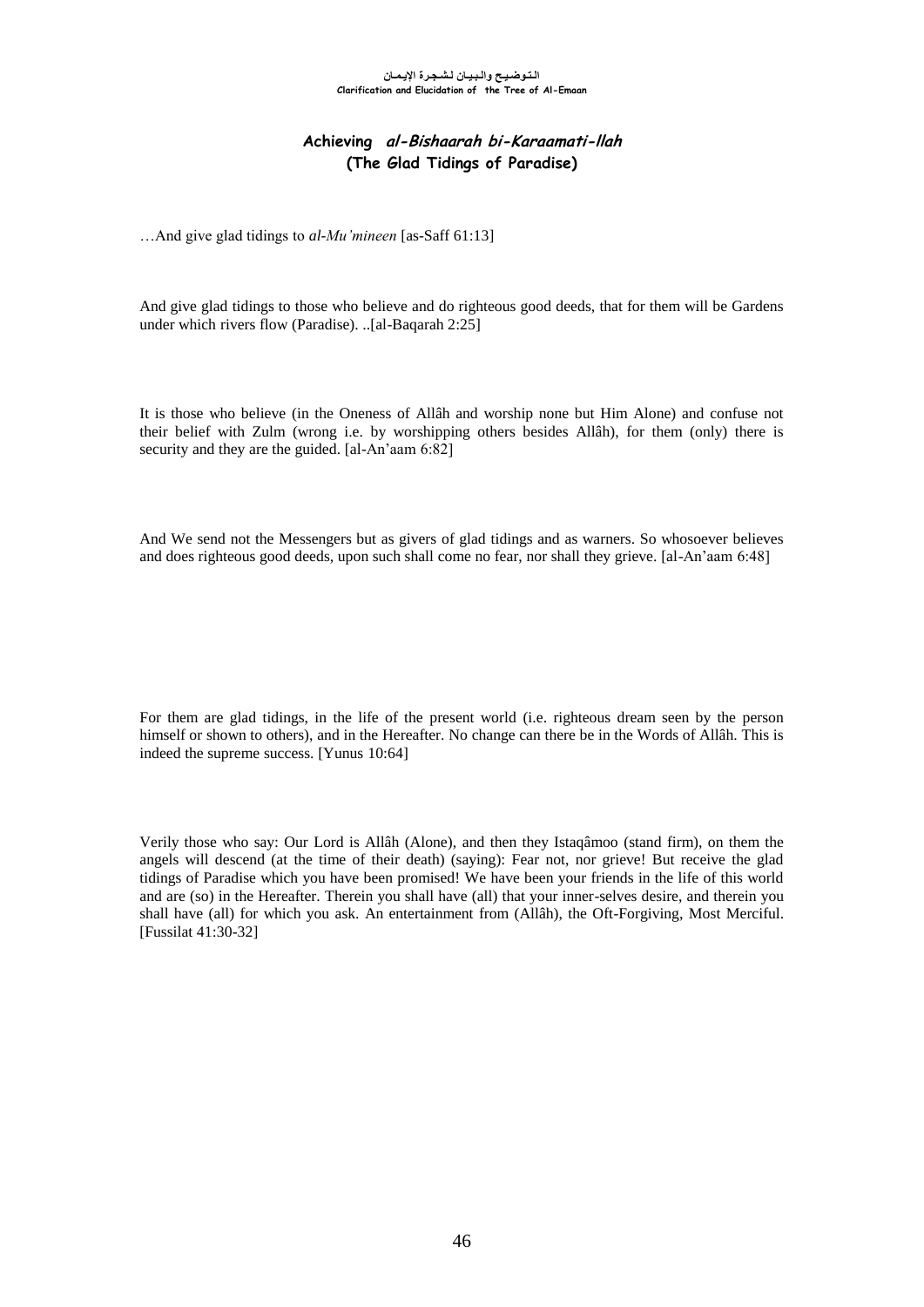## Achieving *al-Bishaarah bi-Karaamati-llah* (The Glad Tidings of Paradise)

…And give glad tidings to *al-Mu'mineen* [as-Saff 61:13]

And give glad tidings to those who believe and do righteous good deeds, that for them will be Gardens under which rivers flow (Paradise). ..[al-Baqarah 2:25]

It is those who believe (in the Oneness of Allâh and worship none but Him Alone) and confuse not their belief with Zulm (wrong i.e. by worshipping others besides Allâh), for them (only) there is security and they are the guided. [al-An'aam 6:82]

And We send not the Messengers but as givers of glad tidings and as warners. So whosoever believes and does righteous good deeds, upon such shall come no fear, nor shall they grieve. [al-An'aam 6:48]

For them are glad tidings, in the life of the present world (i.e. righteous dream seen by the person himself or shown to others), and in the Hereafter. No change can there be in the Words of Allâh. This is indeed the supreme success. [Yunus 10:64]

Verily those who say: Our Lord is Allâh (Alone), and then they Istaqâmoo (stand firm), on them the angels will descend (at the time of their death) (saying): Fear not, nor grieve! But receive the glad tidings of Paradise which you have been promised! We have been your friends in the life of this world and are (so) in the Hereafter. Therein you shall have (all) that your inner-selves desire, and therein you shall have (all) for which you ask. An entertainment from (Allâh), the Oft-Forgiving, Most Merciful. [Fussilat 41:30-32]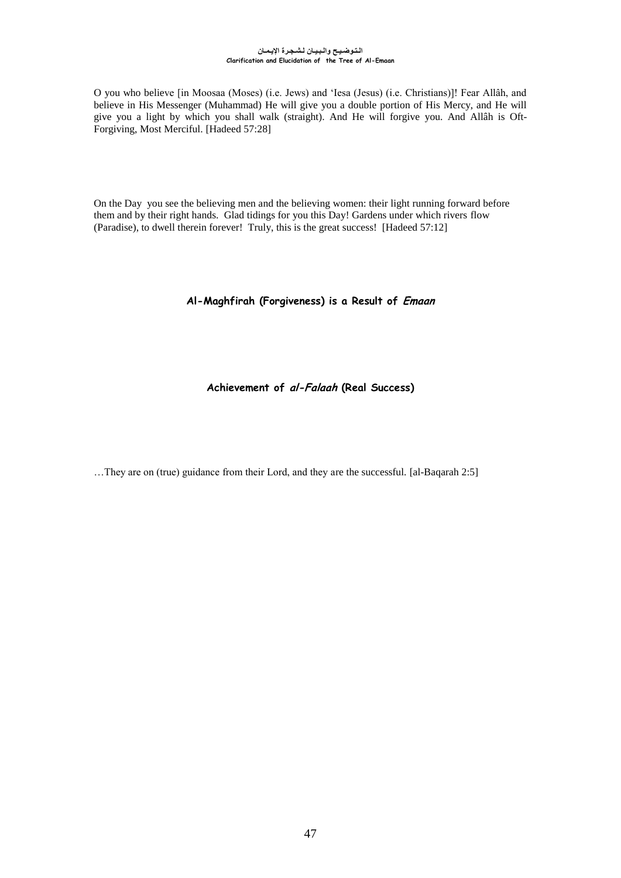O you who believe [in Moosaa (Moses) (i.e. Jews) and 'Iesa (Jesus) (i.e. Christians)]! Fear Allâh, and believe in His Messenger (Muhammad) He will give you a double portion of His Mercy, and He will give you a light by which you shall walk (straight). And He will forgive you. And Allâh is Oft-Forgiving, Most Merciful. [Hadeed 57:28]

On the Day you see the believing men and the believing women: their light running forward before them and by their right hands. Glad tidings for you this Day! Gardens under which rivers flow (Paradise), to dwell therein forever! Truly, this is the great success! [Hadeed 57:12]

### Al-Maghfirah (Forgiveness) is a Result of *Emaan*

### Achievement of *al-Falaah* (Real Success)

…They are on (true) guidance from their Lord, and they are the successful. [al-Baqarah 2:5]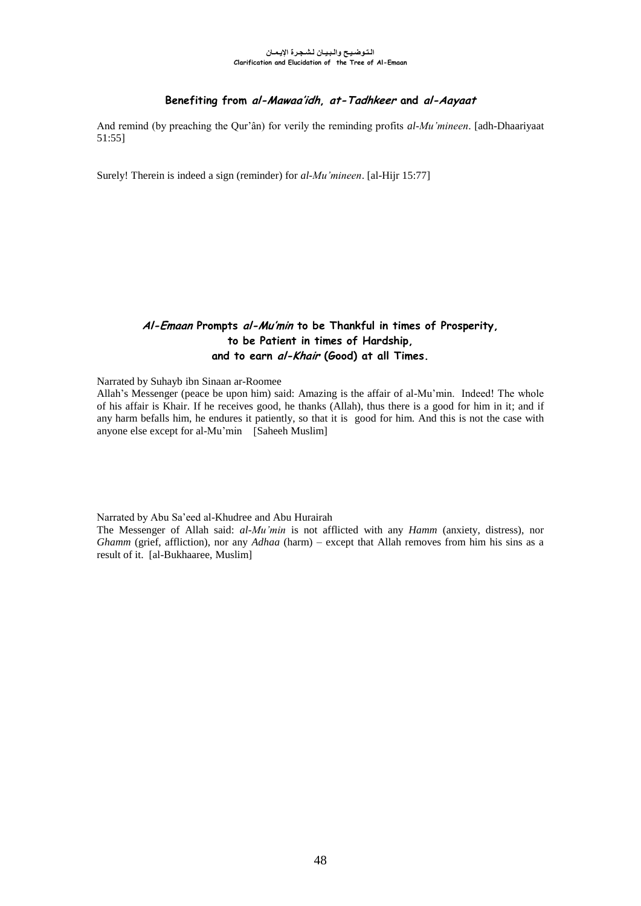## Benefiting from *al-Mawaa'idh, at-Tadhkeer* and *al-Aayaat*

And remind (by preaching the Qur'ân) for verily the reminding profits *al-Mu'mineen*. [adh-Dhaariyaat 51:55]

Surely! Therein is indeed a sign (reminder) for *al-Mu'mineen*. [al-Hijr 15:77]

## *Al-Emaan* Prompts *al-Mu'min* to be Thankful in times of Prosperity, to be Patient in times of Hardship, and to earn *al-Khair* (Good) at all Times.

Narrated by Suhayb ibn Sinaan ar-Roomee

Allah's Messenger (peace be upon him) said: Amazing is the affair of al-Mu'min. Indeed! The whole of his affair is Khair. If he receives good, he thanks (Allah), thus there is a good for him in it; and if any harm befalls him, he endures it patiently, so that it is good for him. And this is not the case with anyone else except for al-Mu'min [Saheeh Muslim]

Narrated by Abu Sa'eed al-Khudree and Abu Hurairah

The Messenger of Allah said: *al-Mu'min* is not afflicted with any *Hamm* (anxiety, distress), nor *Ghamm* (grief, affliction), nor any *Adhaa* (harm) – except that Allah removes from him his sins as a result of it. [al-Bukhaaree, Muslim]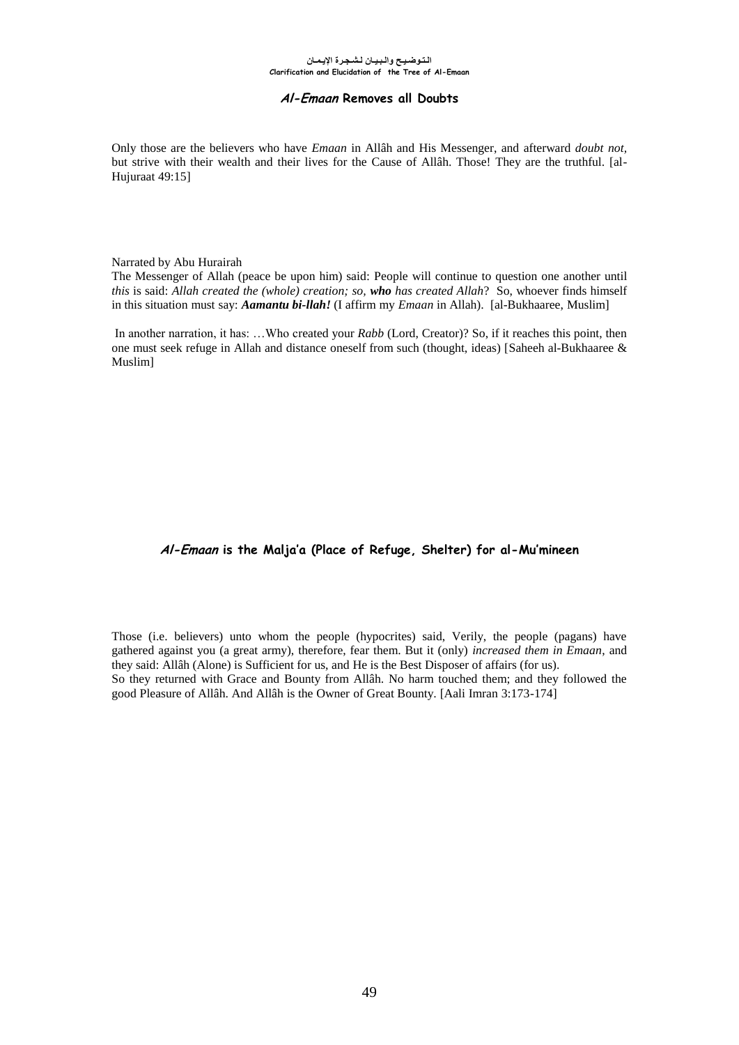## *Al-Emaan* Removes all Doubts

Only those are the believers who have *Emaan* in Allâh and His Messenger, and afterward *doubt not,* but strive with their wealth and their lives for the Cause of Allâh. Those! They are the truthful. [al-Hujuraat 49:15]

Narrated by Abu Hurairah
The Messenger of Allah (peace be upon him) said: People will continue to question one another until *this* is said: *Allah created the (whole) creation; so,* ***who*** *has created Allah*? So, whoever finds himself in this situation must say: ***Aamantu bi-llah!*** (I affirm my *Emaan* in Allah). [al-Bukhaaree, Muslim]

In another narration, it has: …Who created your *Rabb* (Lord, Creator)? So, if it reaches this point, then one must seek refuge in Allah and distance oneself from such (thought, ideas) [Saheeh al-Bukhaaree & Muslim]

## *Al-Emaan* is the Malja'a (Place of Refuge, Shelter) for al-Mu'mineen

Those (i.e. believers) unto whom the people (hypocrites) said, Verily, the people (pagans) have gathered against you (a great army), therefore, fear them. But it (only) *increased them in Emaan*, and they said: Allâh (Alone) is Sufficient for us, and He is the Best Disposer of affairs (for us).
So they returned with Grace and Bounty from Allâh. No harm touched them; and they followed the good Pleasure of Allâh. And Allâh is the Owner of Great Bounty. [Aali Imran 3:173-174]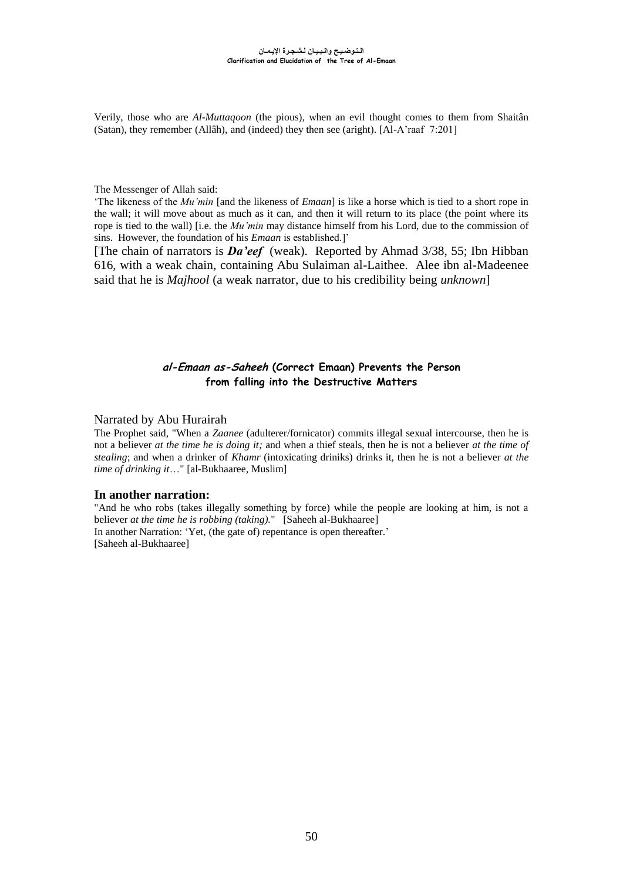Verily, those who are *Al-Muttaqoon* (the pious), when an evil thought comes to them from Shaitân (Satan), they remember (Allâh), and (indeed) they then see (aright). [Al-A'raaf 7:201]

The Messenger of Allah said:

'The likeness of the *Mu'min* [and the likeness of *Emaan*] is like a horse which is tied to a short rope in the wall; it will move about as much as it can, and then it will return to its place (the point where its rope is tied to the wall) [i.e. the *Mu'min* may distance himself from his Lord, due to the commission of sins. However, the foundation of his *Emaan* is established.]'

[The chain of narrators is ***Da'eef*** (weak). Reported by Ahmad 3/38, 55; Ibn Hibban 616, with a weak chain, containing Abu Sulaiman al-Laithee. Alee ibn al-Madeenee said that he is *Majhool* (a weak narrator, due to his credibility being *unknown*]

### ***al-Emaan as-Saheeh*** **(Correct Emaan) Prevents the Person from falling into the Destructive Matters**

Narrated by Abu Hurairah

The Prophet said, "When a *Zaanee* (adulterer/fornicator) commits illegal sexual intercourse, then he is not a believer *at the time he is doing it;* and when a thief steals, then he is not a believer *at the time of stealing*; and when a drinker of *Khamr* (intoxicating driniks) drinks it, then he is not a believer *at the time of drinking it*…" [al-Bukhaaree, Muslim]

**In another narration:**

"And he who robs (takes illegally something by force) while the people are looking at him, is not a believer *at the time he is robbing (taking).*" [Saheeh al-Bukhaaree]

In another Narration: 'Yet, (the gate of) repentance is open thereafter.'
[Saheeh al-Bukhaaree]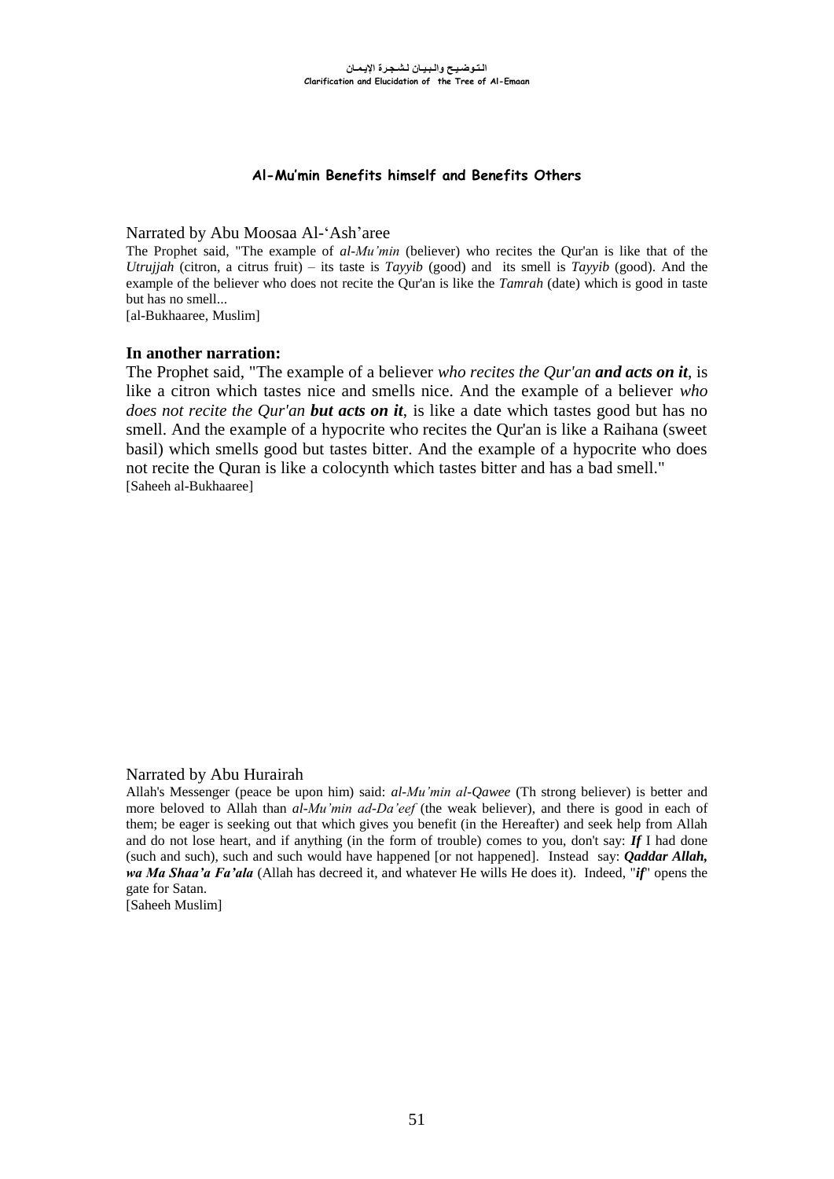## Al-Mu'min Benefits himself and Benefits Others

Narrated by Abu Moosaa Al-'Ash'aree

The Prophet said, "The example of *al-Mu'min* (believer) who recites the Qur'an is like that of the *Utrujjah* (citron, a citrus fruit) – its taste is *Tayyib* (good) and its smell is *Tayyib* (good). And the example of the believer who does not recite the Qur'an is like the *Tamrah* (date) which is good in taste but has no smell...

[al-Bukhaaree, Muslim]

**In another narration:**

The Prophet said, "The example of a believer *who recites the Qur'an* ***and acts on it***, is like a citron which tastes nice and smells nice. And the example of a believer *who does not recite the Qur'an* ***but acts on it***, is like a date which tastes good but has no smell. And the example of a hypocrite who recites the Qur'an is like a Raihana (sweet basil) which smells good but tastes bitter. And the example of a hypocrite who does not recite the Quran is like a colocynth which tastes bitter and has a bad smell."

[Saheeh al-Bukhaaree]

Narrated by Abu Hurairah

Allah's Messenger (peace be upon him) said: *al-Mu'min al-Qawee* (Th strong believer) is better and more beloved to Allah than *al-Mu'min ad-Da'eef* (the weak believer), and there is good in each of them; be eager is seeking out that which gives you benefit (in the Hereafter) and seek help from Allah and do not lose heart, and if anything (in the form of trouble) comes to you, don't say: ***If*** I had done (such and such), such and such would have happened [or not happened]. Instead say: ***Qaddar Allah, wa Ma Shaa'a Fa'ala*** (Allah has decreed it, and whatever He wills He does it). Indeed, "***if***" opens the gate for Satan.

[Saheeh Muslim]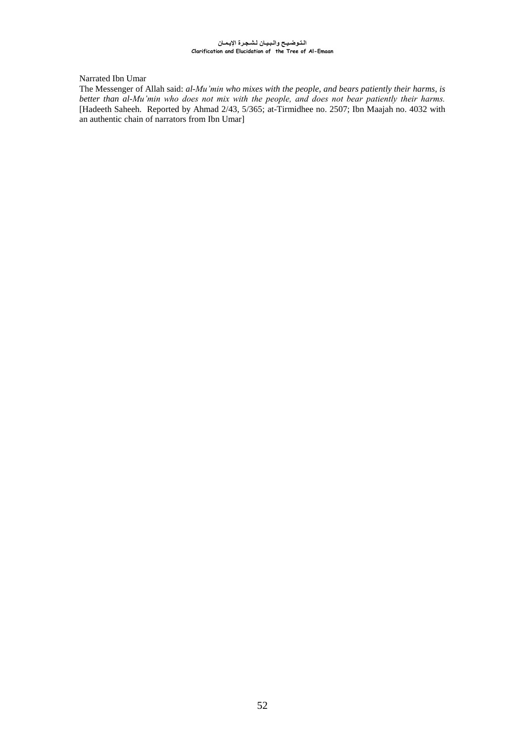Narrated Ibn Umar

The Messenger of Allah said: *al-Mu'min who mixes with the people, and bears patiently their harms, is better than al-Mu'min who does not mix with the people, and does not bear patiently their harms.* [Hadeeth Saheeh. Reported by Ahmad 2/43, 5/365; at-Tirmidhee no. 2507; Ibn Maajah no. 4032 with an authentic chain of narrators from Ibn Umar]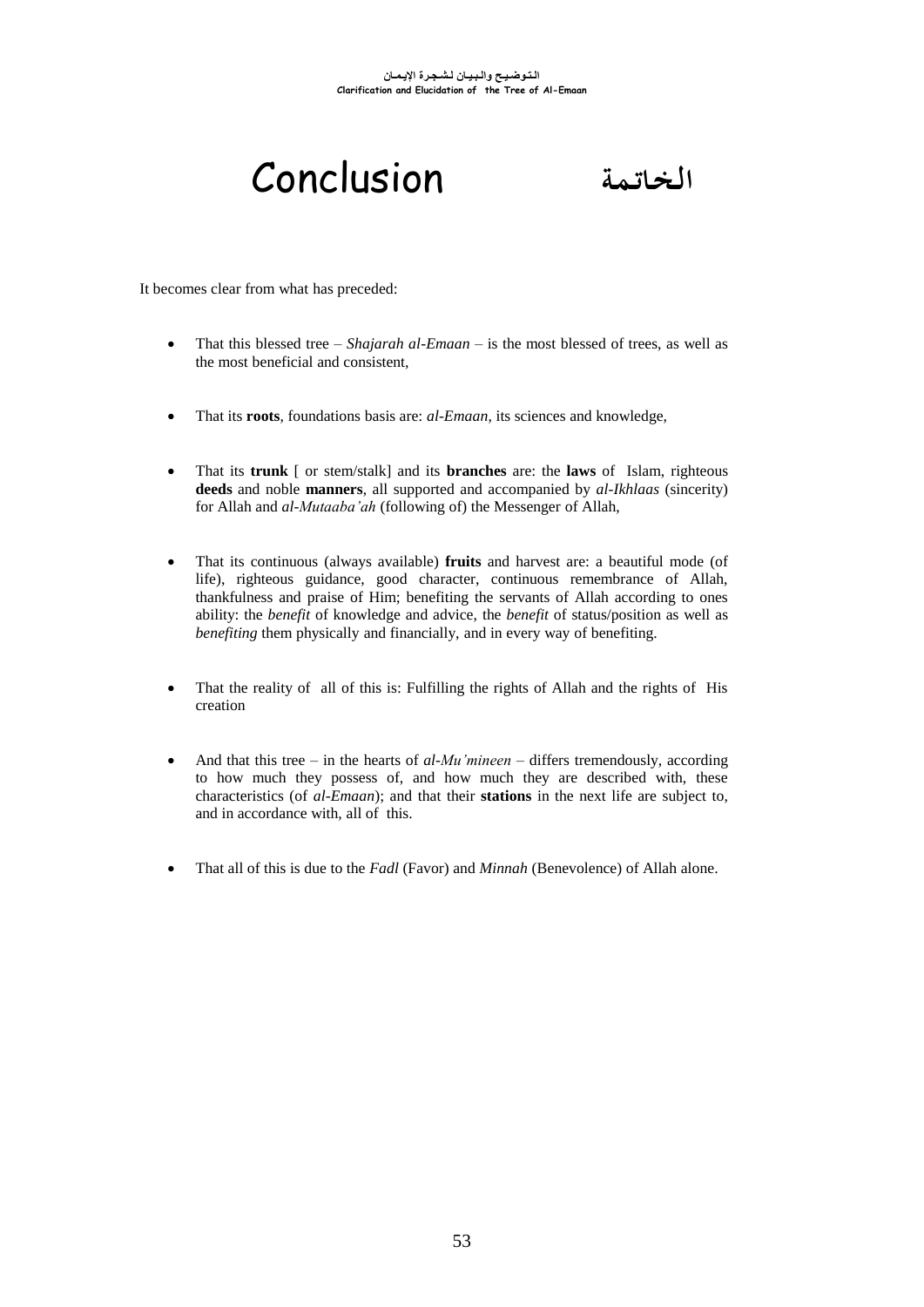# Conclusion الخاتمة

It becomes clear from what has preceded:

- That this blessed tree – *Shajarah al-Emaan* – is the most blessed of trees, as well as the most beneficial and consistent,

- That its **roots**, foundations basis are: *al-Emaan*, its sciences and knowledge,

- That its **trunk** [ or stem/stalk] and its **branches** are: the **laws** of Islam, righteous **deeds** and noble **manners**, all supported and accompanied by *al-Ikhlaas* (sincerity) for Allah and *al-Mutaaba'ah* (following of) the Messenger of Allah,

- That its continuous (always available) **fruits** and harvest are: a beautiful mode (of life), righteous guidance, good character, continuous remembrance of Allah, thankfulness and praise of Him; benefiting the servants of Allah according to ones ability: the *benefit* of knowledge and advice, the *benefit* of status/position as well as *benefiting* them physically and financially, and in every way of benefiting.

- That the reality of all of this is: Fulfilling the rights of Allah and the rights of His creation

- And that this tree – in the hearts of *al-Mu'mineen* – differs tremendously, according to how much they possess of, and how much they are described with, these characteristics (of *al-Emaan*); and that their **stations** in the next life are subject to, and in accordance with, all of this.

- That all of this is due to the *Fadl* (Favor) and *Minnah* (Benevolence) of Allah alone.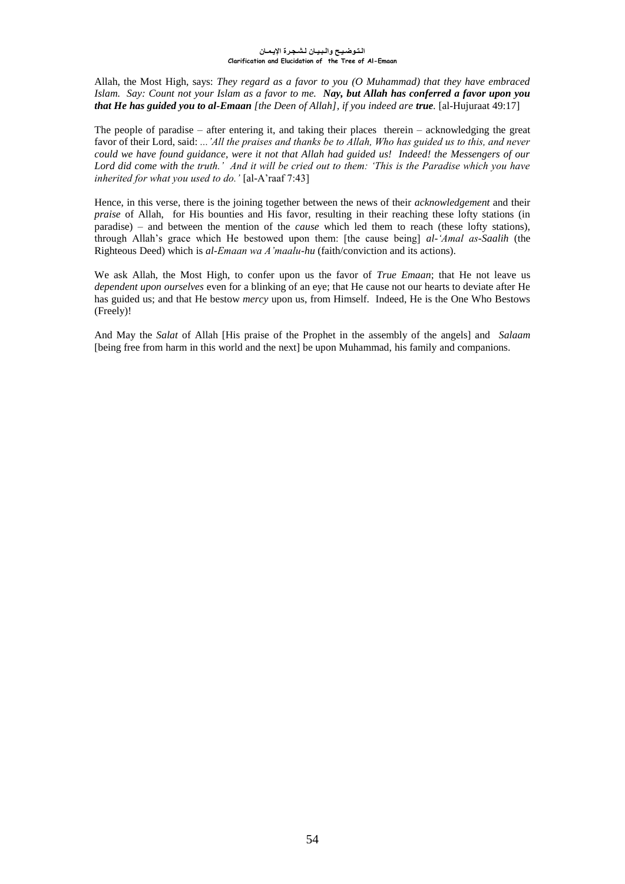Allah, the Most High, says: *They regard as a favor to you (O Muhammad) that they have embraced Islam. Say: Count not your Islam as a favor to me.* ***Nay, but Allah has conferred a favor upon you that He has guided you to al-Emaan*** *[the Deen of Allah], if you indeed are* ***true***. [al-Hujuraat 49:17]

The people of paradise – after entering it, and taking their places therein – acknowledging the great favor of their Lord, said: *...'All the praises and thanks be to Allah, Who has guided us to this, and never could we have found guidance, were it not that Allah had guided us! Indeed! the Messengers of our Lord did come with the truth.' And it will be cried out to them: 'This is the Paradise which you have inherited for what you used to do.'* [al-A'raaf 7:43]

Hence, in this verse, there is the joining together between the news of their *acknowledgement* and their *praise* of Allah, for His bounties and His favor, resulting in their reaching these lofty stations (in paradise) – and between the mention of the *cause* which led them to reach (these lofty stations), through Allah's grace which He bestowed upon them: [the cause being] *al-'Amal as-Saalih* (the Righteous Deed) which is *al-Emaan wa A'maalu-hu* (faith/conviction and its actions).

We ask Allah, the Most High, to confer upon us the favor of *True Emaan*; that He not leave us *dependent upon ourselves* even for a blinking of an eye; that He cause not our hearts to deviate after He has guided us; and that He bestow *mercy* upon us, from Himself. Indeed, He is the One Who Bestows (Freely)!

And May the *Salat* of Allah [His praise of the Prophet in the assembly of the angels] and *Salaam* [being free from harm in this world and the next] be upon Muhammad, his family and companions.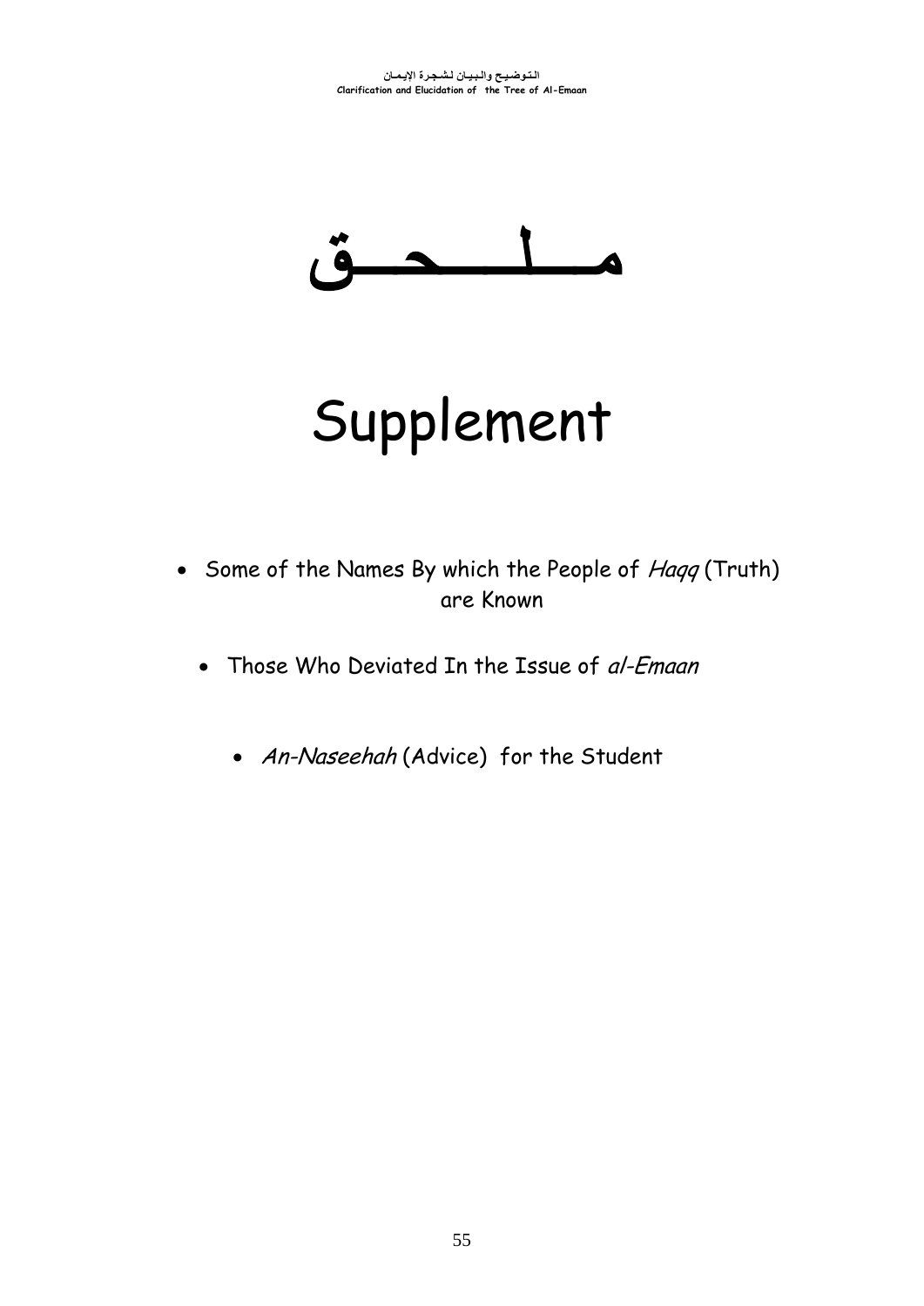# مــلــحــق

# Supplement

- Some of the Names By which the People of *Haqq* (Truth) are Known
- Those Who Deviated In the Issue of *al-Emaan*
- *An-Naseehah* (Advice) for the Student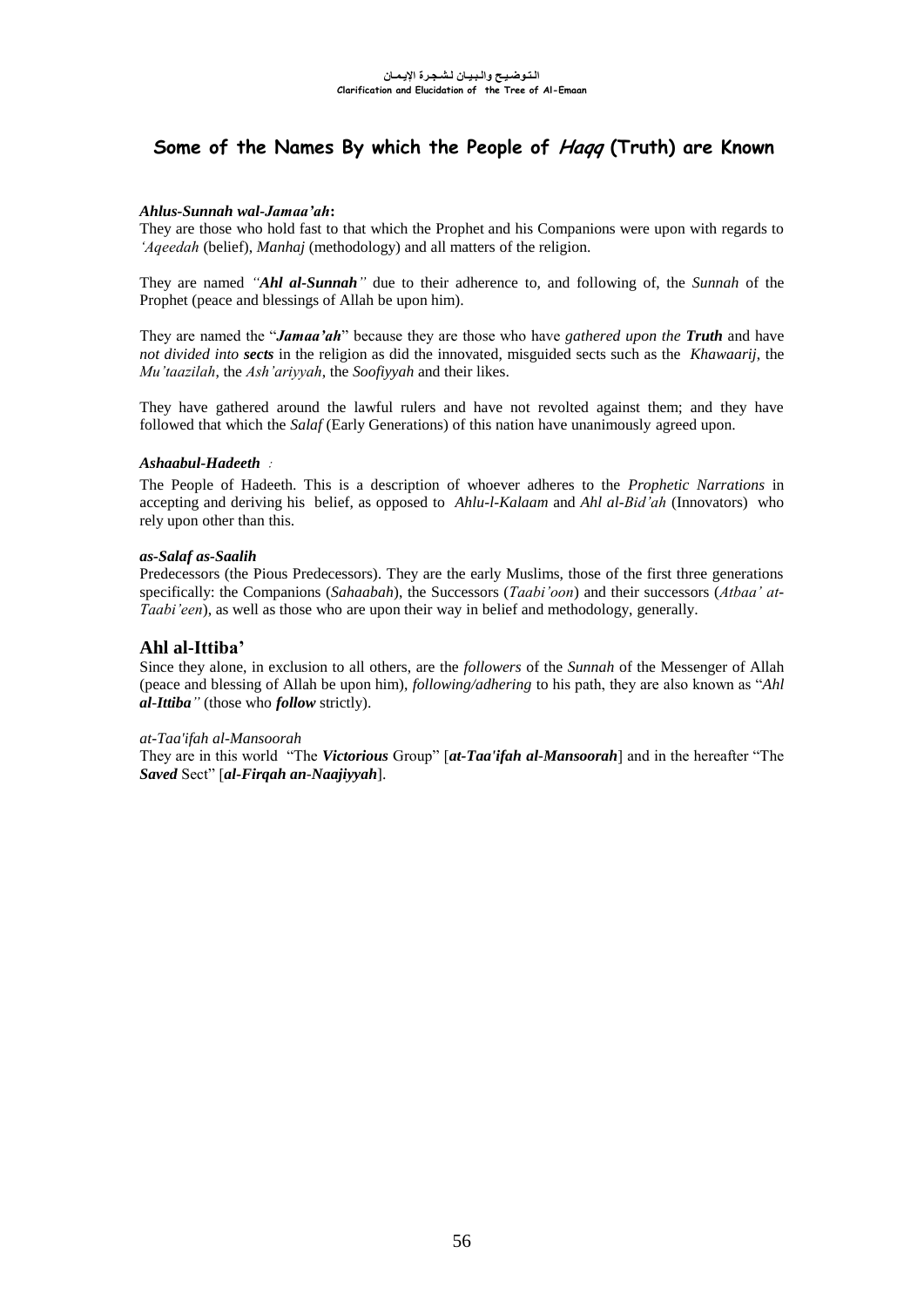## Some of the Names By which the People of *Haqq* (Truth) are Known

***Ahlus-Sunnah wal-Jamaa'ah*:**

They are those who hold fast to that which the Prophet and his Companions were upon with regards to *'Aqeedah* (belief), *Manhaj* (methodology) and all matters of the religion.

They are named *"**Ahl al-Sunnah**"* due to their adherence to, and following of, the *Sunnah* of the Prophet (peace and blessings of Allah be upon him).

They are named the "***Jamaa'ah***" because they are those who have *gathered upon the **Truth*** and have *not divided into **sects*** in the religion as did the innovated, misguided sects such as the *Khawaarij*, the *Mu'taazilah*, the *Ash'ariyyah*, the *Soofiyyah* and their likes.

They have gathered around the lawful rulers and have not revolted against them; and they have followed that which the *Salaf* (Early Generations) of this nation have unanimously agreed upon.

***Ashaabul-Hadeeth*** *:*

The People of Hadeeth. This is a description of whoever adheres to the *Prophetic Narrations* in accepting and deriving his belief, as opposed to *Ahlu-l-Kalaam* and *Ahl al-Bid'ah* (Innovators) who rely upon other than this.

***as-Salaf as-Saalih***

Predecessors (the Pious Predecessors). They are the early Muslims, those of the first three generations specifically: the Companions (*Sahaabah*), the Successors (*Taabi'oon*) and their successors (*Atbaa' at-Taabi'een*), as well as those who are upon their way in belief and methodology, generally.

### Ahl al-Ittiba'

Since they alone, in exclusion to all others, are the *followers* of the *Sunnah* of the Messenger of Allah (peace and blessing of Allah be upon him), *following/adhering* to his path, they are also known as "*Ahl **al-Ittiba**"* (those who ***follow*** strictly).

*at-Taa'ifah al-Mansoorah*

They are in this world "The ***Victorious*** Group" [***at-Taa'ifah al-Mansoorah***] and in the hereafter "The ***Saved*** Sect" [***al-Firqah an-Naajiyyah***].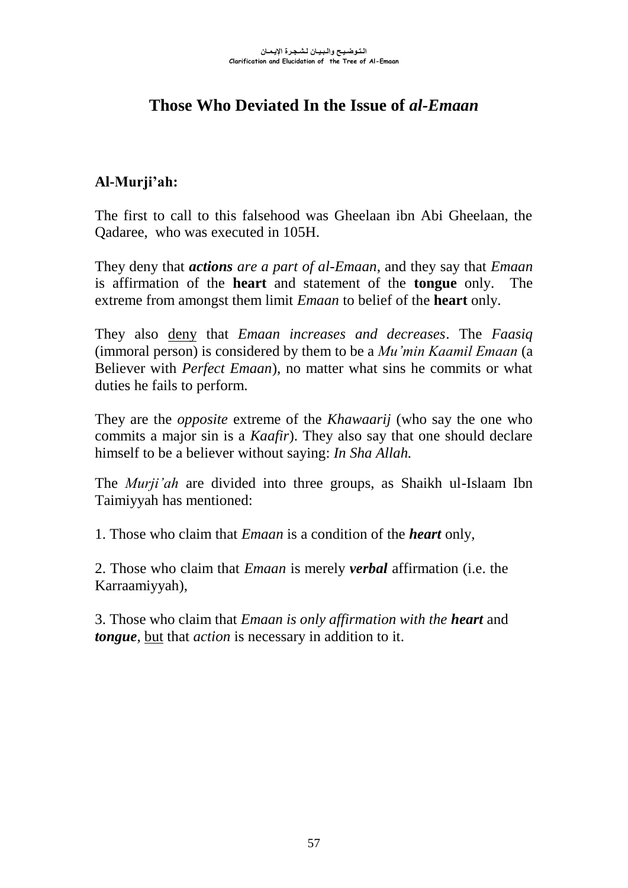# Those Who Deviated In the Issue of *al-Emaan*

## Al-Murji'ah:

The first to call to this falsehood was Gheelaan ibn Abi Gheelaan, the Qadaree, who was executed in 105H.

They deny that ***actions** are a part of al-Emaan*, and they say that *Emaan* is affirmation of the **heart** and statement of the **tongue** only. The extreme from amongst them limit *Emaan* to belief of the **heart** only.

They also deny that *Emaan increases and decreases*. The *Faasiq* (immoral person) is considered by them to be a *Mu'min Kaamil Emaan* (a Believer with *Perfect Emaan*), no matter what sins he commits or what duties he fails to perform.

They are the *opposite* extreme of the *Khawaarij* (who say the one who commits a major sin is a *Kaafir*). They also say that one should declare himself to be a believer without saying: *In Sha Allah.*

The *Murji'ah* are divided into three groups, as Shaikh ul-Islaam Ibn Taimiyyah has mentioned:

1. Those who claim that *Emaan* is a condition of the ***heart*** only,

2. Those who claim that *Emaan* is merely ***verbal*** affirmation (i.e. the Karraamiyyah),

3. Those who claim that *Emaan is only affirmation with the **heart*** and ***tongue***, but that *action* is necessary in addition to it.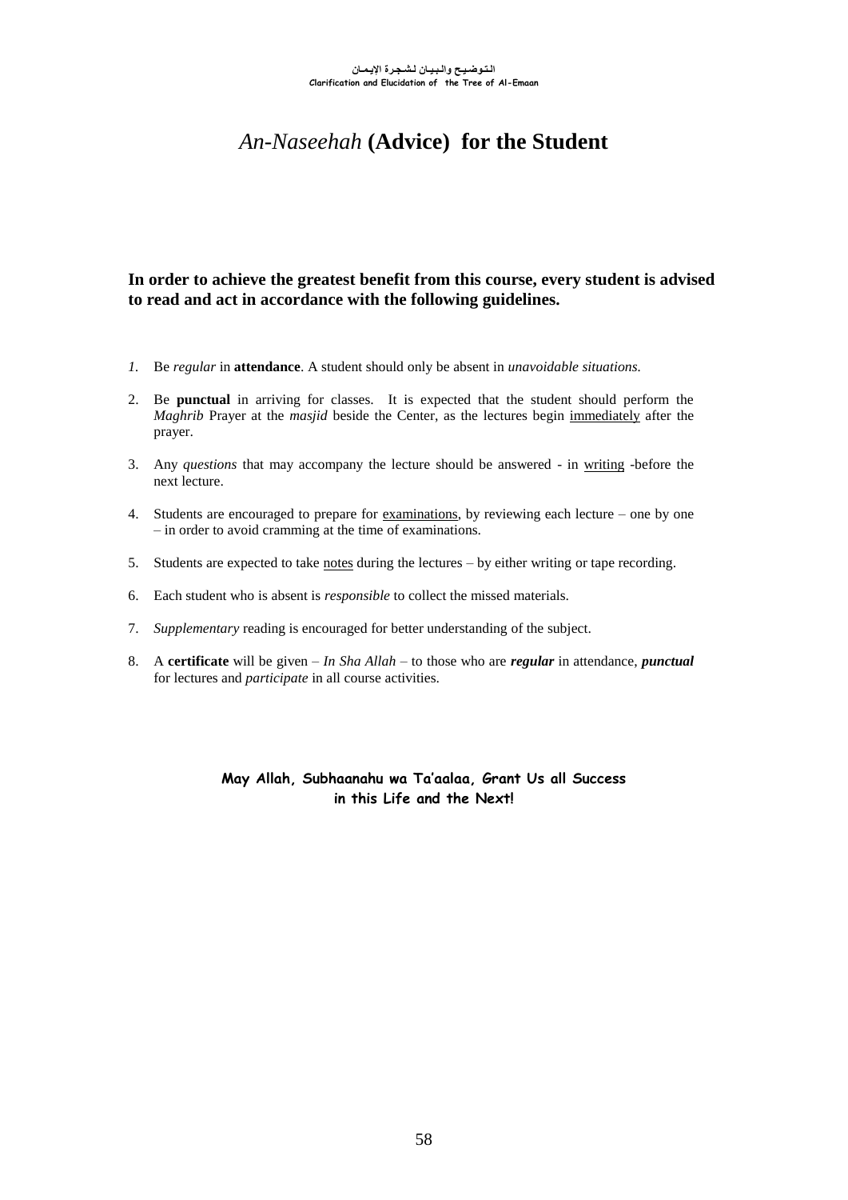# *An-Naseehah* (Advice) for the Student

**In order to achieve the greatest benefit from this course, every student is advised to read and act in accordance with the following guidelines.**

1. Be *regular* in **attendance**. A student should only be absent in *unavoidable situations.*
2. Be **punctual** in arriving for classes. It is expected that the student should perform the *Maghrib* Prayer at the *masjid* beside the Center, as the lectures begin immediately after the prayer.
3. Any *questions* that may accompany the lecture should be answered - in writing -before the next lecture.
4. Students are encouraged to prepare for examinations, by reviewing each lecture – one by one – in order to avoid cramming at the time of examinations.
5. Students are expected to take notes during the lectures – by either writing or tape recording.
6. Each student who is absent is *responsible* to collect the missed materials.
7. *Supplementary* reading is encouraged for better understanding of the subject.
8. A **certificate** will be given – *In Sha Allah* – to those who are ***regular*** in attendance, ***punctual*** for lectures and *participate* in all course activities.

**May Allah, Subhaanahu wa Ta'aalaa, Grant Us all Success in this Life and the Next!**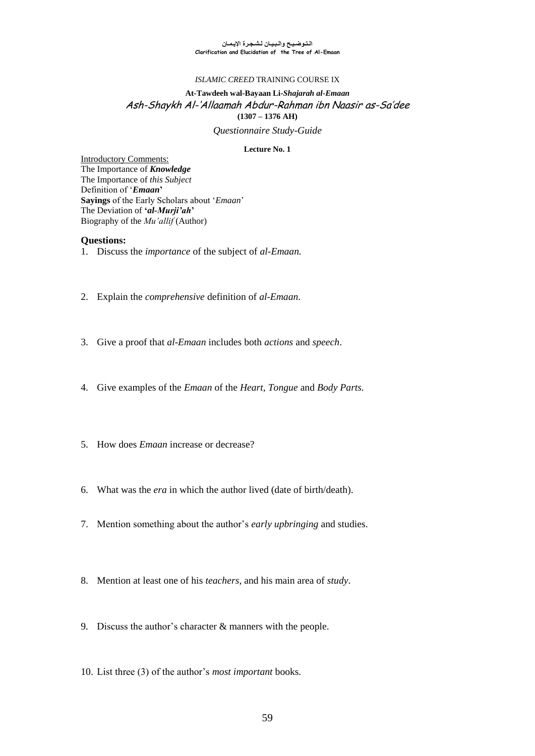*ISLAMIC CREED* TRAINING COURSE IX

**At-Tawdeeh wal-Bayaan Li-*Shajarah al-Emaan***

*Ash-Shaykh Al-'Allaamah Abdur-Rahman ibn Naasir as-Sa'dee*

**(1307 – 1376 AH)**

*Questionnaire Study-Guide*

**Lecture No. 1**

Introductory Comments:
The Importance of ***Knowledge***
The Importance of *this Subject*
Definition of '***Emaan***'
**Sayings** of the Early Scholars about '*Emaan*'
The Deviation of **'*al-Murji'ah*'**
Biography of the *Mu'allif* (Author)

**Questions:**

1. Discuss the *importance* of the subject of *al-Emaan.*

2. Explain the *comprehensive* definition of *al-Emaan*.

3. Give a proof that *al-Emaan* includes both *actions* and *speech*.

4. Give examples of the *Emaan* of the *Heart*, *Tongue* and *Body Parts.*

5. How does *Emaan* increase or decrease?

6. What was the *era* in which the author lived (date of birth/death).

7. Mention something about the author's *early upbringing* and studies.

8. Mention at least one of his *teachers*, and his main area of *study*.

9. Discuss the author's character & manners with the people.

10. List three (3) of the author's *most important* books.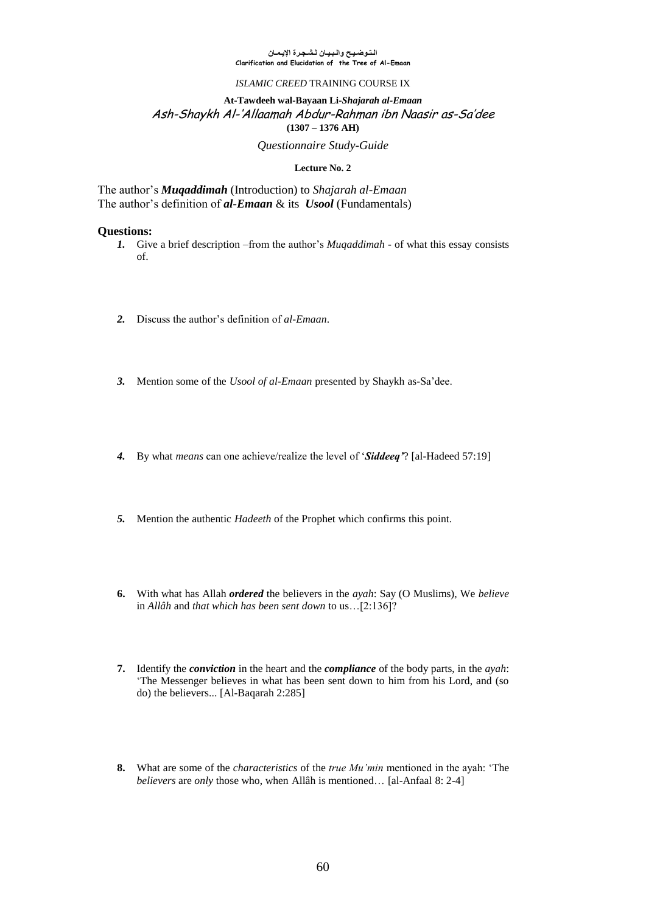التوضيح والبيان لشجرة الإيمان
Clarification and Elucidation of the Tree of Al-Emaan

*ISLAMIC CREED* TRAINING COURSE IX

**At-Tawdeeh wal-Bayaan Li-*Shajarah al-Emaan***
Ash-Shaykh Al-'Allaamah Abdur-Rahman ibn Naasir as-Sa'dee
**(1307 – 1376 AH)**

*Questionnaire Study-Guide*

**Lecture No. 2**

The author's ***Muqaddimah*** (Introduction) to *Shajarah al-Emaan*
The author's definition of ***al-Emaan*** & its ***Usool*** (Fundamentals)

**Questions:**

1. Give a brief description –from the author's *Muqaddimah* - of what this essay consists of.

2. Discuss the author's definition of *al-Emaan*.

3. Mention some of the *Usool of al-Emaan* presented by Shaykh as-Sa'dee.

4. By what *means* can one achieve/realize the level of '***Siddeeq'***? [al-Hadeed 57:19]

5. Mention the authentic *Hadeeth* of the Prophet which confirms this point.

6. With what has Allah ***ordered*** the believers in the *ayah*: Say (O Muslims), We *believe* in *Allâh* and *that which has been sent down* to us…[2:136]?

7. Identify the ***conviction*** in the heart and the ***compliance*** of the body parts, in the *ayah*: 'The Messenger believes in what has been sent down to him from his Lord, and (so do) the believers... [Al-Baqarah 2:285]

8. What are some of the *characteristics* of the *true Mu'min* mentioned in the ayah: 'The *believers* are *only* those who, when Allâh is mentioned… [al-Anfaal 8: 2-4]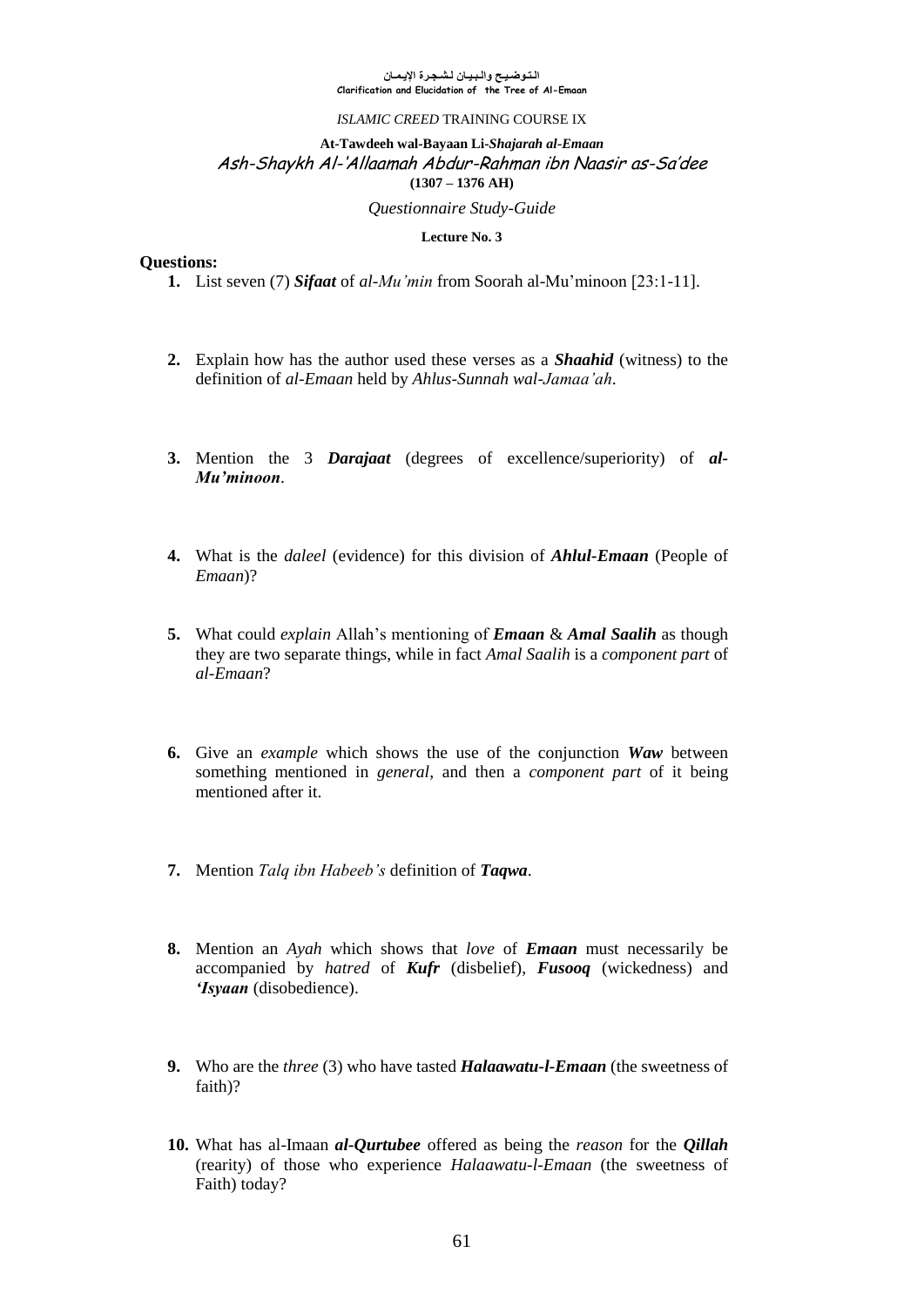التـوضيـح والبيـان لشـجرة الإيمـان
Clarification and Elucidation of the Tree of Al-Emaan

*ISLAMIC CREED* TRAINING COURSE IX

**At-Tawdeeh wal-Bayaan Li-*Shajarah al-Emaan***

## Ash-Shaykh Al-'Allaamah Abdur-Rahman ibn Naasir as-Sa'dee

**(1307 – 1376 AH)**

*Questionnaire Study-Guide*

**Lecture No. 3**

**Questions:**

1. List seven (7) ***Sifaat*** of *al-Mu'min* from Soorah al-Mu'minoon [23:1-11].

2. Explain how has the author used these verses as a ***Shaahid*** (witness) to the definition of *al-Emaan* held by *Ahlus-Sunnah wal-Jamaa'ah*.

3. Mention the 3 ***Darajaat*** (degrees of excellence/superiority) of ***al-Mu'minoon***.

4. What is the *daleel* (evidence) for this division of ***Ahlul-Emaan*** (People of *Emaan*)?

5. What could *explain* Allah's mentioning of ***Emaan*** & ***Amal Saalih*** as though they are two separate things, while in fact *Amal Saalih* is a *component part* of *al-Emaan*?

6. Give an *example* which shows the use of the conjunction ***Waw*** between something mentioned in *general*, and then a *component part* of it being mentioned after it.

7. Mention *Talq ibn Habeeb's* definition of ***Taqwa***.

8. Mention an *Ayah* which shows that *love* of ***Emaan*** must necessarily be accompanied by *hatred* of ***Kufr*** (disbelief), ***Fusooq*** (wickedness) and ***'Isyaan*** (disobedience).

9. Who are the *three* (3) who have tasted ***Halaawatu-l-Emaan*** (the sweetness of faith)?

10. What has al-Imaan ***al-Qurtubee*** offered as being the *reason* for the ***Qillah*** (rearity) of those who experience *Halaawatu-l-Emaan* (the sweetness of Faith) today?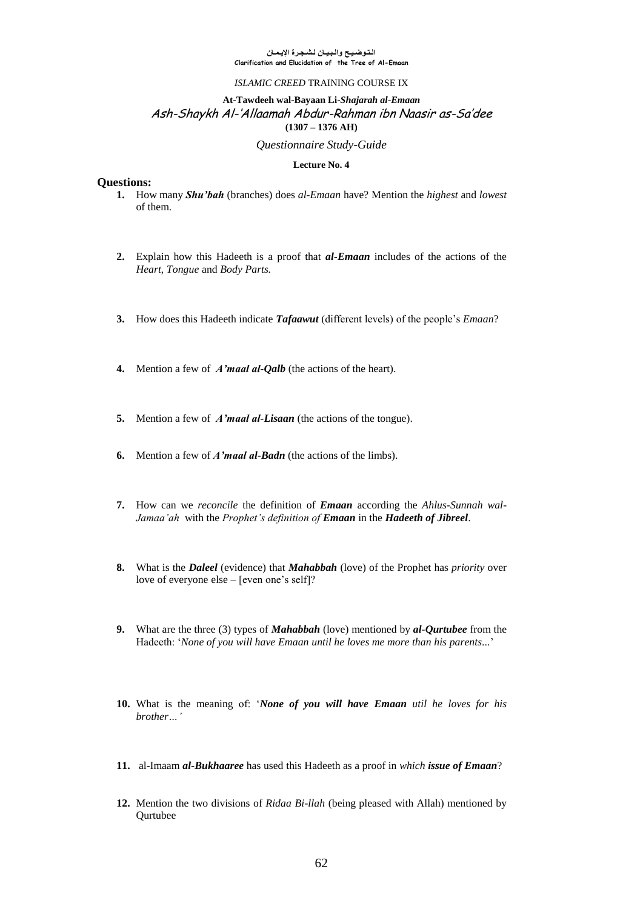التوضيح والبيان لشجرة الإيمان
Clarification and Elucidation of the Tree of Al-Emaan

*ISLAMIC CREED* TRAINING COURSE IX

**At-Tawdeeh wal-Bayaan Li-*Shajarah al-Emaan***
*Ash-Shaykh Al-'Allaamah Abdur-Rahman ibn Naasir as-Sa'dee*
**(1307 – 1376 AH)**

*Questionnaire Study-Guide*

**Lecture No. 4**

## Questions:

1. How many ***Shu'bah*** (branches) does *al-Emaan* have? Mention the *highest* and *lowest* of them.

2. Explain how this Hadeeth is a proof that ***al-Emaan*** includes of the actions of the *Heart, Tongue* and *Body Parts.*

3. How does this Hadeeth indicate ***Tafaawut*** (different levels) of the people's *Emaan*?

4. Mention a few of ***A'maal al-Qalb*** (the actions of the heart).

5. Mention a few of ***A'maal al-Lisaan*** (the actions of the tongue).

6. Mention a few of ***A'maal al-Badn*** (the actions of the limbs).

7. How can we *reconcile* the definition of ***Emaan*** according the *Ahlus-Sunnah wal-Jamaa'ah* with the *Prophet's definition of* ***Emaan*** in the ***Hadeeth of Jibreel***.

8. What is the ***Daleel*** (evidence) that ***Mahabbah*** (love) of the Prophet has *priority* over love of everyone else – [even one's self]?

9. What are the three (3) types of ***Mahabbah*** (love) mentioned by ***al-Qurtubee*** from the Hadeeth: '*None of you will have Emaan until he loves me more than his parents...*'

10. What is the meaning of: '***None of you will have Emaan*** *util he loves for his brother…'*

11. al-Imaam ***al-Bukhaaree*** has used this Hadeeth as a proof in *which* ***issue of Emaan***?

12. Mention the two divisions of *Ridaa Bi-llah* (being pleased with Allah) mentioned by Qurtubee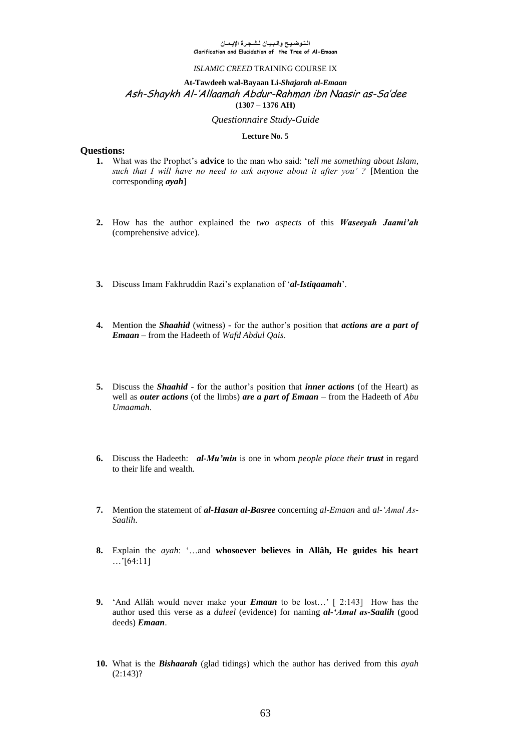التـوضـيـح والـبـيـان لـشـجـرة الإيـمـان
Clarification and Elucidation of the Tree of Al-Emaan

*ISLAMIC CREED* TRAINING COURSE IX

**At-Tawdeeh wal-Bayaan Li-*Shajarah al-Emaan***

*Ash-Shaykh Al-'Allaamah Abdur-Rahman ibn Naasir as-Sa'dee*

**(1307 – 1376 AH)**

*Questionnaire Study-Guide*

**Lecture No. 5**

**Questions:**

1. What was the Prophet's **advice** to the man who said: '*tell me something about Islam, such that I will have no need to ask anyone about it after you' ?* [Mention the corresponding ***ayah***]

2. How has the author explained the *two aspects* of this ***Waseeyah Jaami'ah*** (comprehensive advice).

3. Discuss Imam Fakhruddin Razi's explanation of '***al-Istiqaamah***'.

4. Mention the ***Shaahid*** (witness) - for the author's position that ***actions are a part of Emaan*** – from the Hadeeth of *Wafd Abdul Qais*.

5. Discuss the ***Shaahid*** - for the author's position that ***inner actions*** (of the Heart) as well as ***outer actions*** (of the limbs) ***are a part of Emaan*** – from the Hadeeth of *Abu Umaamah*.

6. Discuss the Hadeeth: ***al-Mu'min*** is one in whom *people place their **trust*** in regard to their life and wealth.

7. Mention the statement of ***al-Hasan al-Basree*** concerning *al-Emaan* and *al-'Amal As-Saalih*.

8. Explain the *ayah*: '…and **whosoever believes in Allâh, He guides his heart** …'[64:11]

9. 'And Allâh would never make your ***Emaan*** to be lost…' [ 2:143] How has the author used this verse as a *daleel* (evidence) for naming ***al-'Amal as-Saalih*** (good deeds) ***Emaan***.

10. What is the ***Bishaarah*** (glad tidings) which the author has derived from this *ayah* (2:143)?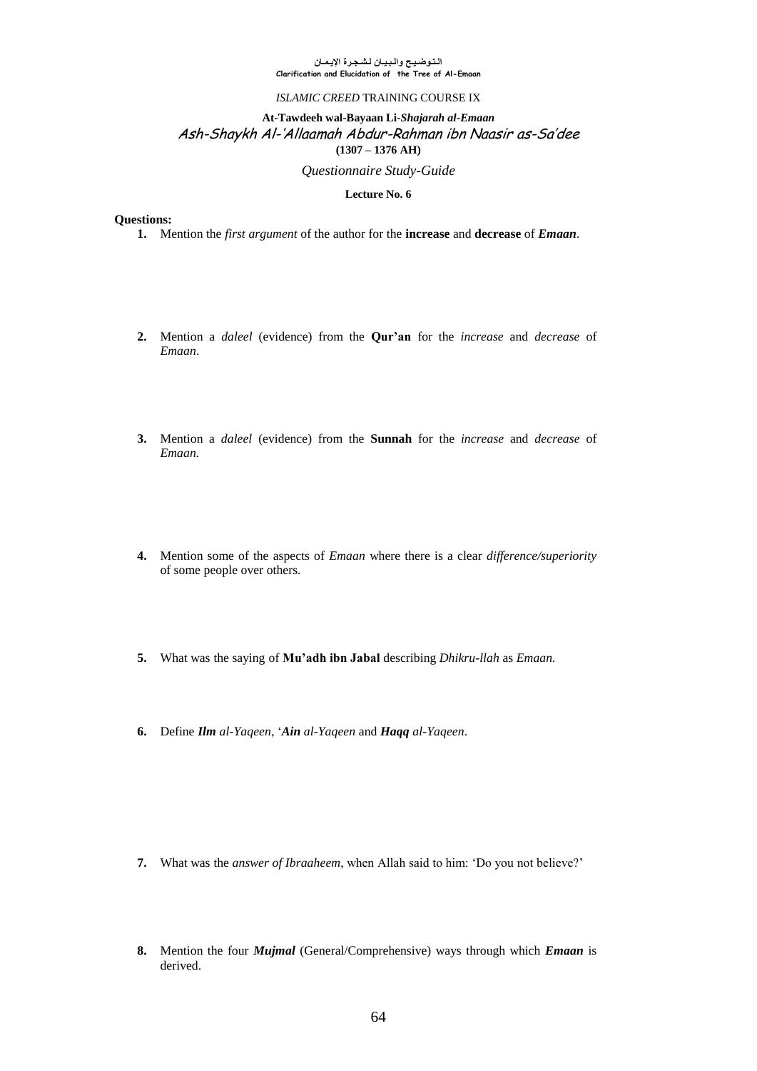التـوضيـح والـبيـان لـشجـرة الإيـمـان
**Clarification and Elucidation of the Tree of Al-Emaan**

*ISLAMIC CREED* TRAINING COURSE IX

**At-Tawdeeh wal-Bayaan Li-*Shajarah al-Emaan***

*Ash-Shaykh Al-'Allaamah Abdur-Rahman ibn Naasir as-Sa'dee*

**(1307 – 1376 AH)**

*Questionnaire Study-Guide*

**Lecture No. 6**

**Questions:**

1. Mention the *first argument* of the author for the **increase** and **decrease** of ***Emaan***.

2. Mention a *daleel* (evidence) from the **Qur'an** for the *increase* and *decrease* of *Emaan*.

3. Mention a *daleel* (evidence) from the **Sunnah** for the *increase* and *decrease* of *Emaan.*

4. Mention some of the aspects of *Emaan* where there is a clear *difference/superiority* of some people over others.

5. What was the saying of **Mu'adh ibn Jabal** describing *Dhikru-llah* as *Emaan.*

6. Define ***Ilm*** *al-Yaqeen*, '***Ain*** *al-Yaqeen* and ***Haqq*** *al-Yaqeen*.

7. What was the *answer of Ibraaheem*, when Allah said to him: 'Do you not believe?'

8. Mention the four ***Mujmal*** (General/Comprehensive) ways through which ***Emaan*** is derived.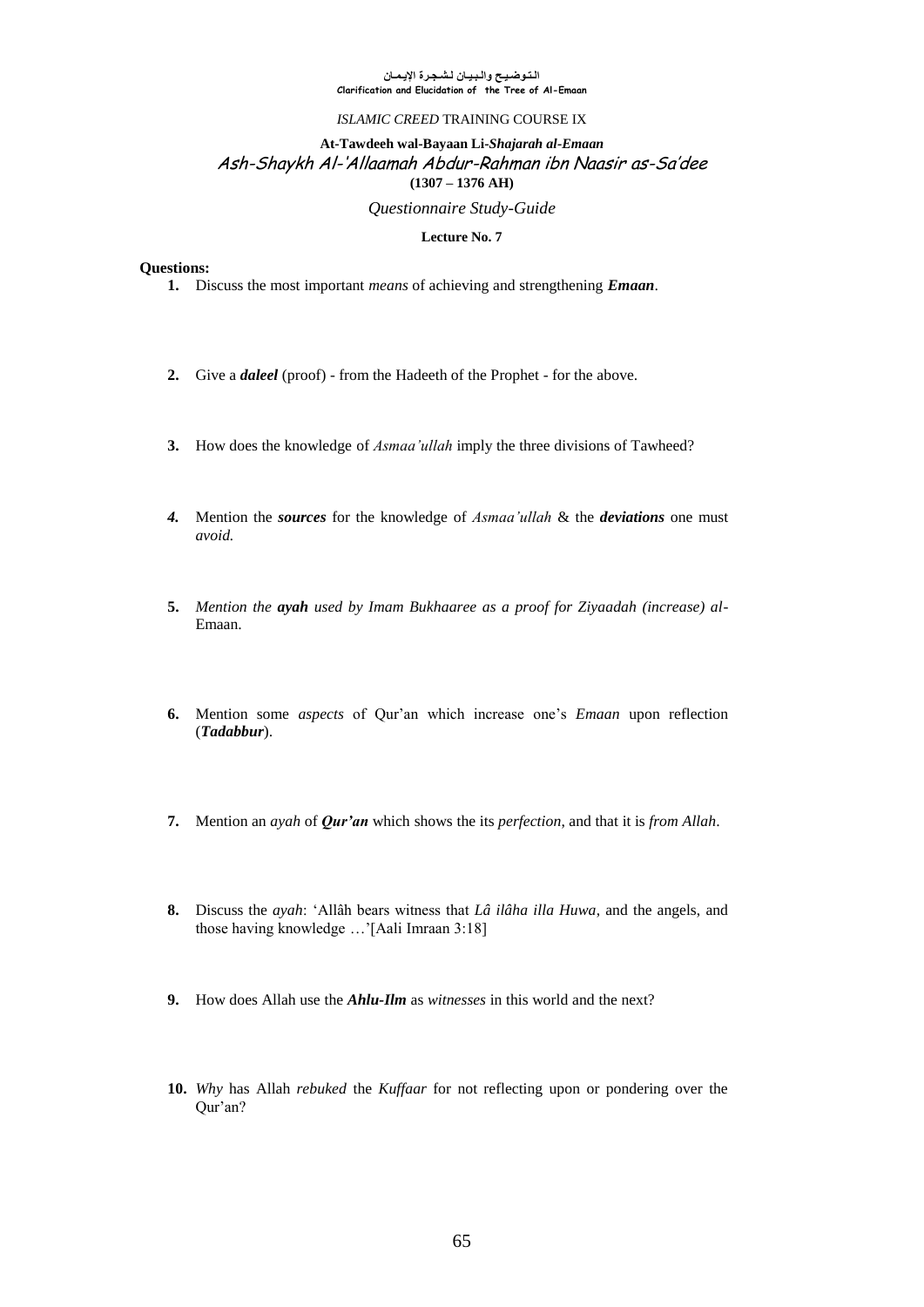التوضيح والبيان لشجرة الإيمان
**Clarification and Elucidation of the Tree of Al-Emaan**

*ISLAMIC CREED* TRAINING COURSE IX

**At-Tawdeeh wal-Bayaan Li-*Shajarah al-Emaan***

## Ash-Shaykh Al-'Allaamah Abdur-Rahman ibn Naasir as-Sa'dee

**(1307 – 1376 AH)**

*Questionnaire Study-Guide*

**Lecture No. 7**

**Questions:**

1. Discuss the most important *means* of achieving and strengthening ***Emaan***.

2. Give a ***daleel*** (proof) - from the Hadeeth of the Prophet - for the above.

3. How does the knowledge of *Asmaa'ullah* imply the three divisions of Tawheed?

4. *Mention the **sources** for the knowledge of Asmaa'ullah & the **deviations** one must avoid.*

5. *Mention the **ayah** used by Imam Bukhaaree as a proof for Ziyaadah (increase) al-* Emaan.

6. Mention some *aspects* of Qur'an which increase one's *Emaan* upon reflection (***Tadabbur***).

7. Mention an *ayah* of ***Qur'an*** which shows the its *perfection*, and that it is *from Allah*.

8. Discuss the *ayah*: 'Allâh bears witness that *Lâ ilâha illa Huwa*, and the angels, and those having knowledge …'[Aali Imraan 3:18]

9. How does Allah use the ***Ahlu-Ilm*** as *witnesses* in this world and the next?

10. *Why* has Allah *rebuked* the *Kuffaar* for not reflecting upon or pondering over the Qur'an?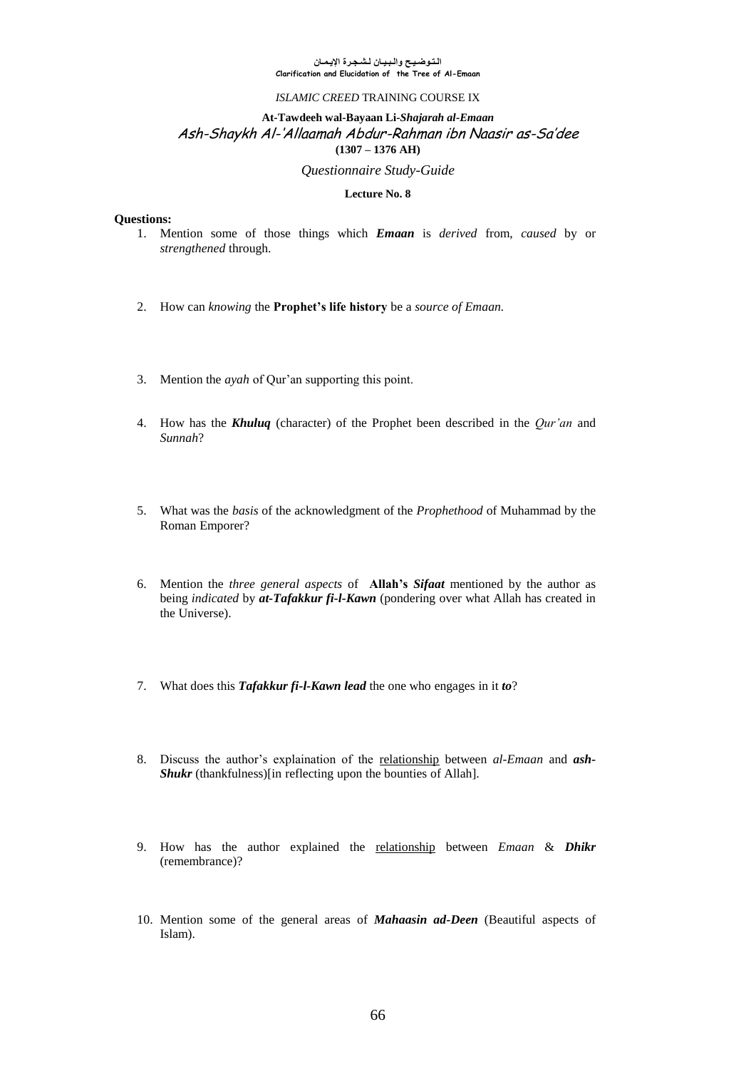التوضيح والبيان لشجرة الإيمان
**Clarification and Elucidation of the Tree of Al-Emaan**

*ISLAMIC CREED* TRAINING COURSE IX

**At-Tawdeeh wal-Bayaan Li-*Shajarah al-Emaan***

Ash-Shaykh Al-'Allaamah Abdur-Rahman ibn Naasir as-Sa'dee

**(1307 – 1376 AH)**

*Questionnaire Study-Guide*

**Lecture No. 8**

**Questions:**

1. Mention some of those things which ***Emaan*** is *derived* from, *caused* by or *strengthened* through.

2. How can *knowing* the **Prophet's life history** be a *source of Emaan.*

3. Mention the *ayah* of Qur'an supporting this point.

4. How has the ***Khuluq*** (character) of the Prophet been described in the *Qur'an* and *Sunnah*?

5. What was the *basis* of the acknowledgment of the *Prophethood* of Muhammad by the Roman Emporer?

6. Mention the *three general aspects* of **Allah's *Sifaat*** mentioned by the author as being *indicated* by ***at-Tafakkur fi-l-Kawn*** (pondering over what Allah has created in the Universe).

7. What does this ***Tafakkur fi-l-Kawn lead*** the one who engages in it ***to***?

8. Discuss the author's explaination of the relationship between *al-Emaan* and ***ash-Shukr*** (thankfulness)[in reflecting upon the bounties of Allah].

9. How has the author explained the relationship between *Emaan* & ***Dhikr*** (remembrance)?

10. Mention some of the general areas of ***Mahaasin ad-Deen*** (Beautiful aspects of Islam).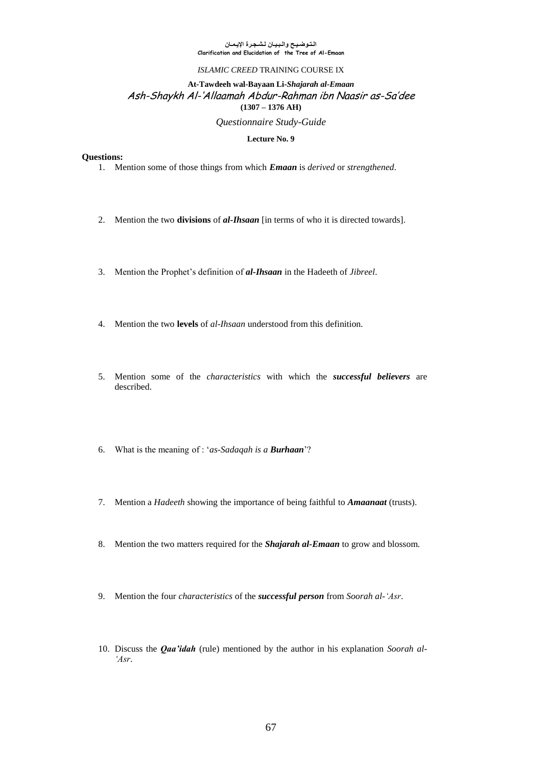التـوضـيـح والـبـيـان لـشـجـرة الإيـمـان
**Clarification and Elucidation of the Tree of Al-Emaan**

*ISLAMIC CREED* TRAINING COURSE IX

**At-Tawdeeh wal-Bayaan Li-*Shajarah al-Emaan***
*Ash-Shaykh Al-'Allaamah Abdur-Rahman ibn Naasir as-Sa'dee*
**(1307 – 1376 AH)**

*Questionnaire Study-Guide*

**Lecture No. 9**

**Questions:**

1. Mention some of those things from which ***Emaan*** is *derived* or *strengthened*.

2. Mention the two **divisions** of ***al-Ihsaan*** [in terms of who it is directed towards].

3. Mention the Prophet's definition of ***al-Ihsaan*** in the Hadeeth of *Jibreel*.

4. Mention the two **levels** of *al-Ihsaan* understood from this definition.

5. Mention some of the *characteristics* with which the ***successful believers*** are described.

6. What is the meaning of : '*as-Sadaqah is a **Burhaan***'?

7. Mention a *Hadeeth* showing the importance of being faithful to ***Amaanaat*** (trusts).

8. Mention the two matters required for the ***Shajarah al-Emaan*** to grow and blossom.

9. Mention the four *characteristics* of the ***successful person*** from *Soorah al-'Asr*.

10. Discuss the ***Qaa'idah*** (rule) mentioned by the author in his explanation *Soorah al-'Asr*.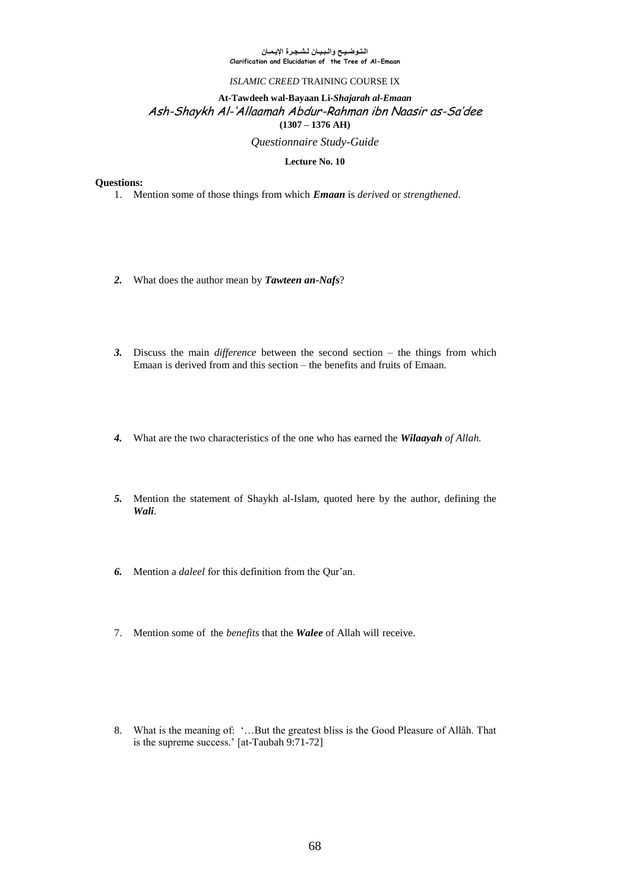التـوضـيـح والـبـيـان لـشـجـرة الإيـمـان
Clarification and Elucidation of the Tree of Al-Emaan

*ISLAMIC CREED* TRAINING COURSE IX

**At-Tawdeeh wal-Bayaan Li-*Shajarah al-Emaan***

*Ash-Shaykh Al-'Allaamah Abdur-Rahman ibn Naasir as-Sa'dee*

**(1307 – 1376 AH)**

*Questionnaire Study-Guide*

**Lecture No. 10**

**Questions:**

1. Mention some of those things from which ***Emaan*** is *derived* or *strengthened*.

2. What does the author mean by ***Tawteen an-Nafs***?

3. Discuss the main *difference* between the second section – the things from which Emaan is derived from and this section – the benefits and fruits of Emaan.

4. What are the two characteristics of the one who has earned the ***Wilaayah** of Allah.*

5. Mention the statement of Shaykh al-Islam, quoted here by the author, defining the ***Wali***.

6. Mention a *daleel* for this definition from the Qur'an.

7. Mention some of the *benefits* that the ***Walee*** of Allah will receive.

8. What is the meaning of: '…But the greatest bliss is the Good Pleasure of Allâh. That is the supreme success.' [at-Taubah 9:71-72]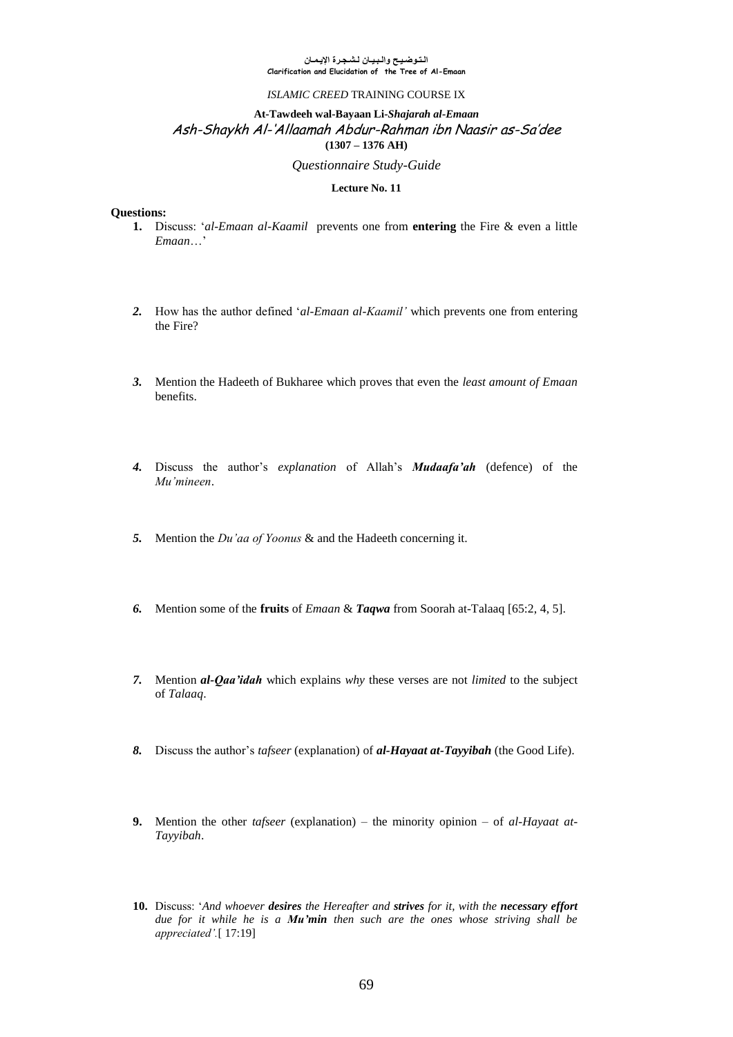التوضيح والبيان لشجرة الإيمان
**Clarification and Elucidation of the Tree of Al-Emaan**

*ISLAMIC CREED* TRAINING COURSE IX

**At-Tawdeeh wal-Bayaan Li-*Shajarah al-Emaan***

*Ash-Shaykh Al-'Allaamah Abdur-Rahman ibn Naasir as-Sa'dee*

**(1307 – 1376 AH)**

*Questionnaire Study-Guide*

**Lecture No. 11**

**Questions:**

1. Discuss: '*al-Emaan al-Kaamil* prevents one from **entering** the Fire & even a little *Emaan*…'

2. How has the author defined '*al-Emaan al-Kaamil'* which prevents one from entering the Fire?

3. Mention the Hadeeth of Bukharee which proves that even the *least amount of Emaan* benefits.

4. Discuss the author's *explanation* of Allah's ***Mudaafa'ah*** (defence) of the *Mu'mineen*.

5. Mention the *Du'aa of Yoonus* & and the Hadeeth concerning it.

6. Mention some of the **fruits** of *Emaan* & ***Taqwa*** from Soorah at-Talaaq [65:2, 4, 5].

7. Mention ***al-Qaa'idah*** which explains *why* these verses are not *limited* to the subject of *Talaaq*.

8. Discuss the author's *tafseer* (explanation) of ***al-Hayaat at-Tayyibah*** (the Good Life).

9. Mention the other *tafseer* (explanation) – the minority opinion – of *al-Hayaat at-Tayyibah*.

10. Discuss: '*And whoever **desires** the Hereafter and **strives** for it, with the **necessary effort** due for it while he is a **Mu'min** then such are the ones whose striving shall be appreciated'.*[ 17:19]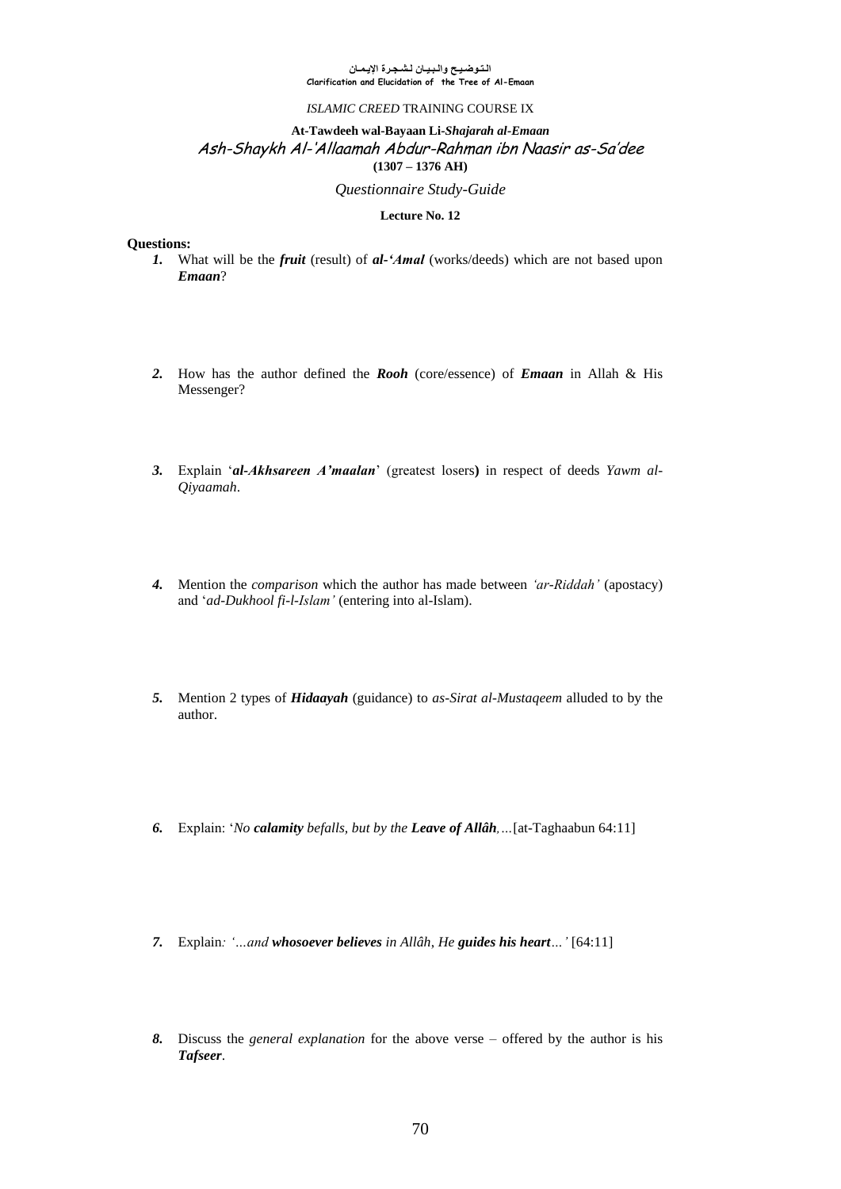التوضيح والبيان لشجرة الإيمان
Clarification and Elucidation of the Tree of Al-Emaan

*ISLAMIC CREED* TRAINING COURSE IX

**At-Tawdeeh wal-Bayaan Li-*Shajarah al-Emaan***

## Ash-Shaykh Al-'Allaamah Abdur-Rahman ibn Naasir as-Sa'dee

**(1307 – 1376 AH)**

*Questionnaire Study-Guide*

**Lecture No. 12**

**Questions:**

1. What will be the ***fruit*** (result) of ***al-'Amal*** (works/deeds) which are not based upon ***Emaan***?

2. How has the author defined the ***Rooh*** (core/essence) of ***Emaan*** in Allah & His Messenger?

3. Explain '***al-Akhsareen A'maalan***' (greatest losers**)** in respect of deeds *Yawm al-Qiyaamah*.

4. Mention the *comparison* which the author has made between *'ar-Riddah'* (apostacy) and '*ad-Dukhool fi-l-Islam'* (entering into al-Islam).

5. Mention 2 types of ***Hidaayah*** (guidance) to *as-Sirat al-Mustaqeem* alluded to by the author.

6. Explain: '*No **calamity** befalls, but by the **Leave of Allâh**,…*[at-Taghaabun 64:11]

7. Explain*: '…and **whosoever believes** in Allâh, He **guides his heart**…'* [64:11]

8. Discuss the *general explanation* for the above verse – offered by the author is his ***Tafseer***.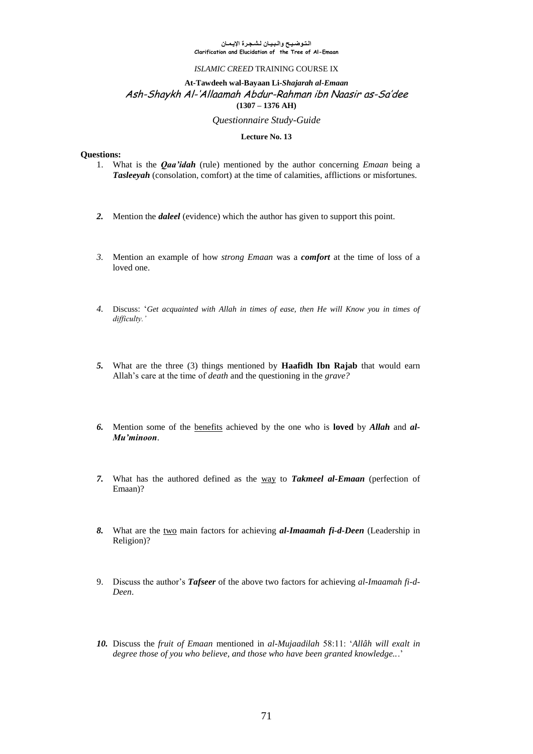التـوضـيـح والـبيـان لـشـجـرة الإيـمـان
Clarification and Elucidation of the Tree of Al-Emaan

*ISLAMIC CREED* TRAINING COURSE IX

**At-Tawdeeh wal-Bayaan Li-*Shajarah al-Emaan***

*Ash-Shaykh Al-'Allaamah Abdur-Rahman ibn Naasir as-Sa'dee*

**(1307 – 1376 AH)**

*Questionnaire Study-Guide*

**Lecture No. 13**

**Questions:**

1. What is the ***Qaa'idah*** (rule) mentioned by the author concerning *Emaan* being a ***Tasleeyah*** (consolation, comfort) at the time of calamities, afflictions or misfortunes.

2. Mention the ***daleel*** (evidence) which the author has given to support this point.

3. Mention an example of how *strong Emaan* was a ***comfort*** at the time of loss of a loved one.

4. Discuss: '*Get acquainted with Allah in times of ease, then He will Know you in times of difficulty.*'

5. What are the three (3) things mentioned by **Haafidh Ibn Rajab** that would earn Allah's care at the time of *death* and the questioning in the *grave?*

6. Mention some of the benefits achieved by the one who is **loved** by ***Allah*** and ***al-Mu'minoon***.

7. What has the authored defined as the way to ***Takmeel al-Emaan*** (perfection of Emaan)?

8. What are the two main factors for achieving ***al-Imaamah fi-d-Deen*** (Leadership in Religion)?

9. Discuss the author's ***Tafseer*** of the above two factors for achieving *al-Imaamah fi-d-Deen*.

10. Discuss the *fruit of Emaan* mentioned in *al-Mujaadilah* 58:11: '*Allâh will exalt in degree those of you who believe, and those who have been granted knowledge...*'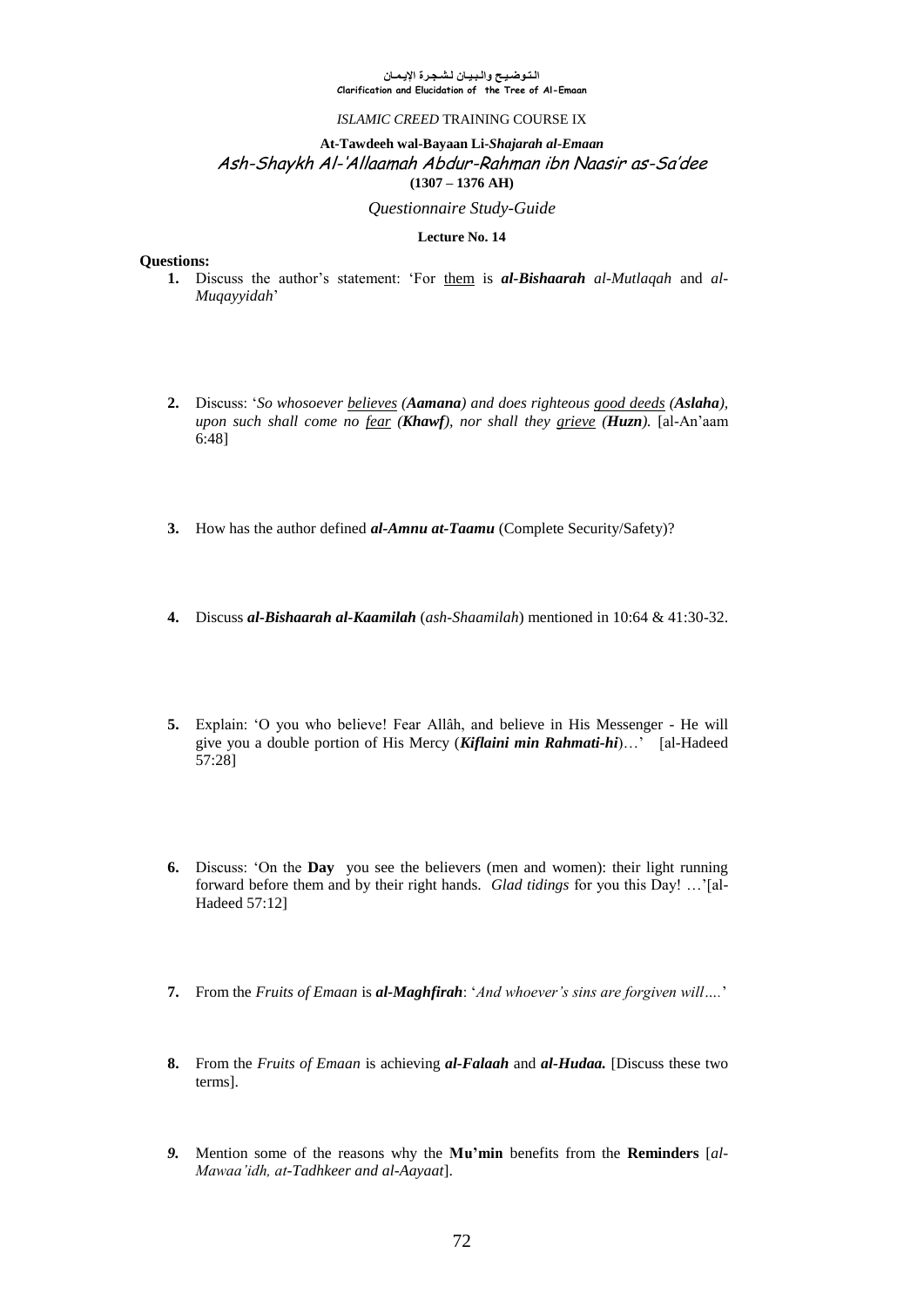التوضيح والبيان لشجرة الإيمان
Clarification and Elucidation of the Tree of Al-Emaan

*ISLAMIC CREED* TRAINING COURSE IX

**At-Tawdeeh wal-Bayaan Li-*Shajarah al-Emaan***

*Ash-Shaykh Al-'Allaamah Abdur-Rahman ibn Naasir as-Sa'dee*

**(1307 – 1376 AH)**

*Questionnaire Study-Guide*

**Lecture No. 14**

**Questions:**

1. Discuss the author's statement: 'For them is ***al-Bishaarah*** *al-Mutlaqah* and *al-Muqayyidah*'

2. Discuss: '*So whosoever believes (**Aamana**) and does righteous good deeds (**Aslaha**), upon such shall come no fear (**Khawf**), nor shall they grieve (**Huzn**).* [al-An'aam 6:48]

3. How has the author defined ***al-Amnu at-Taamu*** (Complete Security/Safety)?

4. Discuss ***al-Bishaarah al-Kaamilah*** (*ash-Shaamilah*) mentioned in 10:64 & 41:30-32.

5. Explain: 'O you who believe! Fear Allâh, and believe in His Messenger - He will give you a double portion of His Mercy (***Kiflaini min Rahmati-hi***)…' [al-Hadeed 57:28]

6. Discuss: 'On the **Day** you see the believers (men and women): their light running forward before them and by their right hands. *Glad tidings* for you this Day! …'[al-Hadeed 57:12]

7. From the *Fruits of Emaan* is ***al-Maghfirah***: '*And whoever's sins are forgiven will….*'

8. From the *Fruits of Emaan* is achieving ***al-Falaah*** and ***al-Hudaa.*** [Discuss these two terms].

9. Mention some of the reasons why the **Mu'min** benefits from the **Reminders** [*al-Mawaa'idh, at-Tadhkeer and al-Aayaat*].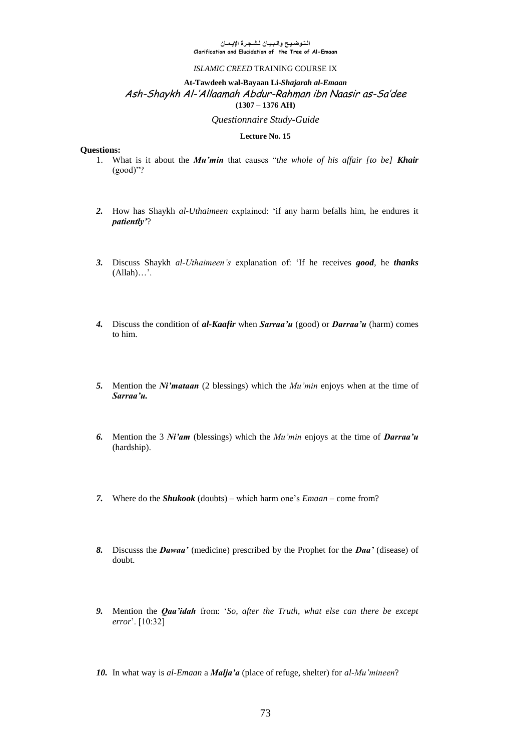التوضيح والبيان لشجرة الإيمان
Clarification and Elucidation of the Tree of Al-Emaan

*ISLAMIC CREED* TRAINING COURSE IX

**At-Tawdeeh wal-Bayaan Li-*Shajarah al-Emaan***

*Ash-Shaykh Al-'Allaamah Abdur-Rahman ibn Naasir as-Sa'dee*

**(1307 – 1376 AH)**

*Questionnaire Study-Guide*

**Lecture No. 15**

**Questions:**

1. What is it about the ***Mu'min*** that causes "*the whole of his affair [to be]* ***Khair*** (good)"?

2. How has Shaykh *al-Uthaimeen* explained: 'if any harm befalls him, he endures it ***patiently'***?

3. Discuss Shaykh *al-Uthaimeen's* explanation of: 'If he receives ***good***, he ***thanks*** (Allah)…'.

4. Discuss the condition of ***al-Kaafir*** when ***Sarraa'u*** (good) or ***Darraa'u*** (harm) comes to him.

5. Mention the ***Ni'mataan*** (2 blessings) which the *Mu'min* enjoys when at the time of ***Sarraa'u.***

6. Mention the 3 ***Ni'am*** (blessings) which the *Mu'min* enjoys at the time of ***Darraa'u*** (hardship).

7. Where do the ***Shukook*** (doubts) – which harm one's *Emaan* – come from?

8. Discusss the ***Dawaa'*** (medicine) prescribed by the Prophet for the ***Daa'*** (disease) of doubt.

9. Mention the ***Qaa'idah*** from: '*So, after the Truth, what else can there be except error*'. [10:32]

10. In what way is *al-Emaan* a ***Malja'a*** (place of refuge, shelter) for *al-Mu'mineen*?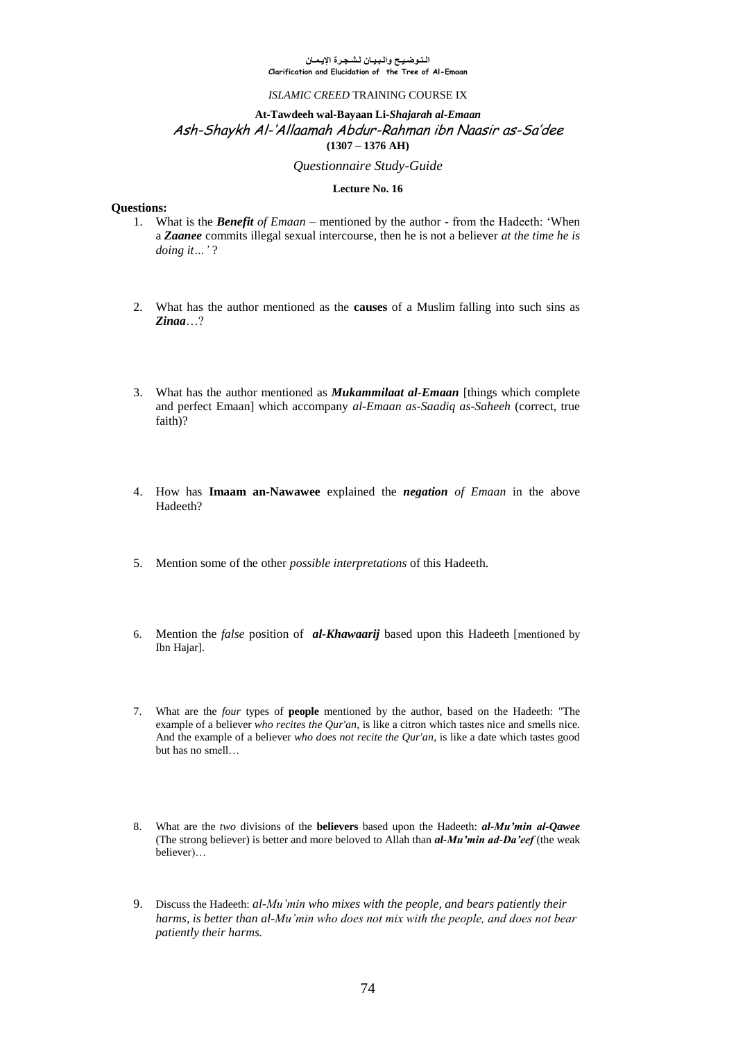التـوضـيـح والـبـيـان لـشـجـرة الإيـمـان
**Clarification and Elucidation of the Tree of Al-Emaan**

*ISLAMIC CREED* TRAINING COURSE IX

**At-Tawdeeh wal-Bayaan Li-*Shajarah al-Emaan***

## Ash-Shaykh Al-'Allaamah Abdur-Rahman ibn Naasir as-Sa'dee

**(1307 – 1376 AH)**

*Questionnaire Study-Guide*

**Lecture No. 16**

**Questions:**

1. What is the ***Benefit** of Emaan* – mentioned by the author - from the Hadeeth: 'When a ***Zaanee*** commits illegal sexual intercourse, then he is not a believer *at the time he is doing it…'* ?

2. What has the author mentioned as the **causes** of a Muslim falling into such sins as ***Zinaa***…?

3. What has the author mentioned as ***Mukammilaat al-Emaan*** [things which complete and perfect Emaan] which accompany *al-Emaan as-Saadiq as-Saheeh* (correct, true faith)?

4. How has **Imaam an-Nawawee** explained the ***negation** of Emaan* in the above Hadeeth?

5. Mention some of the other *possible interpretations* of this Hadeeth.

6. Mention the *false* position of ***al-Khawaarij*** based upon this Hadeeth [mentioned by Ibn Hajar].

7. What are the *four* types of **people** mentioned by the author, based on the Hadeeth: "The example of a believer *who recites the Qur'an*, is like a citron which tastes nice and smells nice. And the example of a believer *who does not recite the Qur'an*, is like a date which tastes good but has no smell…

8. What are the *two* divisions of the **believers** based upon the Hadeeth: ***al-Mu'min al-Qawee*** (The strong believer) is better and more beloved to Allah than ***al-Mu'min ad-Da'eef*** (the weak believer)…

9. Discuss the Hadeeth: *al-Mu'min who mixes with the people, and bears patiently their harms, is better than al-Mu'min who does not mix with the people, and does not bear patiently their harms.*